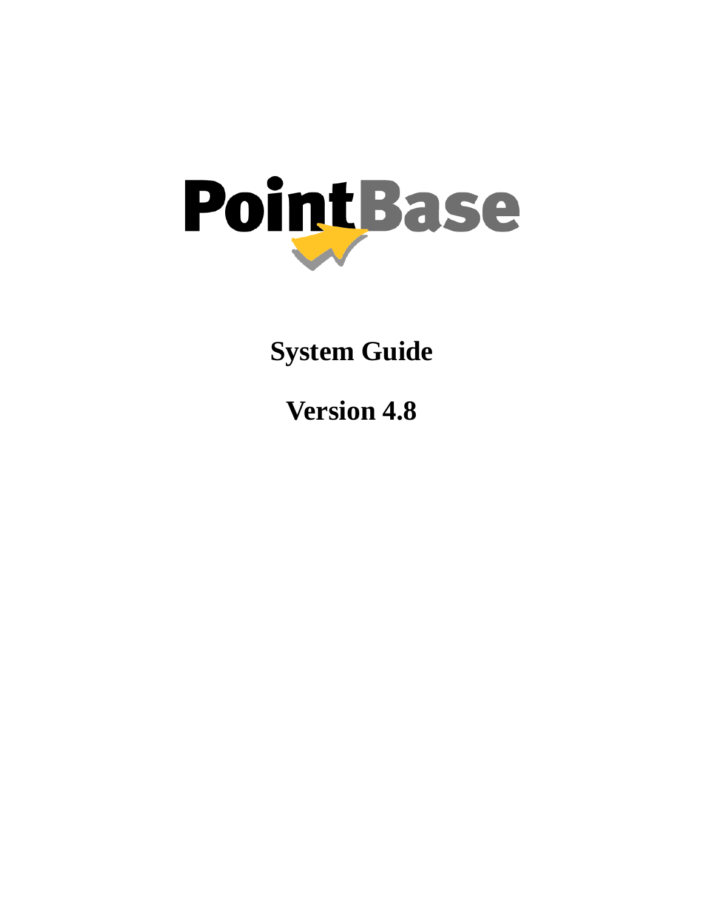# PointBase

## System Guide

## Version 4.8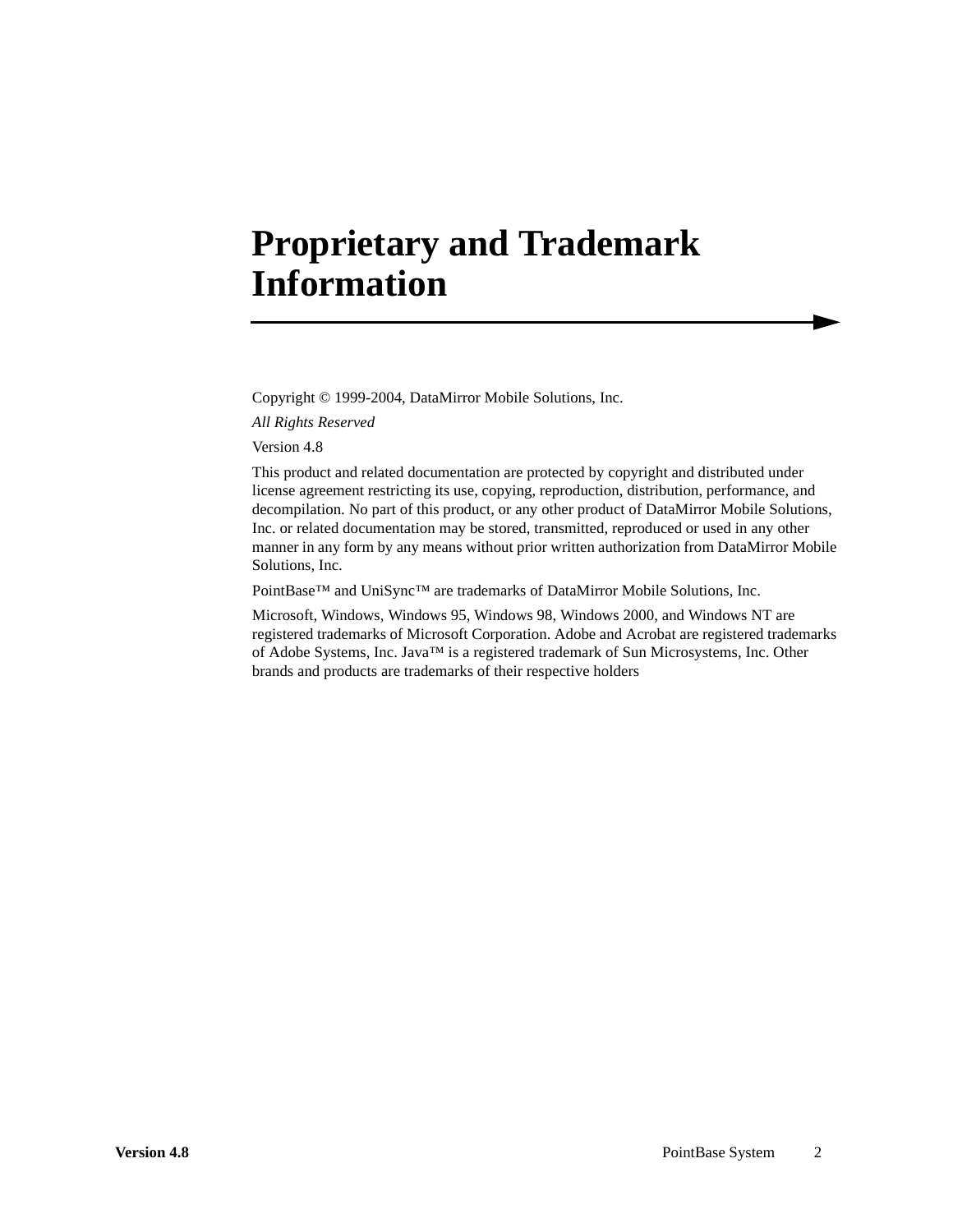# Proprietary and Trademark Information

Copyright © 1999-2004, DataMirror Mobile Solutions, Inc.

*All Rights Reserved*

Version 4.8

This product and related documentation are protected by copyright and distributed under license agreement restricting its use, copying, reproduction, distribution, performance, and decompilation. No part of this product, or any other product of DataMirror Mobile Solutions, Inc. or related documentation may be stored, transmitted, reproduced or used in any other manner in any form by any means without prior written authorization from DataMirror Mobile Solutions, Inc.

PointBase™ and UniSync™ are trademarks of DataMirror Mobile Solutions, Inc.

Microsoft, Windows, Windows 95, Windows 98, Windows 2000, and Windows NT are registered trademarks of Microsoft Corporation. Adobe and Acrobat are registered trademarks of Adobe Systems, Inc. Java™ is a registered trademark of Sun Microsystems, Inc. Other brands and products are trademarks of their respective holders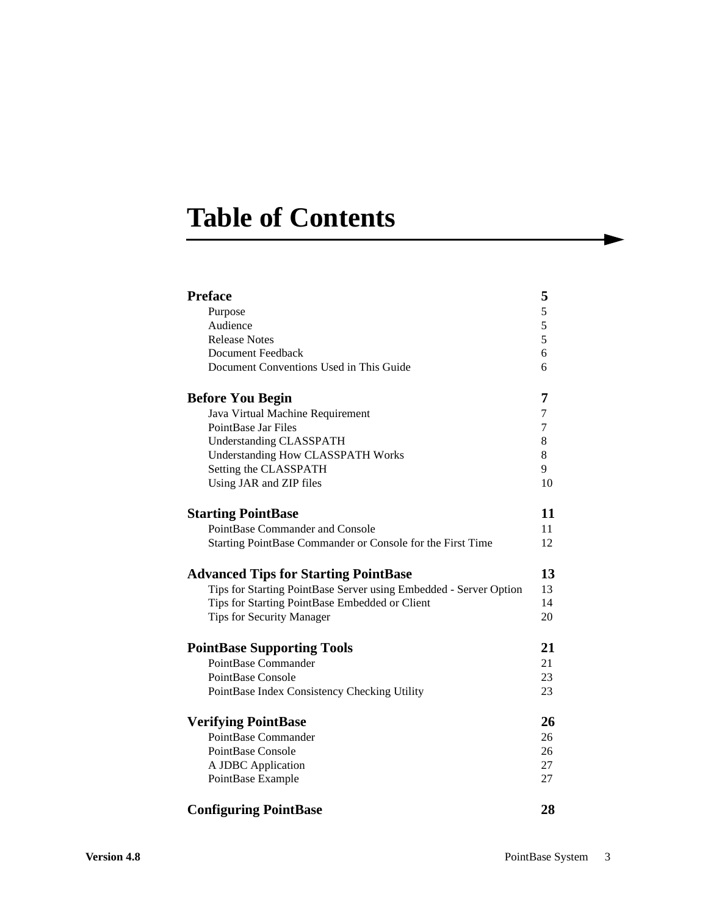# Table of Contents

| | |
|---|---|
| **Preface** | **5** |
| Purpose | 5 |
| Audience | 5 |
| Release Notes | 5 |
| Document Feedback | 6 |
| Document Conventions Used in This Guide | 6 |
| **Before You Begin** | **7** |
| Java Virtual Machine Requirement | 7 |
| PointBase Jar Files | 7 |
| Understanding CLASSPATH | 8 |
| Understanding How CLASSPATH Works | 8 |
| Setting the CLASSPATH | 9 |
| Using JAR and ZIP files | 10 |
| **Starting PointBase** | **11** |
| PointBase Commander and Console | 11 |
| Starting PointBase Commander or Console for the First Time | 12 |
| **Advanced Tips for Starting PointBase** | **13** |
| Tips for Starting PointBase Server using Embedded - Server Option | 13 |
| Tips for Starting PointBase Embedded or Client | 14 |
| Tips for Security Manager | 20 |
| **PointBase Supporting Tools** | **21** |
| PointBase Commander | 21 |
| PointBase Console | 23 |
| PointBase Index Consistency Checking Utility | 23 |
| **Verifying PointBase** | **26** |
| PointBase Commander | 26 |
| PointBase Console | 26 |
| A JDBC Application | 27 |
| PointBase Example | 27 |
| **Configuring PointBase** | **28** |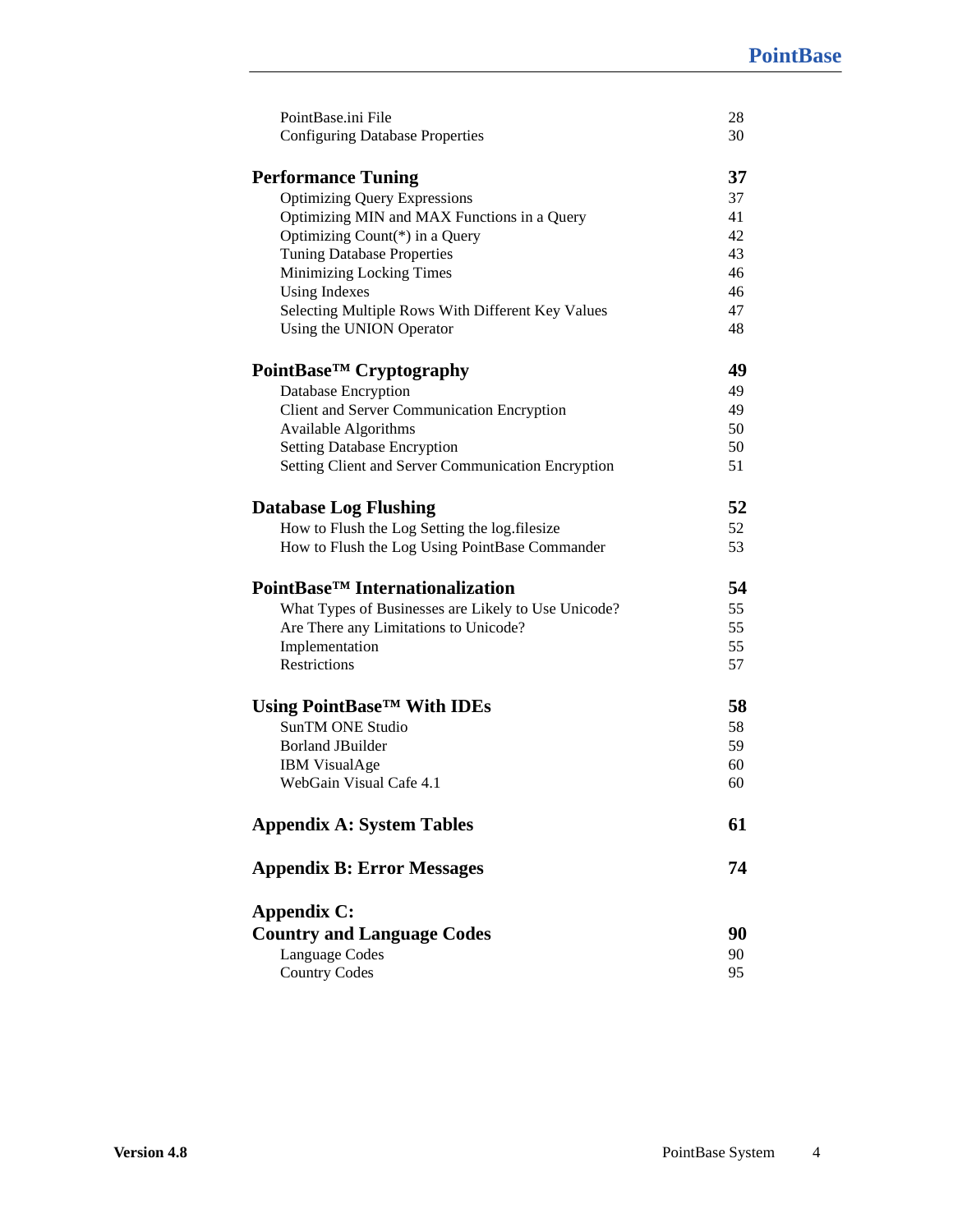| | |
|---|---|
| PointBase.ini File | 28 |
| Configuring Database Properties | 30 |
| **Performance Tuning** | **37** |
| Optimizing Query Expressions | 37 |
| Optimizing MIN and MAX Functions in a Query | 41 |
| Optimizing Count(*) in a Query | 42 |
| Tuning Database Properties | 43 |
| Minimizing Locking Times | 46 |
| Using Indexes | 46 |
| Selecting Multiple Rows With Different Key Values | 47 |
| Using the UNION Operator | 48 |
| **PointBase™ Cryptography** | **49** |
| Database Encryption | 49 |
| Client and Server Communication Encryption | 49 |
| Available Algorithms | 50 |
| Setting Database Encryption | 50 |
| Setting Client and Server Communication Encryption | 51 |
| **Database Log Flushing** | **52** |
| How to Flush the Log Setting the log.filesize | 52 |
| How to Flush the Log Using PointBase Commander | 53 |
| **PointBase™ Internationalization** | **54** |
| What Types of Businesses are Likely to Use Unicode? | 55 |
| Are There any Limitations to Unicode? | 55 |
| Implementation | 55 |
| Restrictions | 57 |
| **Using PointBase™ With IDEs** | **58** |
| SunTM ONE Studio | 58 |
| Borland JBuilder | 59 |
| IBM VisualAge | 60 |
| WebGain Visual Cafe 4.1 | 60 |
| **Appendix A: System Tables** | **61** |
| **Appendix B: Error Messages** | **74** |
| **Appendix C: Country and Language Codes** | **90** |
| Language Codes | 90 |
| Country Codes | 95 |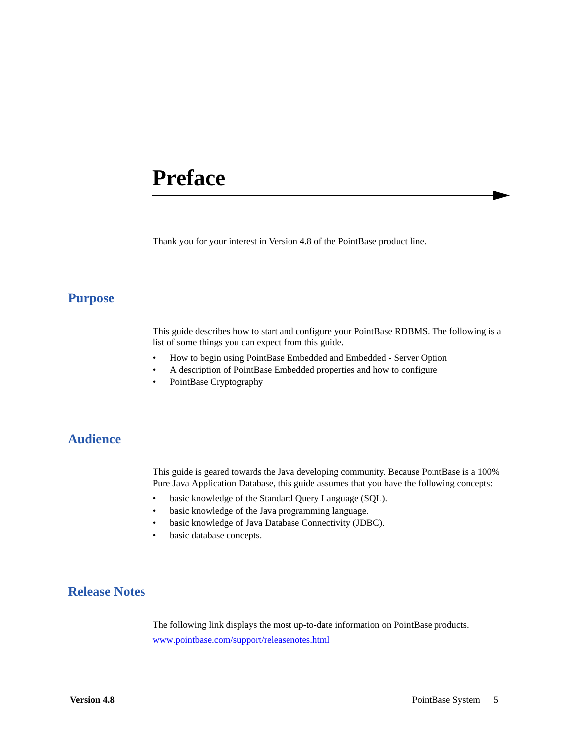# Preface

Thank you for your interest in Version 4.8 of the PointBase product line.

## Purpose

This guide describes how to start and configure your PointBase RDBMS. The following is a list of some things you can expect from this guide.

- How to begin using PointBase Embedded and Embedded - Server Option
- A description of PointBase Embedded properties and how to configure
- PointBase Cryptography

## Audience

This guide is geared towards the Java developing community. Because PointBase is a 100% Pure Java Application Database, this guide assumes that you have the following concepts:

- basic knowledge of the Standard Query Language (SQL).
- basic knowledge of the Java programming language.
- basic knowledge of Java Database Connectivity (JDBC).
- basic database concepts.

## Release Notes

The following link displays the most up-to-date information on PointBase products.

[www.pointbase.com/support/releasenotes.html](www.pointbase.com/support/releasenotes.html)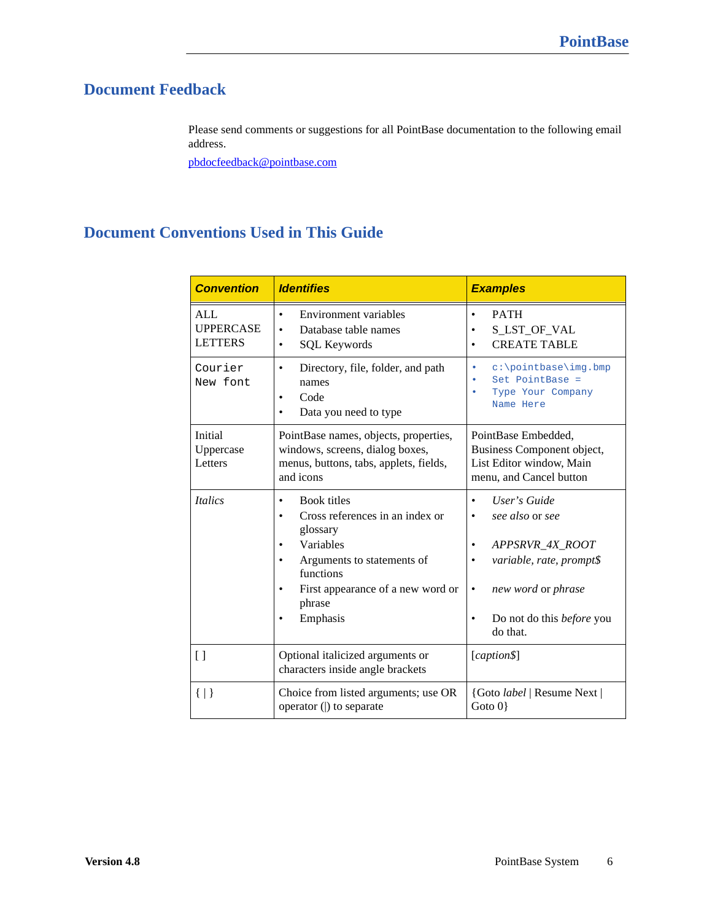## Document Feedback

Please send comments or suggestions for all PointBase documentation to the following email address.

pbdocfeedback@pointbase.com

## Document Conventions Used in This Guide

| Convention | Identifies | Examples |
|---|---|---|
| ALL UPPERCASE LETTERS | • Environment variables<br>• Database table names<br>• SQL Keywords | • PATH<br>• S_LST_OF_VAL<br>• CREATE TABLE |
| `Courier New font` | • Directory, file, folder, and path names<br>• Code<br>• Data you need to type | • `c:\pointbase\img.bmp`<br>• `Set PointBase =`<br>• `Type Your Company Name Here` |
| Initial Uppercase Letters | PointBase names, objects, properties, windows, screens, dialog boxes, menus, buttons, tabs, applets, fields, and icons | PointBase Embedded, Business Component object, List Editor window, Main menu, and Cancel button |
| *Italics* | • Book titles<br>• Cross references in an index or glossary<br>• Variables<br>• Arguments to statements of functions<br>• First appearance of a new word or phrase<br>• Emphasis | • *User's Guide*<br>• *see also* or *see*<br>• *APPSRVR_4X_ROOT*<br>• *variable, rate, prompt$*<br>• *new word* or *phrase*<br>• Do not do this *before* you do that. |
| [ ] | Optional italicized arguments or characters inside angle brackets | [*caption$*] |
| { \| } | Choice from listed arguments; use OR operator (\|) to separate | {Goto *label* \| Resume Next \| Goto 0} |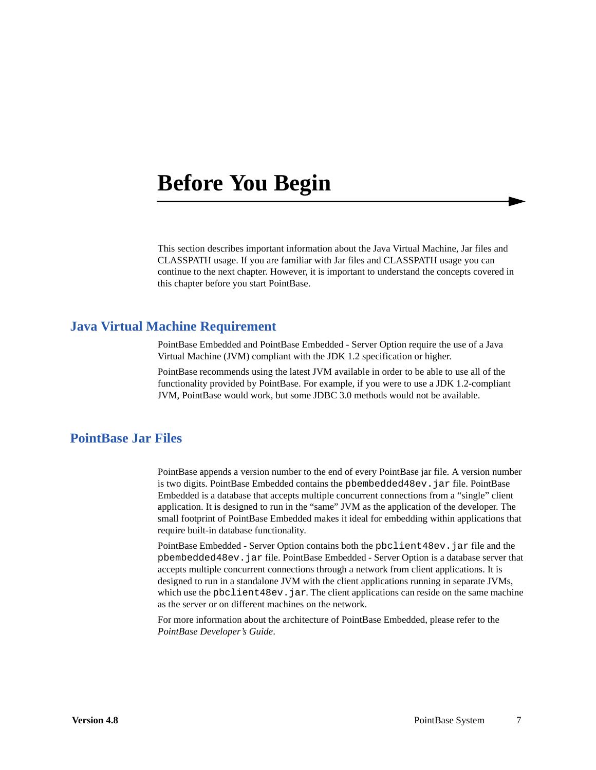# Before You Begin

This section describes important information about the Java Virtual Machine, Jar files and CLASSPATH usage. If you are familiar with Jar files and CLASSPATH usage you can continue to the next chapter. However, it is important to understand the concepts covered in this chapter before you start PointBase.

## Java Virtual Machine Requirement

PointBase Embedded and PointBase Embedded - Server Option require the use of a Java Virtual Machine (JVM) compliant with the JDK 1.2 specification or higher.

PointBase recommends using the latest JVM available in order to be able to use all of the functionality provided by PointBase. For example, if you were to use a JDK 1.2-compliant JVM, PointBase would work, but some JDBC 3.0 methods would not be available.

## PointBase Jar Files

PointBase appends a version number to the end of every PointBase jar file. A version number is two digits. PointBase Embedded contains the `pbembedded48ev.jar` file. PointBase Embedded is a database that accepts multiple concurrent connections from a "single" client application. It is designed to run in the "same" JVM as the application of the developer. The small footprint of PointBase Embedded makes it ideal for embedding within applications that require built-in database functionality.

PointBase Embedded - Server Option contains both the `pbclient48ev.jar` file and the `pbembedded48ev.jar` file. PointBase Embedded - Server Option is a database server that accepts multiple concurrent connections through a network from client applications. It is designed to run in a standalone JVM with the client applications running in separate JVMs, which use the `pbclient48ev.jar`. The client applications can reside on the same machine as the server or on different machines on the network.

For more information about the architecture of PointBase Embedded, please refer to the *PointBase Developer's Guide*.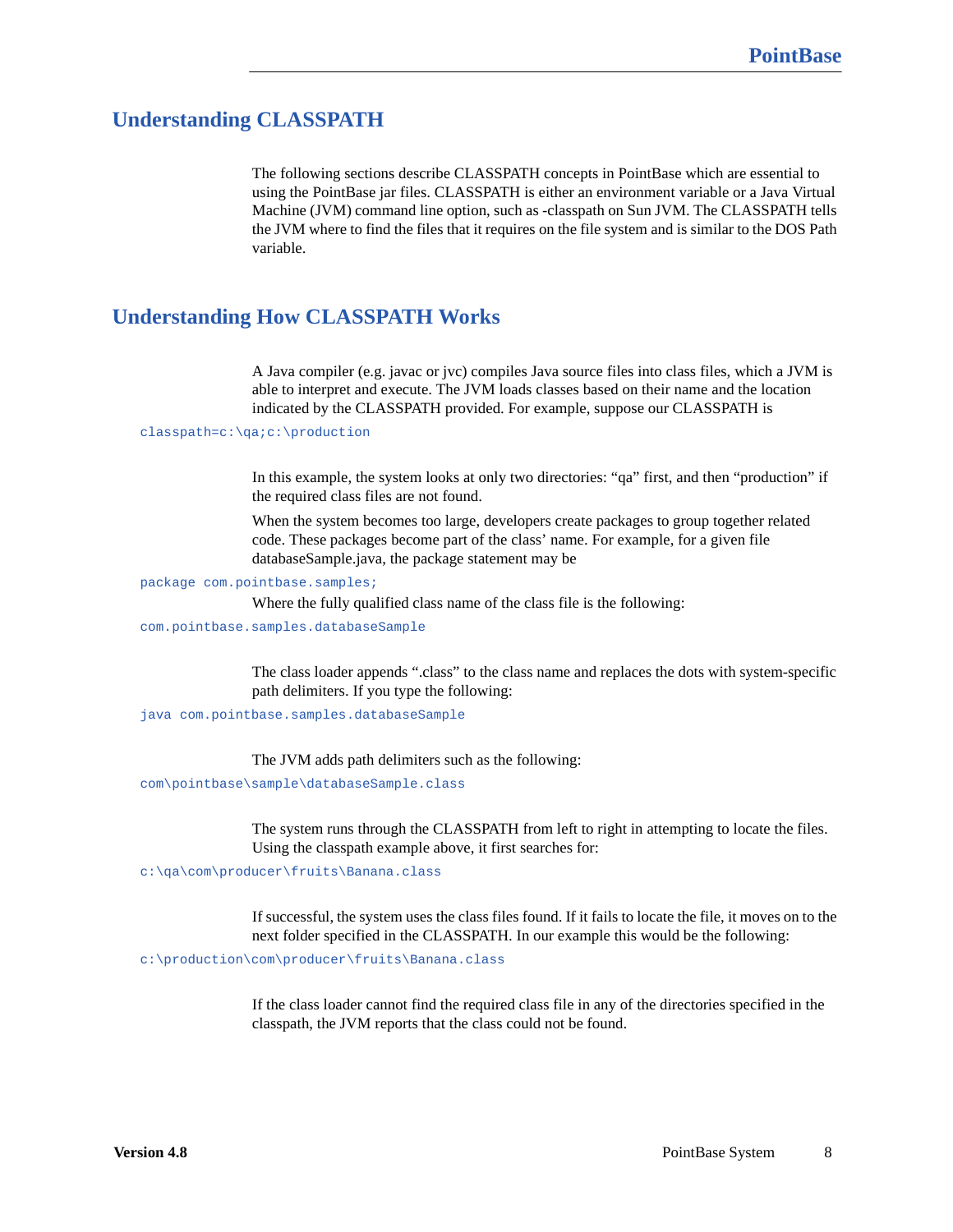## Understanding CLASSPATH

The following sections describe CLASSPATH concepts in PointBase which are essential to using the PointBase jar files. CLASSPATH is either an environment variable or a Java Virtual Machine (JVM) command line option, such as -classpath on Sun JVM. The CLASSPATH tells the JVM where to find the files that it requires on the file system and is similar to the DOS Path variable.

## Understanding How CLASSPATH Works

A Java compiler (e.g. javac or jvc) compiles Java source files into class files, which a JVM is able to interpret and execute. The JVM loads classes based on their name and the location indicated by the CLASSPATH provided. For example, suppose our CLASSPATH is

```
classpath=c:\qa;c:\production
```

In this example, the system looks at only two directories: “qa” first, and then “production” if the required class files are not found.

When the system becomes too large, developers create packages to group together related code. These packages become part of the class’ name. For example, for a given file databaseSample.java, the package statement may be

```
package com.pointbase.samples;
```

Where the fully qualified class name of the class file is the following:

```
com.pointbase.samples.databaseSample
```

The class loader appends “.class” to the class name and replaces the dots with system-specific path delimiters. If you type the following:

```
java com.pointbase.samples.databaseSample
```

The JVM adds path delimiters such as the following:

```
com\pointbase\sample\databaseSample.class
```

The system runs through the CLASSPATH from left to right in attempting to locate the files. Using the classpath example above, it first searches for:

```
c:\qa\com\producer\fruits\Banana.class
```

If successful, the system uses the class files found. If it fails to locate the file, it moves on to the next folder specified in the CLASSPATH. In our example this would be the following:

```
c:\production\com\producer\fruits\Banana.class
```

If the class loader cannot find the required class file in any of the directories specified in the classpath, the JVM reports that the class could not be found.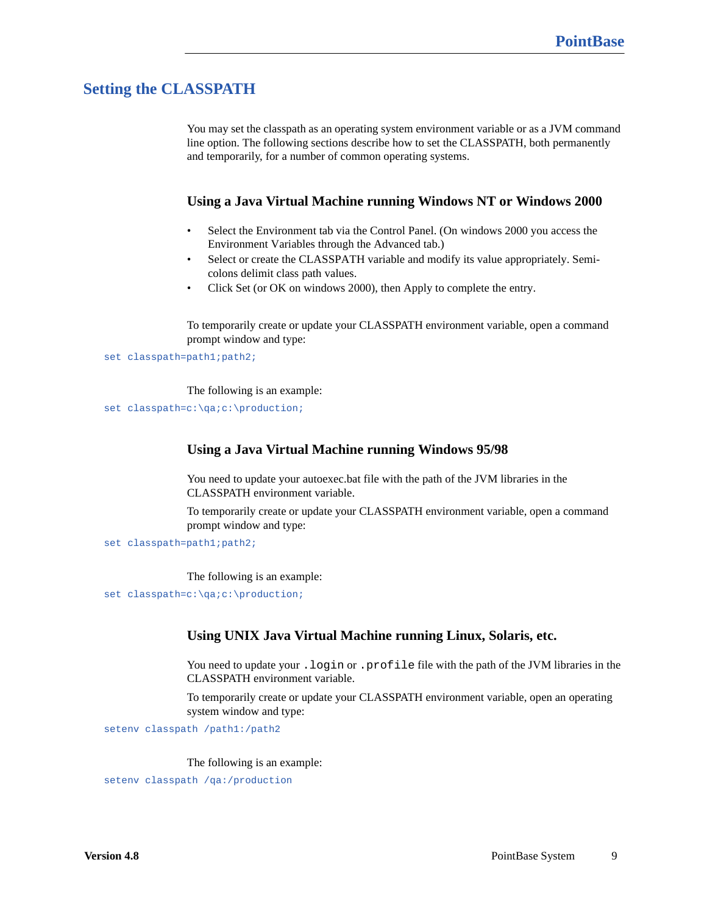## Setting the CLASSPATH

You may set the classpath as an operating system environment variable or as a JVM command line option. The following sections describe how to set the CLASSPATH, both permanently and temporarily, for a number of common operating systems.

### Using a Java Virtual Machine running Windows NT or Windows 2000

- Select the Environment tab via the Control Panel. (On windows 2000 you access the Environment Variables through the Advanced tab.)
- Select or create the CLASSPATH variable and modify its value appropriately. Semi-colons delimit class path values.
- Click Set (or OK on windows 2000), then Apply to complete the entry.

To temporarily create or update your CLASSPATH environment variable, open a command prompt window and type:

```
set classpath=path1;path2;
```

The following is an example:

```
set classpath=c:\qa;c:\production;
```

### Using a Java Virtual Machine running Windows 95/98

You need to update your autoexec.bat file with the path of the JVM libraries in the CLASSPATH environment variable.

To temporarily create or update your CLASSPATH environment variable, open a command prompt window and type:

```
set classpath=path1;path2;
```

The following is an example:

```
set classpath=c:\qa;c:\production;
```

### Using UNIX Java Virtual Machine running Linux, Solaris, etc.

You need to update your `.login` or `.profile` file with the path of the JVM libraries in the CLASSPATH environment variable.

To temporarily create or update your CLASSPATH environment variable, open an operating system window and type:

```
setenv classpath /path1:/path2
```

The following is an example:

```
setenv classpath /qa:/production
```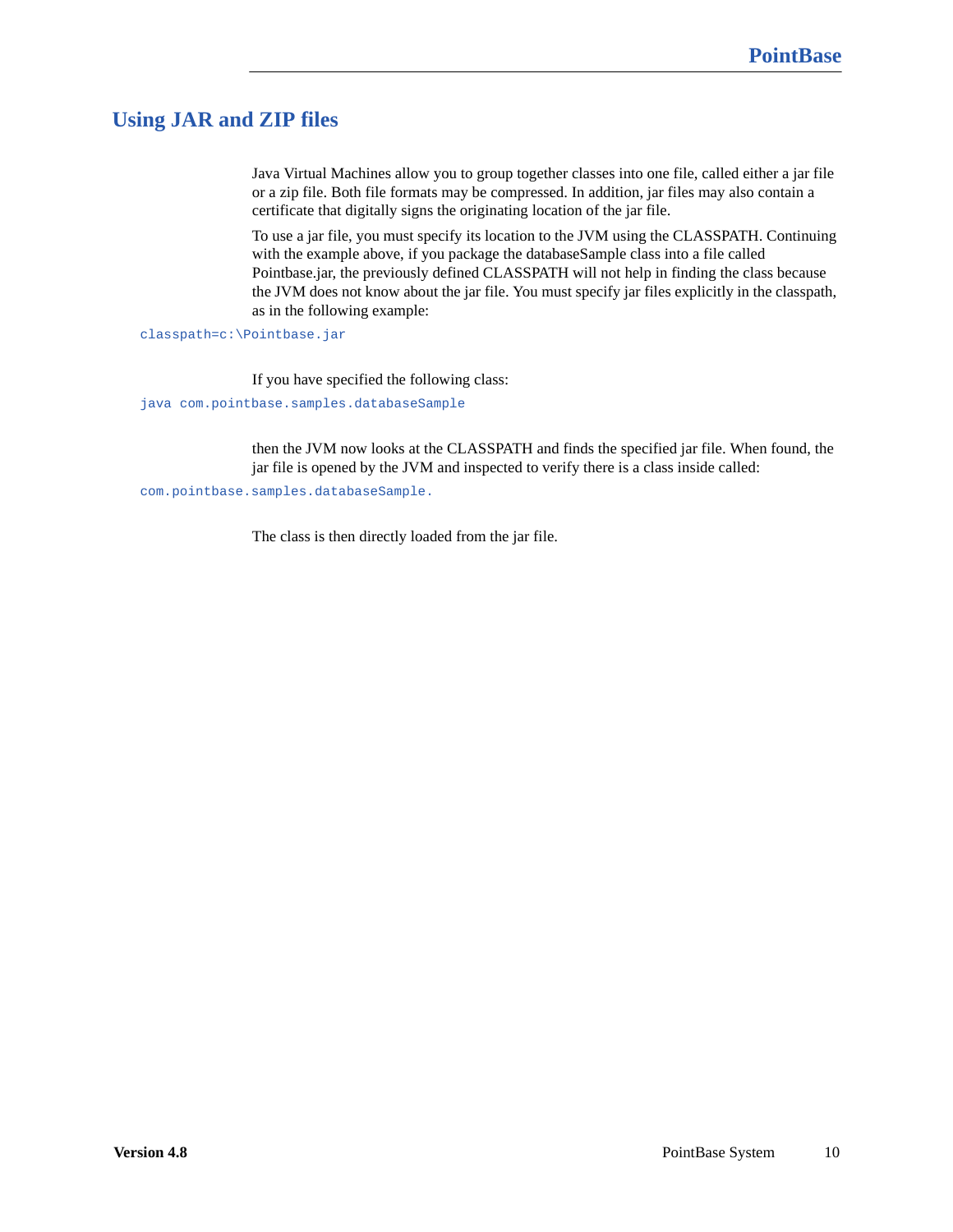## Using JAR and ZIP files

Java Virtual Machines allow you to group together classes into one file, called either a jar file or a zip file. Both file formats may be compressed. In addition, jar files may also contain a certificate that digitally signs the originating location of the jar file.

To use a jar file, you must specify its location to the JVM using the CLASSPATH. Continuing with the example above, if you package the databaseSample class into a file called Pointbase.jar, the previously defined CLASSPATH will not help in finding the class because the JVM does not know about the jar file. You must specify jar files explicitly in the classpath, as in the following example:

```
classpath=c:\Pointbase.jar
```

If you have specified the following class:

```
java com.pointbase.samples.databaseSample
```

then the JVM now looks at the CLASSPATH and finds the specified jar file. When found, the jar file is opened by the JVM and inspected to verify there is a class inside called:

```
com.pointbase.samples.databaseSample.
```

The class is then directly loaded from the jar file.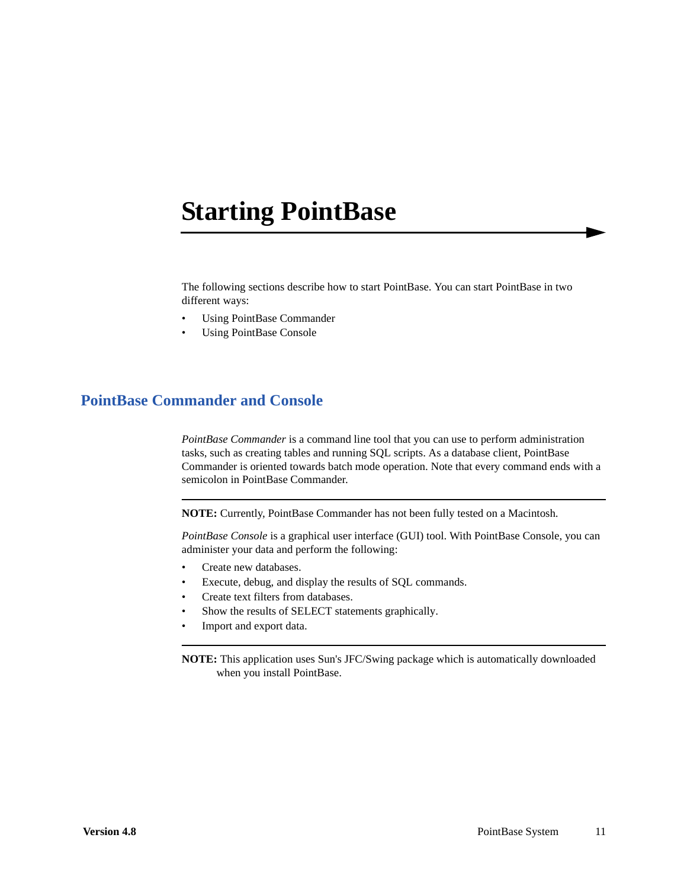# Starting PointBase

The following sections describe how to start PointBase. You can start PointBase in two different ways:

- Using PointBase Commander
- Using PointBase Console

## PointBase Commander and Console

*PointBase Commander* is a command line tool that you can use to perform administration tasks, such as creating tables and running SQL scripts. As a database client, PointBase Commander is oriented towards batch mode operation. Note that every command ends with a semicolon in PointBase Commander.

---

**NOTE:** Currently, PointBase Commander has not been fully tested on a Macintosh.

*PointBase Console* is a graphical user interface (GUI) tool. With PointBase Console, you can administer your data and perform the following:

- Create new databases.
- Execute, debug, and display the results of SQL commands.
- Create text filters from databases.
- Show the results of SELECT statements graphically.
- Import and export data.

---

**NOTE:** This application uses Sun's JFC/Swing package which is automatically downloaded when you install PointBase.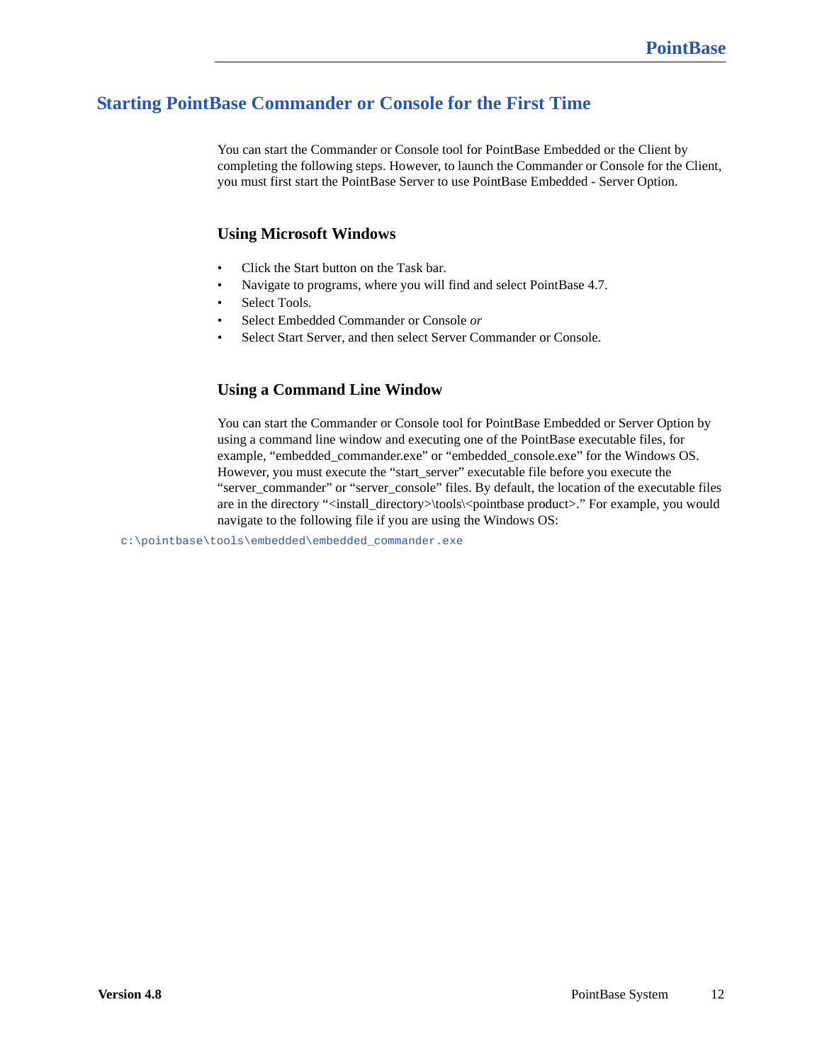## Starting PointBase Commander or Console for the First Time

You can start the Commander or Console tool for PointBase Embedded or the Client by completing the following steps. However, to launch the Commander or Console for the Client, you must first start the PointBase Server to use PointBase Embedded - Server Option.

### Using Microsoft Windows

- Click the Start button on the Task bar.
- Navigate to programs, where you will find and select PointBase 4.7.
- Select Tools.
- Select Embedded Commander or Console *or*
- Select Start Server, and then select Server Commander or Console.

### Using a Command Line Window

You can start the Commander or Console tool for PointBase Embedded or Server Option by using a command line window and executing one of the PointBase executable files, for example, “embedded_commander.exe” or “embedded_console.exe” for the Windows OS. However, you must execute the “start_server” executable file before you execute the “server_commander” or “server_console” files. By default, the location of the executable files are in the directory “<install_directory>\tools\<pointbase product>.” For example, you would navigate to the following file if you are using the Windows OS:

```
c:\pointbase\tools\embedded\embedded_commander.exe
```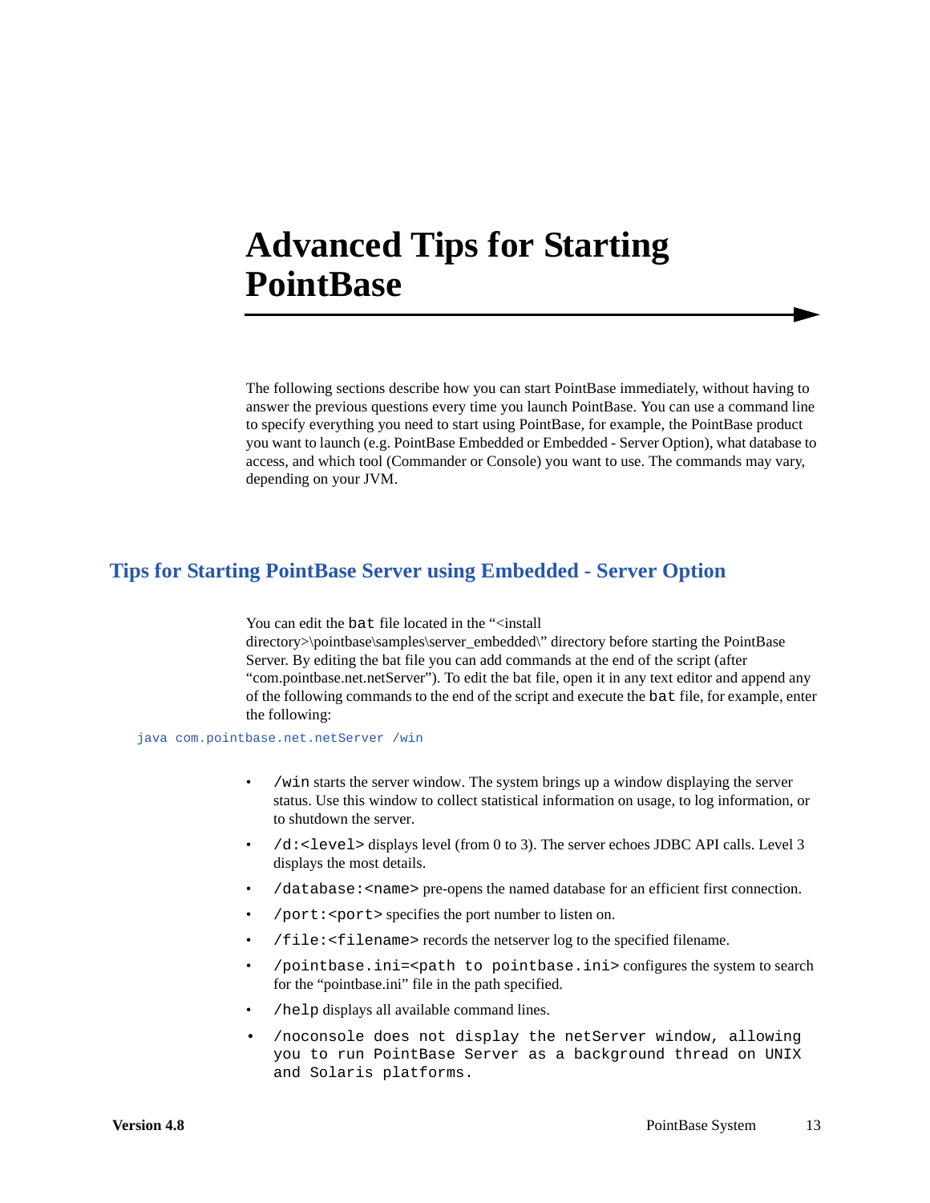# Advanced Tips for Starting PointBase

The following sections describe how you can start PointBase immediately, without having to answer the previous questions every time you launch PointBase. You can use a command line to specify everything you need to start using PointBase, for example, the PointBase product you want to launch (e.g. PointBase Embedded or Embedded - Server Option), what database to access, and which tool (Commander or Console) you want to use. The commands may vary, depending on your JVM.

## Tips for Starting PointBase Server using Embedded - Server Option

You can edit the `bat` file located in the "<install directory>\pointbase\samples\server_embedded\" directory before starting the PointBase Server. By editing the bat file you can add commands at the end of the script (after "com.pointbase.net.netServer"). To edit the bat file, open it in any text editor and append any of the following commands to the end of the script and execute the `bat` file, for example, enter the following:

```
java com.pointbase.net.netServer /win
```

- `/win` starts the server window. The system brings up a window displaying the server status. Use this window to collect statistical information on usage, to log information, or to shutdown the server.
- `/d:<level>` displays level (from 0 to 3). The server echoes JDBC API calls. Level 3 displays the most details.
- `/database:<name>` pre-opens the named database for an efficient first connection.
- `/port:<port>` specifies the port number to listen on.
- `/file:<filename>` records the netserver log to the specified filename.
- `/pointbase.ini=<path to pointbase.ini>` configures the system to search for the "pointbase.ini" file in the path specified.
- `/help` displays all available command lines.
- `/noconsole does not display the netServer window, allowing you to run PointBase Server as a background thread on UNIX and Solaris platforms.`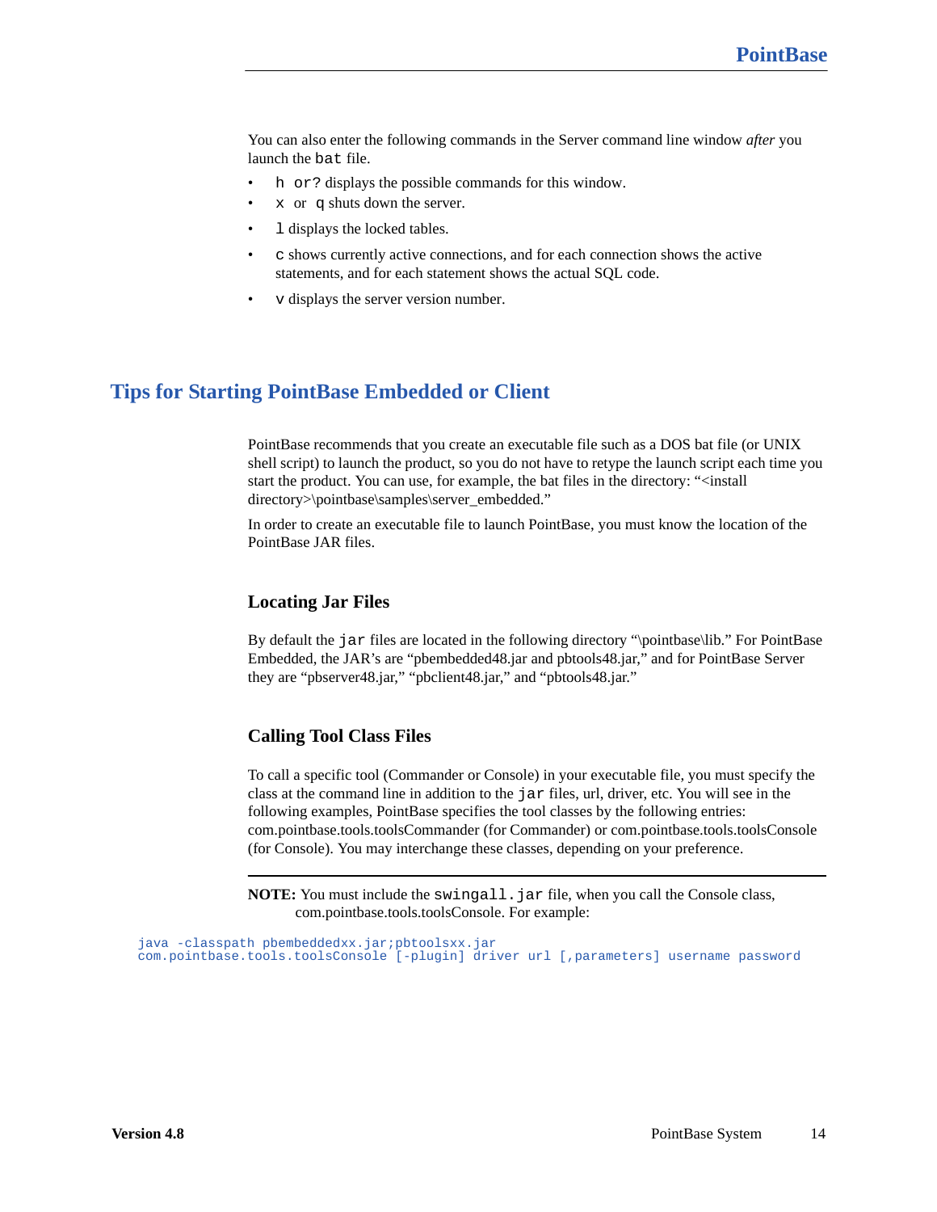You can also enter the following commands in the Server command line window *after* you launch the `bat` file.

- `h or?` displays the possible commands for this window.
- `x` or `q` shuts down the server.
- `l` displays the locked tables.
- `c` shows currently active connections, and for each connection shows the active statements, and for each statement shows the actual SQL code.
- `v` displays the server version number.

## Tips for Starting PointBase Embedded or Client

PointBase recommends that you create an executable file such as a DOS bat file (or UNIX shell script) to launch the product, so you do not have to retype the launch script each time you start the product. You can use, for example, the bat files in the directory: "<install directory>\pointbase\samples\server_embedded."

In order to create an executable file to launch PointBase, you must know the location of the PointBase JAR files.

### Locating Jar Files

By default the `jar` files are located in the following directory "\pointbase\lib." For PointBase Embedded, the JAR's are "pbembedded48.jar and pbtools48.jar," and for PointBase Server they are "pbserver48.jar," "pbclient48.jar," and "pbtools48.jar."

### Calling Tool Class Files

To call a specific tool (Commander or Console) in your executable file, you must specify the class at the command line in addition to the `jar` files, url, driver, etc. You will see in the following examples, PointBase specifies the tool classes by the following entries: com.pointbase.tools.toolsCommander (for Commander) or com.pointbase.tools.toolsConsole (for Console). You may interchange these classes, depending on your preference.

**NOTE:** You must include the `swingall.jar` file, when you call the Console class, com.pointbase.tools.toolsConsole. For example:

```
java -classpath pbembeddedxx.jar;pbtoolsxx.jar
com.pointbase.tools.toolsConsole [-plugin] driver url [,parameters] username password
```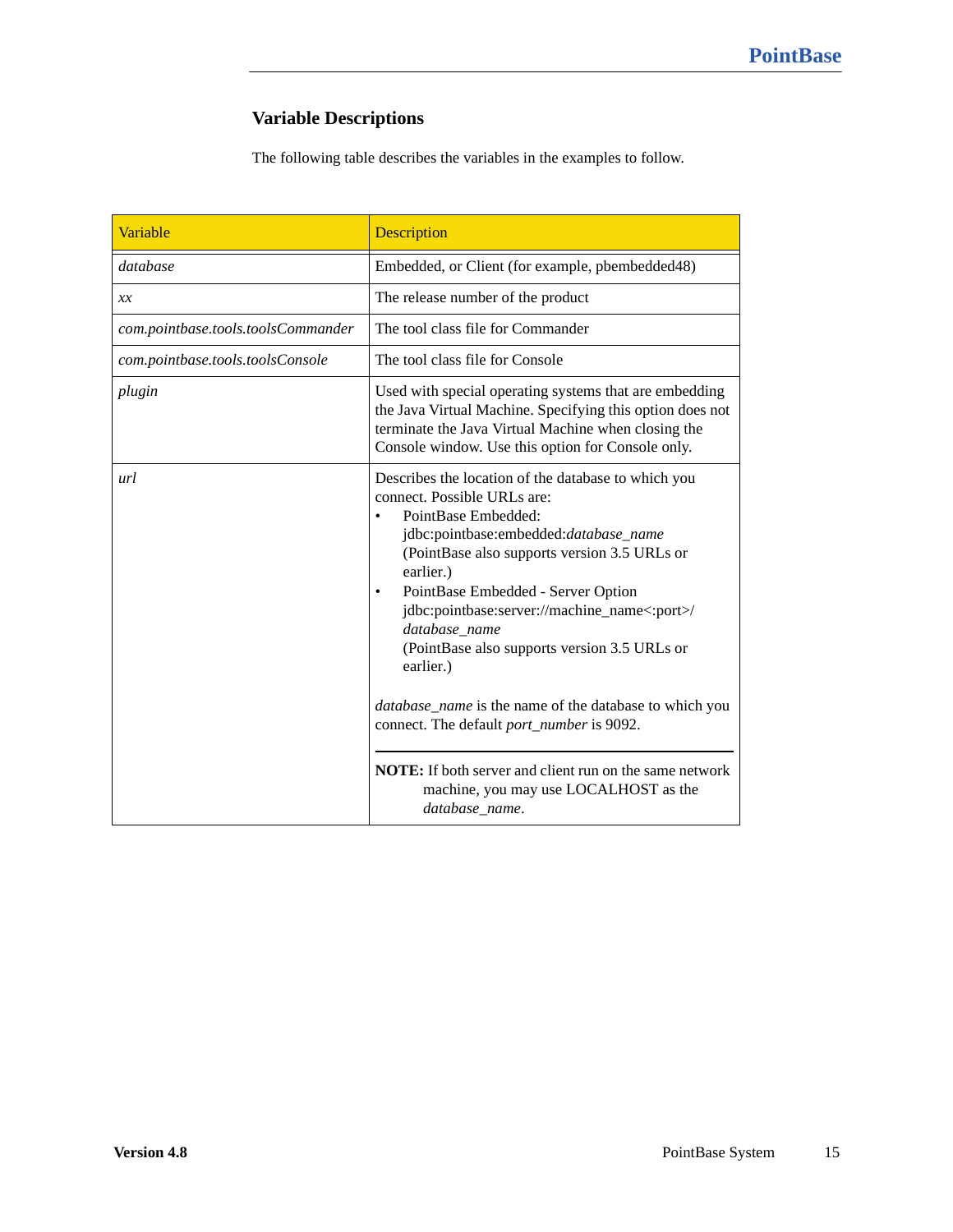### Variable Descriptions

The following table describes the variables in the examples to follow.

| Variable | Description |
|---|---|
| *database* | Embedded, or Client (for example, pbembedded48) |
| *xx* | The release number of the product |
| *com.pointbase.tools.toolsCommander* | The tool class file for Commander |
| *com.pointbase.tools.toolsConsole* | The tool class file for Console |
| *plugin* | Used with special operating systems that are embedding the Java Virtual Machine. Specifying this option does not terminate the Java Virtual Machine when closing the Console window. Use this option for Console only. |
| *url* | Describes the location of the database to which you connect. Possible URLs are:<br>• PointBase Embedded: jdbc:pointbase:embedded:*database_name* (PointBase also supports version 3.5 URLs or earlier.)<br>• PointBase Embedded - Server Option jdbc:pointbase:server://machine_name<:port>/ *database_name* (PointBase also supports version 3.5 URLs or earlier.)<br><br>*database_name* is the name of the database to which you connect. The default *port_number* is 9092.<br><br>**NOTE:** If both server and client run on the same network machine, you may use LOCALHOST as the *database_name*. |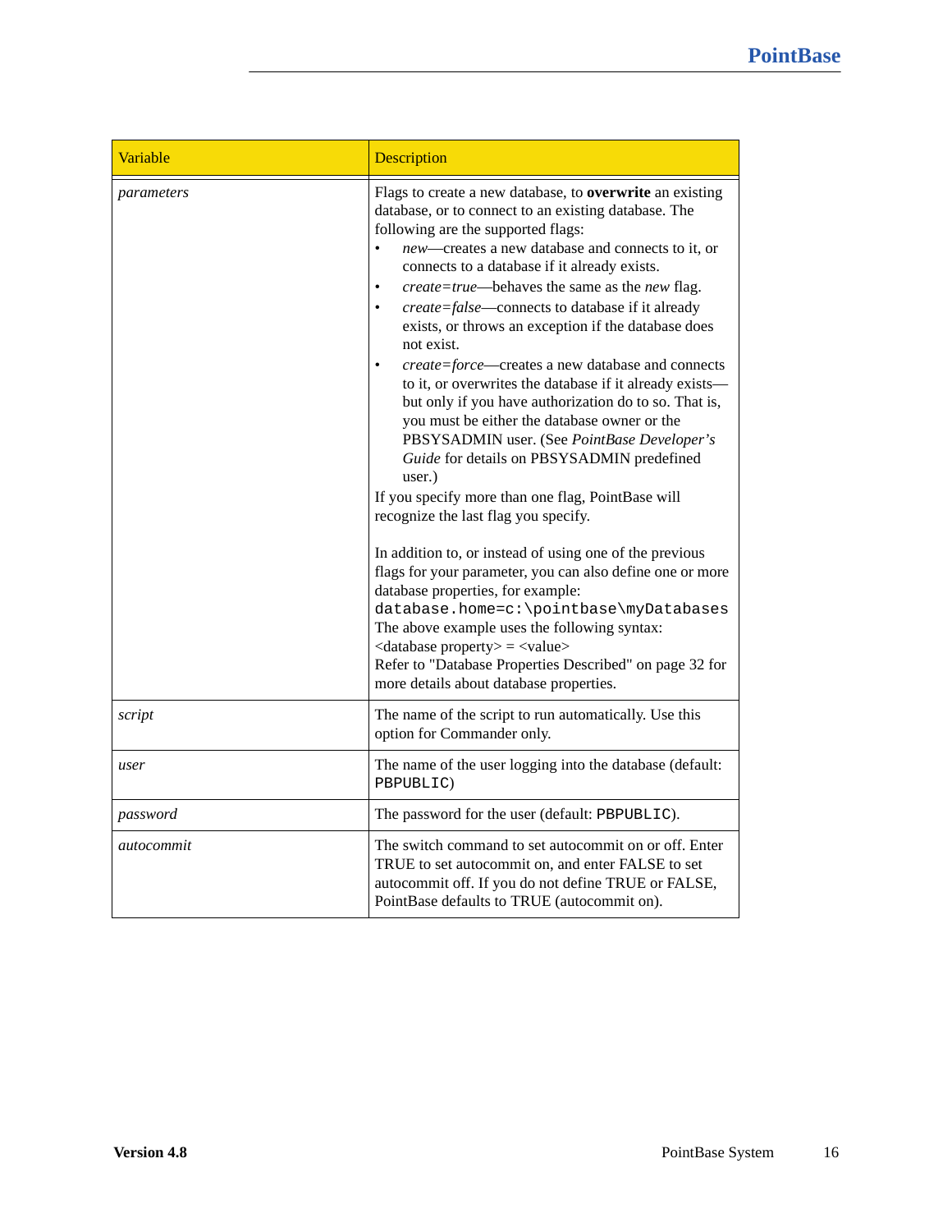| Variable | Description |
|---|---|
| *parameters* | Flags to create a new database, to **overwrite** an existing database, or to connect to an existing database. The following are the supported flags:<br>• *new*—creates a new database and connects to it, or connects to a database if it already exists.<br>• *create=true*—behaves the same as the *new* flag.<br>• *create=false*—connects to database if it already exists, or throws an exception if the database does not exist.<br>• *create=force*—creates a new database and connects to it, or overwrites the database if it already exists—but only if you have authorization do to so. That is, you must be either the database owner or the PBSYSADMIN user. (See *PointBase Developer's Guide* for details on PBSYSADMIN predefined user.)<br>If you specify more than one flag, PointBase will recognize the last flag you specify.<br><br>In addition to, or instead of using one of the previous flags for your parameter, you can also define one or more database properties, for example:<br>`database.home=c:\pointbase\myDatabases`<br>The above example uses the following syntax:<br>&lt;database property&gt; = &lt;value&gt;<br>Refer to "Database Properties Described" on page 32 for more details about database properties. |
| *script* | The name of the script to run automatically. Use this option for Commander only. |
| *user* | The name of the user logging into the database (default: `PBPUBLIC`) |
| *password* | The password for the user (default: `PBPUBLIC`). |
| *autocommit* | The switch command to set autocommit on or off. Enter TRUE to set autocommit on, and enter FALSE to set autocommit off. If you do not define TRUE or FALSE, PointBase defaults to TRUE (autocommit on). |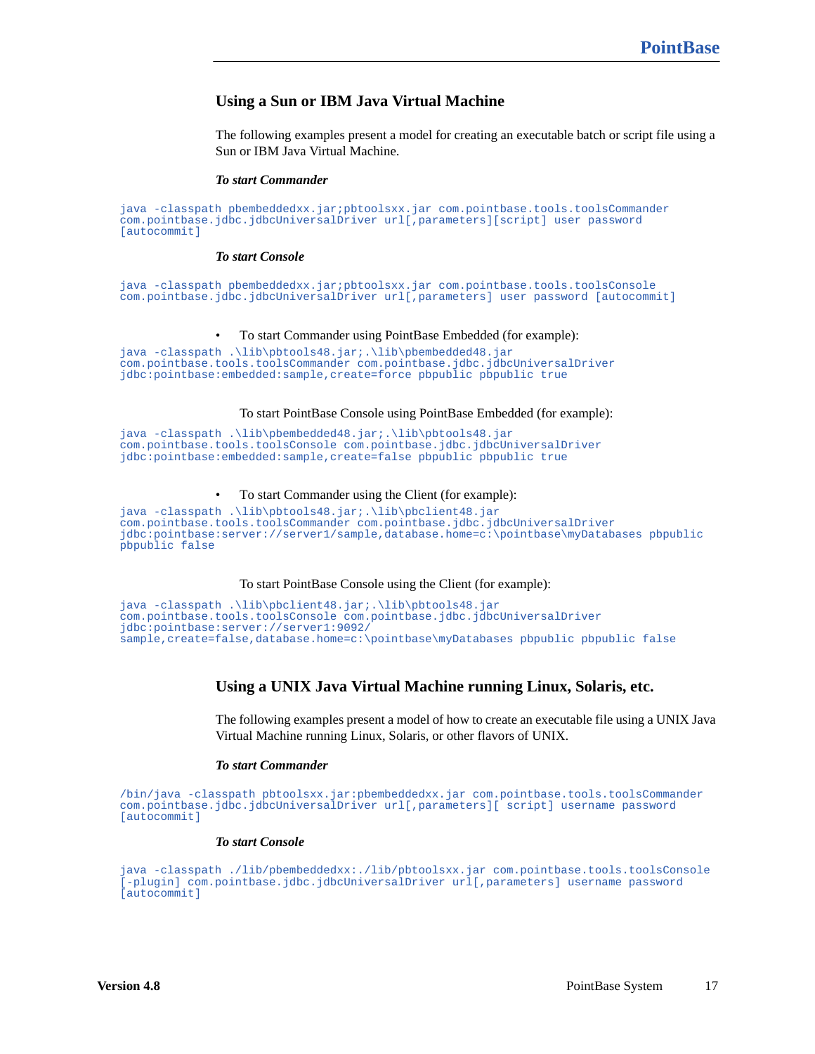## Using a Sun or IBM Java Virtual Machine

The following examples present a model for creating an executable batch or script file using a Sun or IBM Java Virtual Machine.

***To start Commander***

```
java -classpath pbembeddedxx.jar;pbtoolsxx.jar com.pointbase.tools.toolsCommander
com.pointbase.jdbc.jdbcUniversalDriver url[,parameters][script] user password
[autocommit]
```

***To start Console***

```
java -classpath pbembeddedxx.jar;pbtoolsxx.jar com.pointbase.tools.toolsConsole
com.pointbase.jdbc.jdbcUniversalDriver url[,parameters] user password [autocommit]
```

- To start Commander using PointBase Embedded (for example):

```
java -classpath .\lib\pbtools48.jar;.\lib\pbembedded48.jar
com.pointbase.tools.toolsCommander com.pointbase.jdbc.jdbcUniversalDriver
jdbc:pointbase:embedded:sample,create=force pbpublic pbpublic true
```

To start PointBase Console using PointBase Embedded (for example):

```
java -classpath .\lib\pbembedded48.jar;.\lib\pbtools48.jar
com.pointbase.tools.toolsConsole com.pointbase.jdbc.jdbcUniversalDriver
jdbc:pointbase:embedded:sample,create=false pbpublic pbpublic true
```

- To start Commander using the Client (for example):

```
java -classpath .\lib\pbtools48.jar;.\lib\pbclient48.jar
com.pointbase.tools.toolsCommander com.pointbase.jdbc.jdbcUniversalDriver
jdbc:pointbase:server://server1/sample,database.home=c:\pointbase\myDatabases pbpublic
pbpublic false
```

To start PointBase Console using the Client (for example):

```
java -classpath .\lib\pbclient48.jar;.\lib\pbtools48.jar
com.pointbase.tools.toolsConsole com.pointbase.jdbc.jdbcUniversalDriver
jdbc:pointbase:server://server1:9092/
sample,create=false,database.home=c:\pointbase\myDatabases pbpublic pbpublic false
```

## Using a UNIX Java Virtual Machine running Linux, Solaris, etc.

The following examples present a model of how to create an executable file using a UNIX Java Virtual Machine running Linux, Solaris, or other flavors of UNIX.

***To start Commander***

```
/bin/java -classpath pbtoolsxx.jar:pbembeddedxx.jar com.pointbase.tools.toolsCommander
com.pointbase.jdbc.jdbcUniversalDriver url[,parameters][ script] username password
[autocommit]
```

***To start Console***

```
java -classpath ./lib/pbembeddedxx:./lib/pbtoolsxx.jar com.pointbase.tools.toolsConsole
[-plugin] com.pointbase.jdbc.jdbcUniversalDriver url[,parameters] username password
[autocommit]
```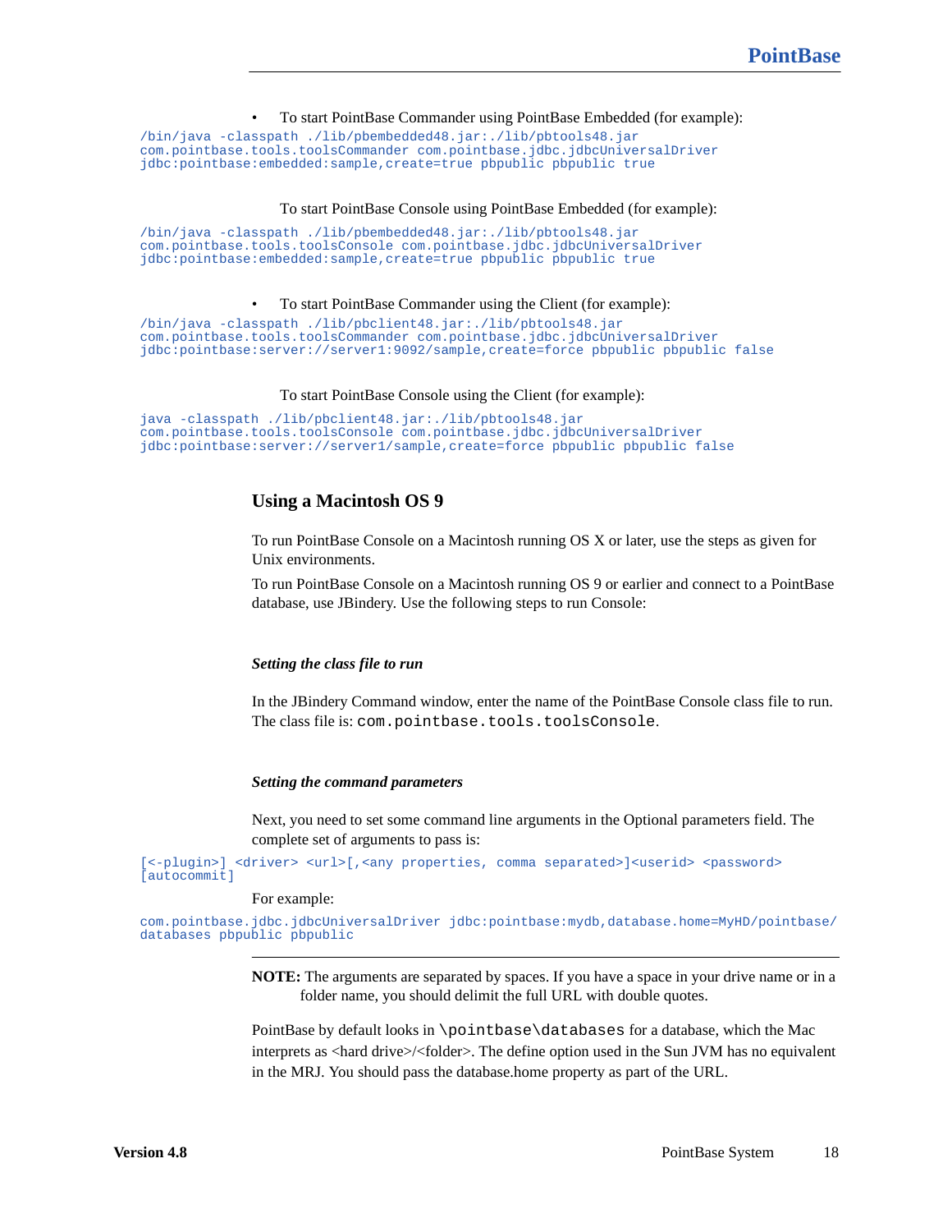- To start PointBase Commander using PointBase Embedded (for example):

```
/bin/java -classpath ./lib/pbembedded48.jar:./lib/pbtools48.jar
com.pointbase.tools.toolsCommander com.pointbase.jdbc.jdbcUniversalDriver
jdbc:pointbase:embedded:sample,create=true pbpublic pbpublic true
```

To start PointBase Console using PointBase Embedded (for example):

```
/bin/java -classpath ./lib/pbembedded48.jar:./lib/pbtools48.jar
com.pointbase.tools.toolsConsole com.pointbase.jdbc.jdbcUniversalDriver
jdbc:pointbase:embedded:sample,create=true pbpublic pbpublic true
```

- To start PointBase Commander using the Client (for example):

```
/bin/java -classpath ./lib/pbclient48.jar:./lib/pbtools48.jar
com.pointbase.tools.toolsCommander com.pointbase.jdbc.jdbcUniversalDriver
jdbc:pointbase:server://server1:9092/sample,create=force pbpublic pbpublic false
```

To start PointBase Console using the Client (for example):

```
java -classpath ./lib/pbclient48.jar:./lib/pbtools48.jar
com.pointbase.tools.toolsConsole com.pointbase.jdbc.jdbcUniversalDriver
jdbc:pointbase:server://server1/sample,create=force pbpublic pbpublic false
```

## Using a Macintosh OS 9

To run PointBase Console on a Macintosh running OS X or later, use the steps as given for Unix environments.

To run PointBase Console on a Macintosh running OS 9 or earlier and connect to a PointBase database, use JBindery. Use the following steps to run Console:

#### *Setting the class file to run*

In the JBindery Command window, enter the name of the PointBase Console class file to run. The class file is: `com.pointbase.tools.toolsConsole`.

#### *Setting the command parameters*

Next, you need to set some command line arguments in the Optional parameters field. The complete set of arguments to pass is:

```
[<-plugin>] <driver> <url>[,<any properties, comma separated>]<userid> <password>
[autocommit]
```

For example:

```
com.pointbase.jdbc.jdbcUniversalDriver jdbc:pointbase:mydb,database.home=MyHD/pointbase/
databases pbpublic pbpublic
```

---

**NOTE:** The arguments are separated by spaces. If you have a space in your drive name or in a folder name, you should delimit the full URL with double quotes.

PointBase by default looks in `\pointbase\databases` for a database, which the Mac interprets as <hard drive>/<folder>. The define option used in the Sun JVM has no equivalent in the MRJ. You should pass the database.home property as part of the URL.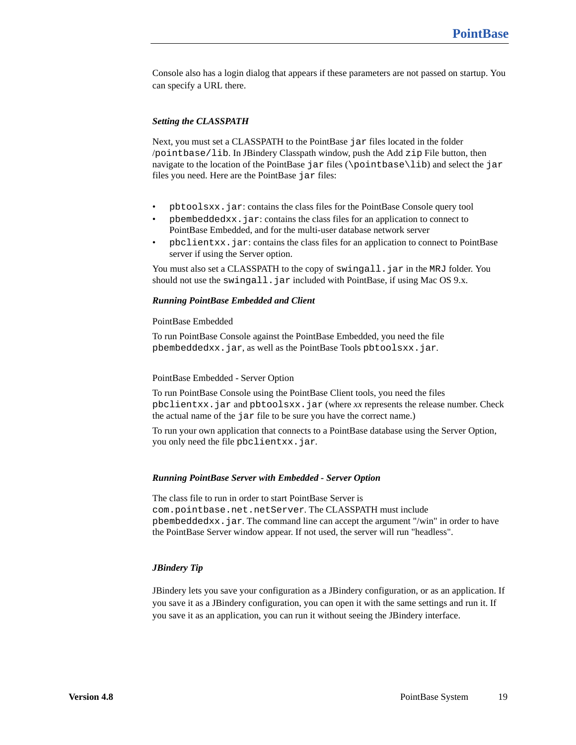Console also has a login dialog that appears if these parameters are not passed on startup. You can specify a URL there.

### *Setting the CLASSPATH*

Next, you must set a CLASSPATH to the PointBase `jar` files located in the folder /`pointbase/lib`. In JBindery Classpath window, push the Add `zip` File button, then navigate to the location of the PointBase `jar` files (`\pointbase\lib`) and select the `jar` files you need. Here are the PointBase `jar` files:

- `pbtoolsxx.jar`: contains the class files for the PointBase Console query tool
- `pbembeddedxx.jar`: contains the class files for an application to connect to PointBase Embedded, and for the multi-user database network server
- `pbclientxx.jar`: contains the class files for an application to connect to PointBase server if using the Server option.

You must also set a CLASSPATH to the copy of `swingall.jar` in the `MRJ` folder. You should not use the `swingall.jar` included with PointBase, if using Mac OS 9.x.

### *Running PointBase Embedded and Client*

PointBase Embedded

To run PointBase Console against the PointBase Embedded, you need the file `pbembeddedxx.jar`, as well as the PointBase Tools `pbtoolsxx.jar`.

PointBase Embedded - Server Option

To run PointBase Console using the PointBase Client tools, you need the files `pbclientxx.jar` and `pbtoolsxx.jar` (where *xx* represents the release number. Check the actual name of the `jar` file to be sure you have the correct name.)

To run your own application that connects to a PointBase database using the Server Option, you only need the file `pbclientxx.jar`.

### *Running PointBase Server with Embedded - Server Option*

The class file to run in order to start PointBase Server is `com.pointbase.net.netServer`. The CLASSPATH must include `pbembeddedxx.jar`. The command line can accept the argument "/win" in order to have the PointBase Server window appear. If not used, the server will run "headless".

### *JBindery Tip*

JBindery lets you save your configuration as a JBindery configuration, or as an application. If you save it as a JBindery configuration, you can open it with the same settings and run it. If you save it as an application, you can run it without seeing the JBindery interface.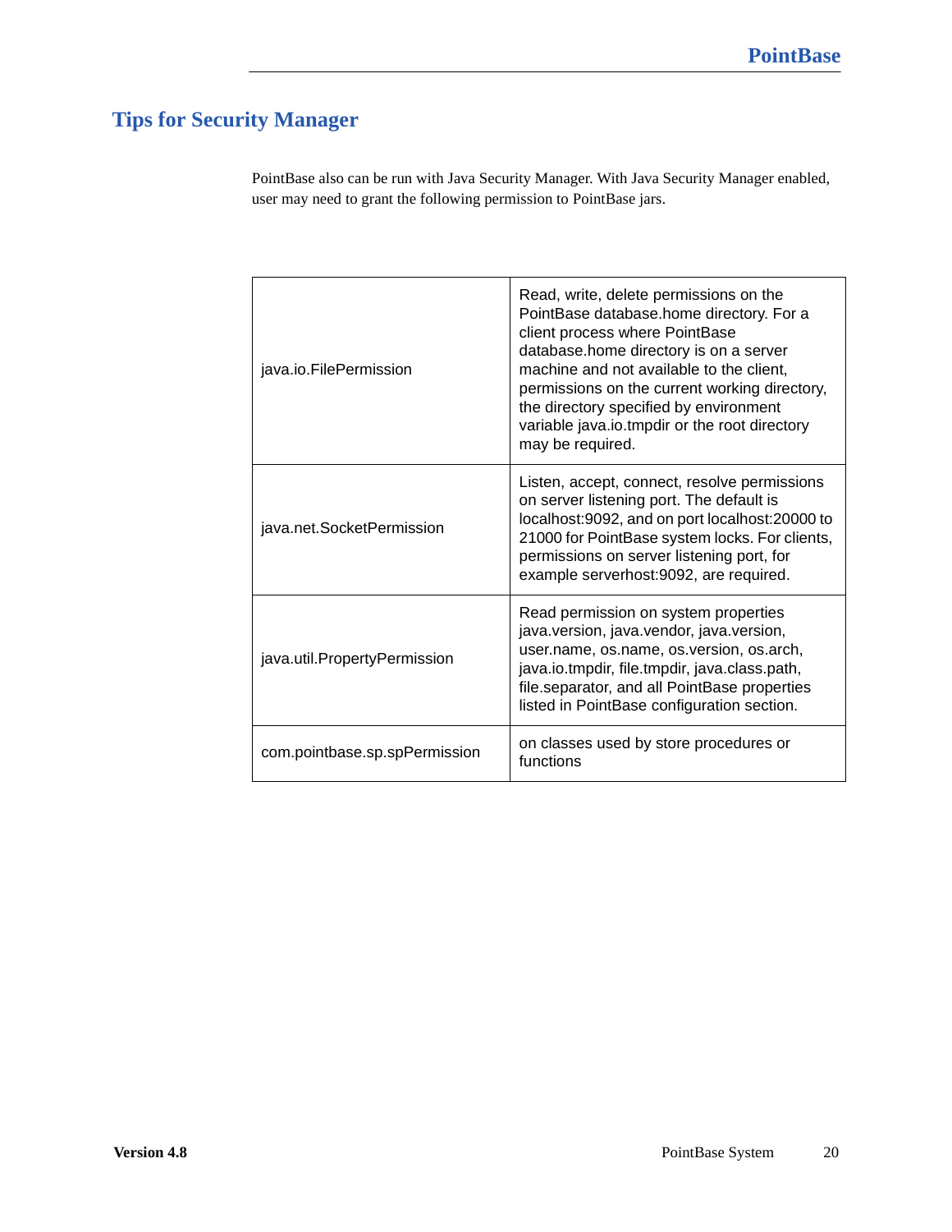## Tips for Security Manager

PointBase also can be run with Java Security Manager. With Java Security Manager enabled, user may need to grant the following permission to PointBase jars.

| | |
|---|---|
| java.io.FilePermission | Read, write, delete permissions on the PointBase database.home directory. For a client process where PointBase database.home directory is on a server machine and not available to the client, permissions on the current working directory, the directory specified by environment variable java.io.tmpdir or the root directory may be required. |
| java.net.SocketPermission | Listen, accept, connect, resolve permissions on server listening port. The default is localhost:9092, and on port localhost:20000 to 21000 for PointBase system locks. For clients, permissions on server listening port, for example serverhost:9092, are required. |
| java.util.PropertyPermission | Read permission on system properties java.version, java.vendor, java.version, user.name, os.name, os.version, os.arch, java.io.tmpdir, file.tmpdir, java.class.path, file.separator, and all PointBase properties listed in PointBase configuration section. |
| com.pointbase.sp.spPermission | on classes used by store procedures or functions |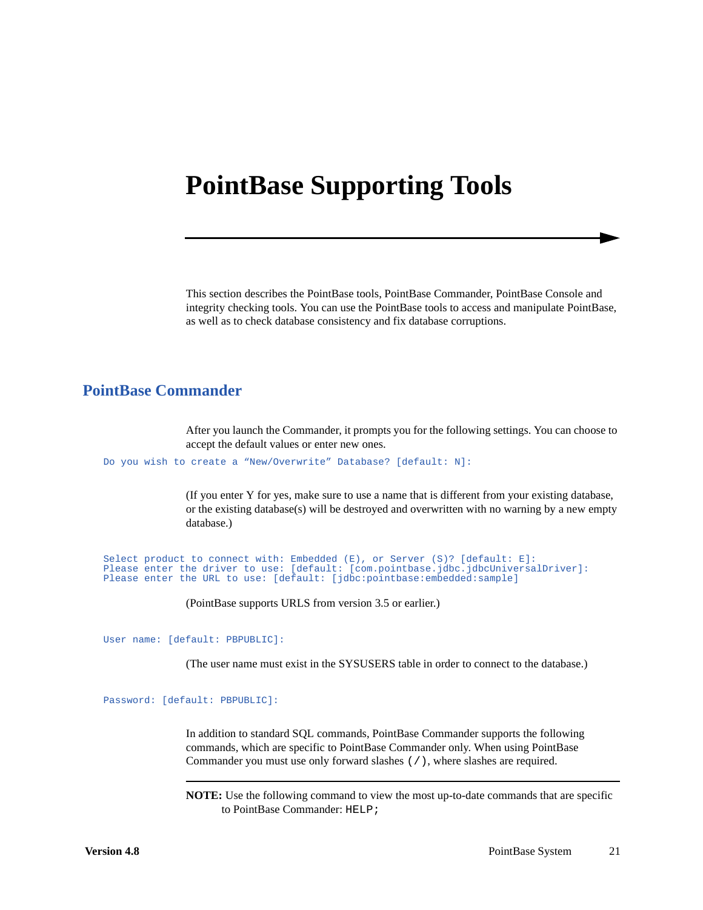# PointBase Supporting Tools

This section describes the PointBase tools, PointBase Commander, PointBase Console and integrity checking tools. You can use the PointBase tools to access and manipulate PointBase, as well as to check database consistency and fix database corruptions.

## PointBase Commander

After you launch the Commander, it prompts you for the following settings. You can choose to accept the default values or enter new ones.

```
Do you wish to create a “New/Overwrite” Database? [default: N]:
```

(If you enter Y for yes, make sure to use a name that is different from your existing database, or the existing database(s) will be destroyed and overwritten with no warning by a new empty database.)

```
Select product to connect with: Embedded (E), or Server (S)? [default: E]:
Please enter the driver to use: [default: [com.pointbase.jdbc.jdbcUniversalDriver]:
Please enter the URL to use: [default: [jdbc:pointbase:embedded:sample]
```

(PointBase supports URLS from version 3.5 or earlier.)

```
User name: [default: PBPUBLIC]:
```

(The user name must exist in the SYSUSERS table in order to connect to the database.)

```
Password: [default: PBPUBLIC]:
```

In addition to standard SQL commands, PointBase Commander supports the following commands, which are specific to PointBase Commander only. When using PointBase Commander you must use only forward slashes (`/`), where slashes are required.

**NOTE:** Use the following command to view the most up-to-date commands that are specific to PointBase Commander: `HELP;`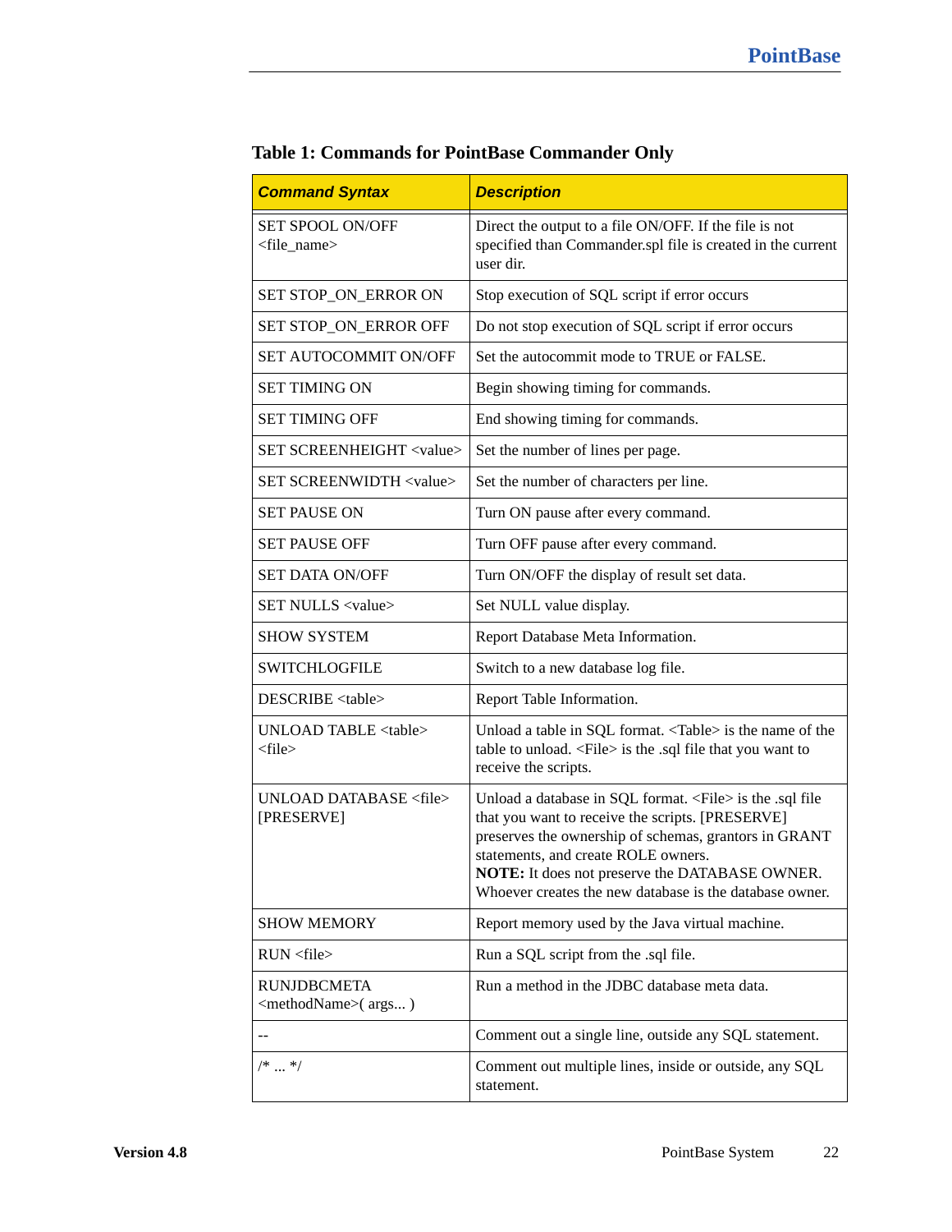**Table 1: Commands for PointBase Commander Only**

| ***Command Syntax*** | ***Description*** |
|---|---|
| SET SPOOL ON/OFF <file_name> | Direct the output to a file ON/OFF. If the file is not specified than Commander.spl file is created in the current user dir. |
| SET STOP_ON_ERROR ON | Stop execution of SQL script if error occurs |
| SET STOP_ON_ERROR OFF | Do not stop execution of SQL script if error occurs |
| SET AUTOCOMMIT ON/OFF | Set the autocommit mode to TRUE or FALSE. |
| SET TIMING ON | Begin showing timing for commands. |
| SET TIMING OFF | End showing timing for commands. |
| SET SCREENHEIGHT <value> | Set the number of lines per page. |
| SET SCREENWIDTH <value> | Set the number of characters per line. |
| SET PAUSE ON | Turn ON pause after every command. |
| SET PAUSE OFF | Turn OFF pause after every command. |
| SET DATA ON/OFF | Turn ON/OFF the display of result set data. |
| SET NULLS <value> | Set NULL value display. |
| SHOW SYSTEM | Report Database Meta Information. |
| SWITCHLOGFILE | Switch to a new database log file. |
| DESCRIBE <table> | Report Table Information. |
| UNLOAD TABLE <table> <file> | Unload a table in SQL format. <Table> is the name of the table to unload. <File> is the .sql file that you want to receive the scripts. |
| UNLOAD DATABASE <file> [PRESERVE] | Unload a database in SQL format. <File> is the .sql file that you want to receive the scripts. [PRESERVE] preserves the ownership of schemas, grantors in GRANT statements, and create ROLE owners. **NOTE:** It does not preserve the DATABASE OWNER. Whoever creates the new database is the database owner. |
| SHOW MEMORY | Report memory used by the Java virtual machine. |
| RUN <file> | Run a SQL script from the .sql file. |
| RUNJDBCMETA <methodName>( args... ) | Run a method in the JDBC database meta data. |
| -- | Comment out a single line, outside any SQL statement. |
| /* ... */ | Comment out multiple lines, inside or outside, any SQL statement. |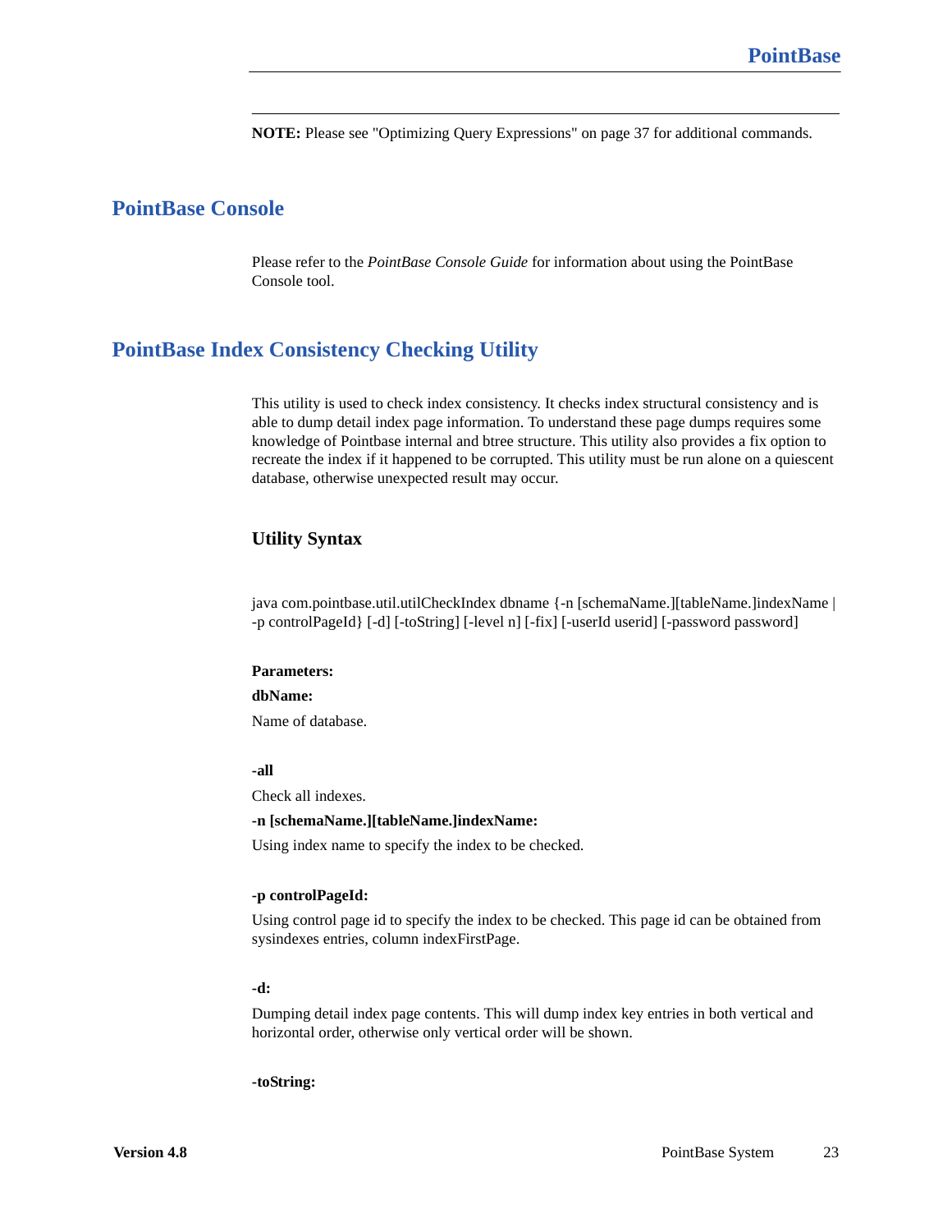---

**NOTE:** Please see "Optimizing Query Expressions" on page 37 for additional commands.

## PointBase Console

Please refer to the *PointBase Console Guide* for information about using the PointBase Console tool.

## PointBase Index Consistency Checking Utility

This utility is used to check index consistency. It checks index structural consistency and is able to dump detail index page information. To understand these page dumps requires some knowledge of Pointbase internal and btree structure. This utility also provides a fix option to recreate the index if it happened to be corrupted. This utility must be run alone on a quiescent database, otherwise unexpected result may occur.

### Utility Syntax

java com.pointbase.util.utilCheckIndex dbname {-n [schemaName.][tableName.]indexName | -p controlPageId} [-d] [-toString] [-level n] [-fix] [-userId userid] [-password password]

**Parameters:**

**dbName:**

Name of database.

**-all**

Check all indexes.

**-n [schemaName.][tableName.]indexName:**

Using index name to specify the index to be checked.

**-p controlPageId:**

Using control page id to specify the index to be checked. This page id can be obtained from sysindexes entries, column indexFirstPage.

**-d:**

Dumping detail index page contents. This will dump index key entries in both vertical and horizontal order, otherwise only vertical order will be shown.

**-toString:**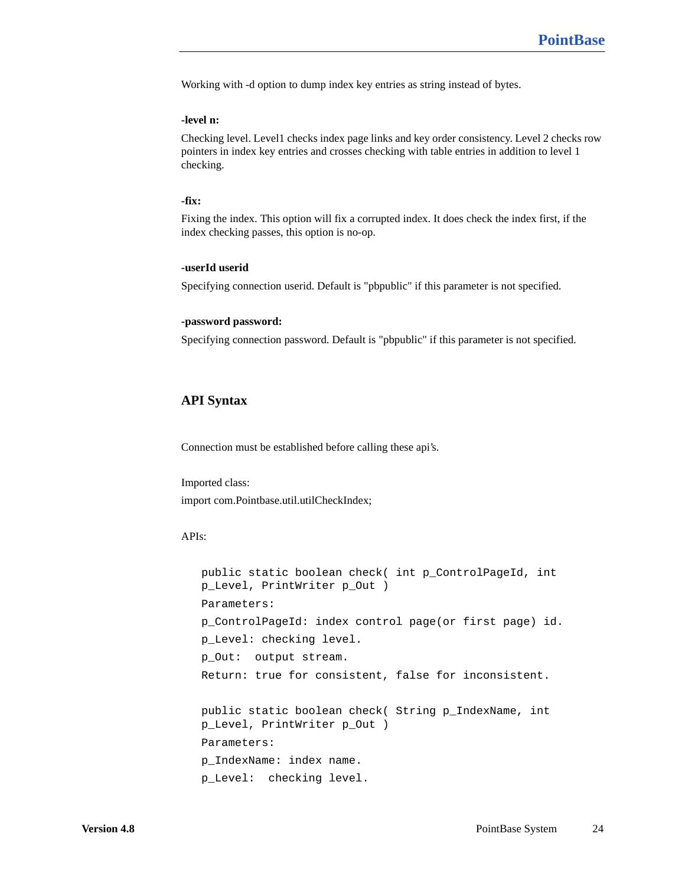Working with -d option to dump index key entries as string instead of bytes.

**-level n:**

Checking level. Level1 checks index page links and key order consistency. Level 2 checks row pointers in index key entries and crosses checking with table entries in addition to level 1 checking.

**-fix:**

Fixing the index. This option will fix a corrupted index. It does check the index first, if the index checking passes, this option is no-op.

**-userId userid**

Specifying connection userid. Default is "pbpublic" if this parameter is not specified.

**-password password:**

Specifying connection password. Default is "pbpublic" if this parameter is not specified.

## API Syntax

Connection must be established before calling these api's.

Imported class:

import com.Pointbase.util.utilCheckIndex;

APIs:

```
public static boolean check( int p_ControlPageId, int
p_Level, PrintWriter p_Out )
Parameters:
p_ControlPageId: index control page(or first page) id.
p_Level: checking level.
p_Out:  output stream.
Return: true for consistent, false for inconsistent.

public static boolean check( String p_IndexName, int
p_Level, PrintWriter p_Out )
Parameters:
p_IndexName: index name.
p_Level:  checking level.
```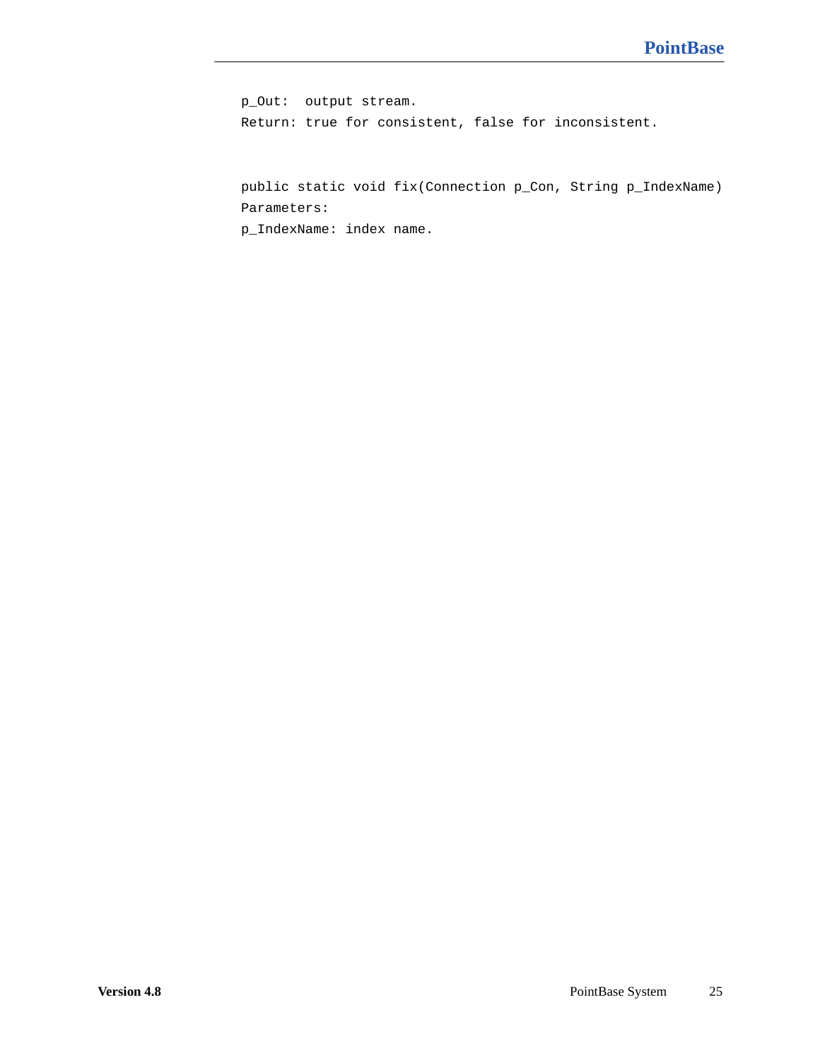p_Out:  output stream.

Return: true for consistent, false for inconsistent.

```
public static void fix(Connection p_Con, String p_IndexName)
```

Parameters:

p_IndexName: index name.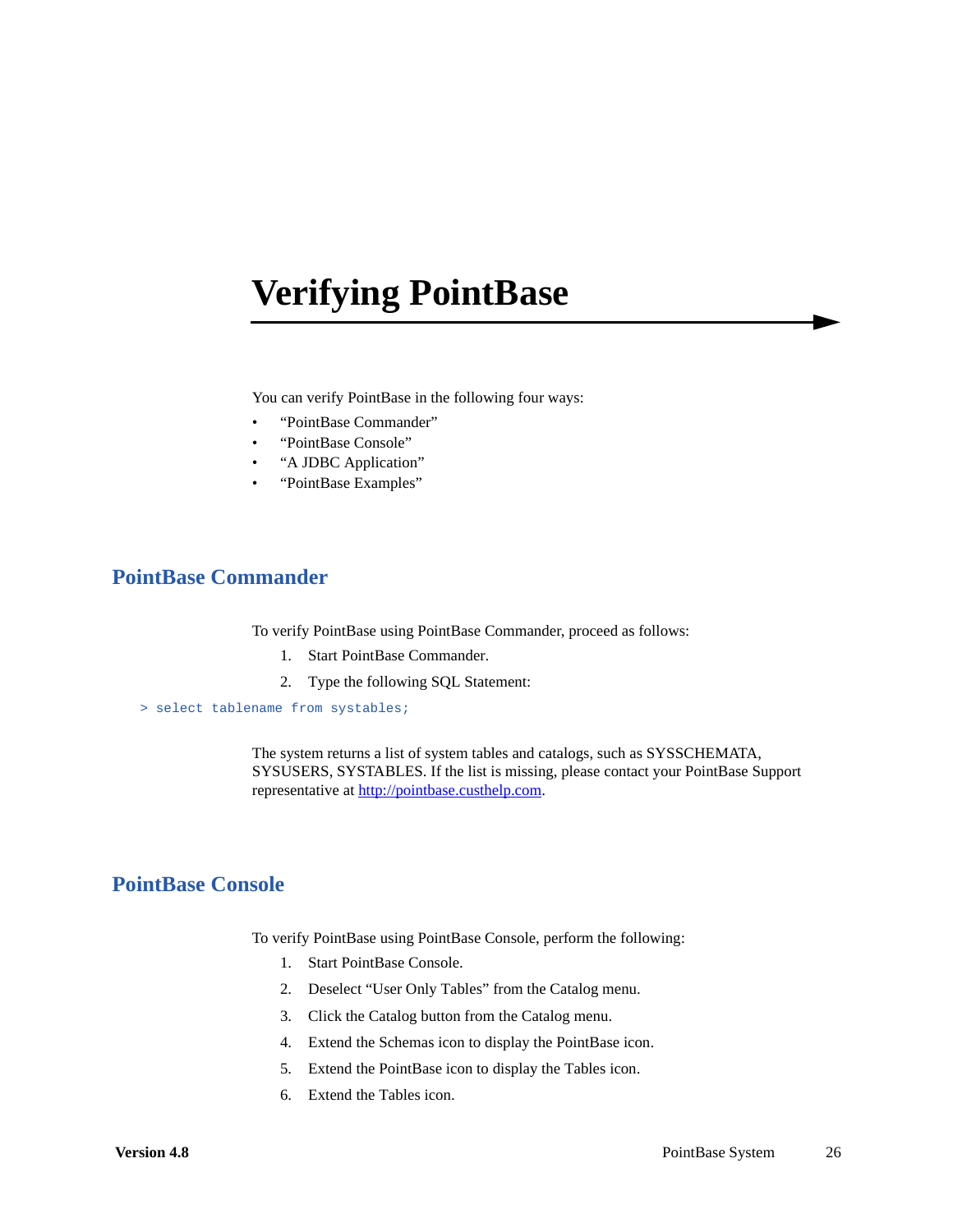# Verifying PointBase

You can verify PointBase in the following four ways:

- "PointBase Commander"
- "PointBase Console"
- "A JDBC Application"
- "PointBase Examples"

## PointBase Commander

To verify PointBase using PointBase Commander, proceed as follows:

1. Start PointBase Commander.
2. Type the following SQL Statement:

```
> select tablename from systables;
```

The system returns a list of system tables and catalogs, such as SYSSCHEMATA, SYSUSERS, SYSTABLES. If the list is missing, please contact your PointBase Support representative at http://pointbase.custhelp.com.

## PointBase Console

To verify PointBase using PointBase Console, perform the following:

1. Start PointBase Console.
2. Deselect "User Only Tables" from the Catalog menu.
3. Click the Catalog button from the Catalog menu.
4. Extend the Schemas icon to display the PointBase icon.
5. Extend the PointBase icon to display the Tables icon.
6. Extend the Tables icon.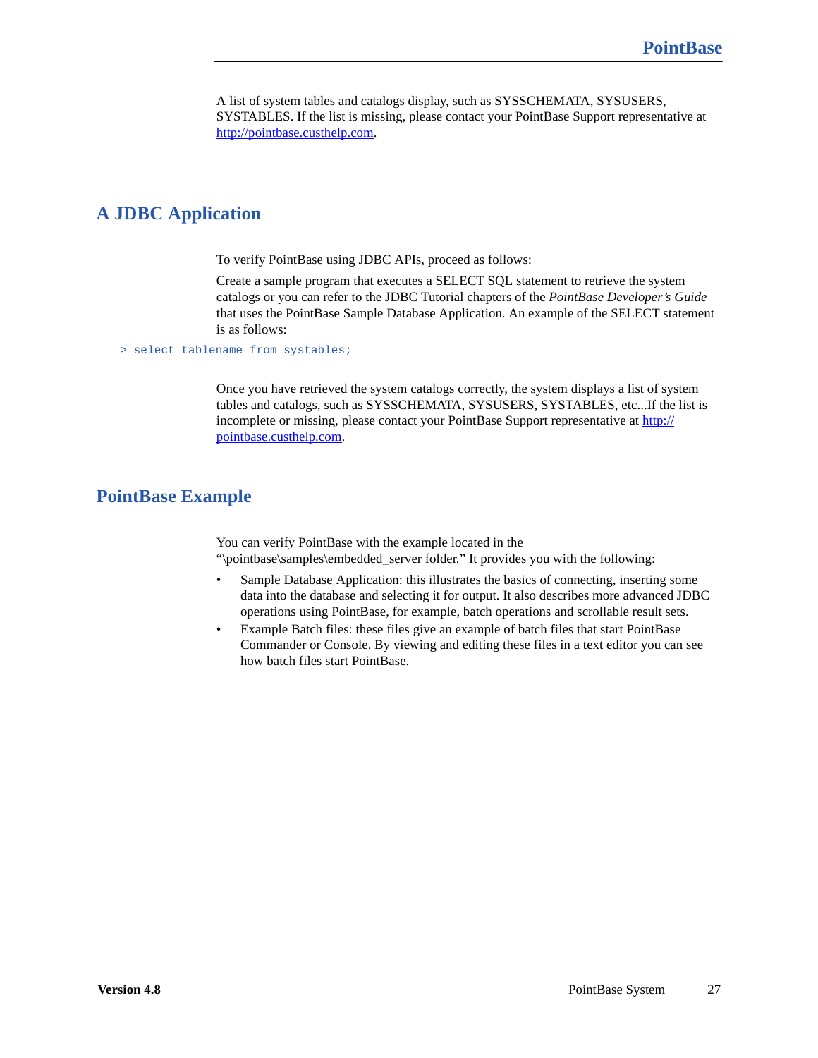A list of system tables and catalogs display, such as SYSSCHEMATA, SYSUSERS, SYSTABLES. If the list is missing, please contact your PointBase Support representative at http://pointbase.custhelp.com.

## A JDBC Application

To verify PointBase using JDBC APIs, proceed as follows:

Create a sample program that executes a SELECT SQL statement to retrieve the system catalogs or you can refer to the JDBC Tutorial chapters of the *PointBase Developer's Guide* that uses the PointBase Sample Database Application. An example of the SELECT statement is as follows:

```
> select tablename from systables;
```

Once you have retrieved the system catalogs correctly, the system displays a list of system tables and catalogs, such as SYSSCHEMATA, SYSUSERS, SYSTABLES, etc...If the list is incomplete or missing, please contact your PointBase Support representative at http://pointbase.custhelp.com.

## PointBase Example

You can verify PointBase with the example located in the "\pointbase\samples\embedded_server folder." It provides you with the following:

- Sample Database Application: this illustrates the basics of connecting, inserting some data into the database and selecting it for output. It also describes more advanced JDBC operations using PointBase, for example, batch operations and scrollable result sets.
- Example Batch files: these files give an example of batch files that start PointBase Commander or Console. By viewing and editing these files in a text editor you can see how batch files start PointBase.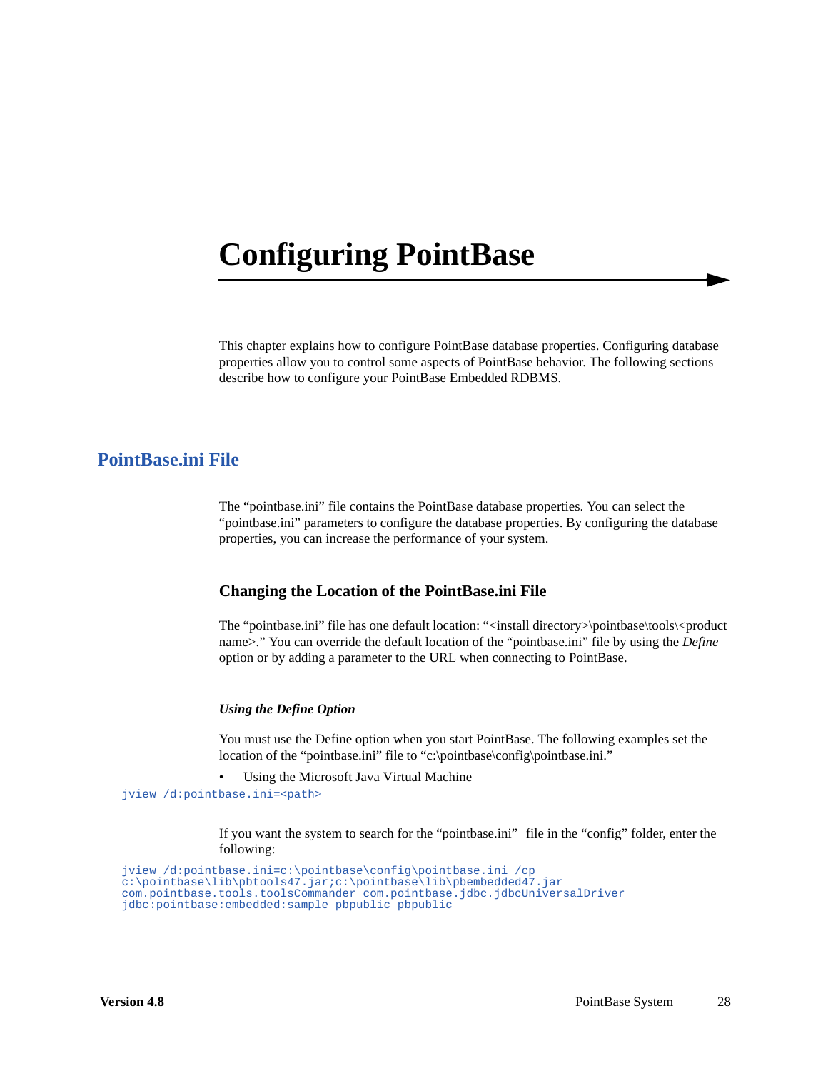# Configuring PointBase

This chapter explains how to configure PointBase database properties. Configuring database properties allow you to control some aspects of PointBase behavior. The following sections describe how to configure your PointBase Embedded RDBMS.

## PointBase.ini File

The “pointbase.ini” file contains the PointBase database properties. You can select the “pointbase.ini” parameters to configure the database properties. By configuring the database properties, you can increase the performance of your system.

### Changing the Location of the PointBase.ini File

The “pointbase.ini” file has one default location: “<install directory>\pointbase\tools\<product name>.” You can override the default location of the “pointbase.ini” file by using the *Define* option or by adding a parameter to the URL when connecting to PointBase.

#### *Using the Define Option*

You must use the Define option when you start PointBase. The following examples set the location of the “pointbase.ini” file to “c:\pointbase\config\pointbase.ini.”

- Using the Microsoft Java Virtual Machine

```
jview /d:pointbase.ini=<path>
```

If you want the system to search for the “pointbase.ini” file in the “config” folder, enter the following:

```
jview /d:pointbase.ini=c:\pointbase\config\pointbase.ini /cp
c:\pointbase\lib\pbtools47.jar;c:\pointbase\lib\pbembedded47.jar
com.pointbase.tools.toolsCommander com.pointbase.jdbc.jdbcUniversalDriver
jdbc:pointbase:embedded:sample pbpublic pbpublic
```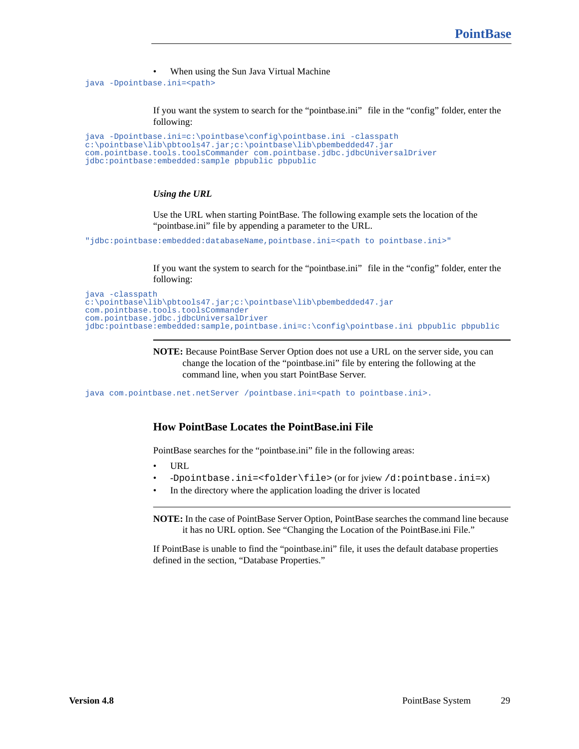- When using the Sun Java Virtual Machine

```
java -Dpointbase.ini=<path>
```

If you want the system to search for the “pointbase.ini” file in the “config” folder, enter the following:

```
java -Dpointbase.ini=c:\pointbase\config\pointbase.ini -classpath
c:\pointbase\lib\pbtools47.jar;c:\pointbase\lib\pbembedded47.jar
com.pointbase.tools.toolsCommander com.pointbase.jdbc.jdbcUniversalDriver
jdbc:pointbase:embedded:sample pbpublic pbpublic
```

***Using the URL***

Use the URL when starting PointBase. The following example sets the location of the “pointbase.ini” file by appending a parameter to the URL.

```
"jdbc:pointbase:embedded:databaseName,pointbase.ini=<path to pointbase.ini>"
```

If you want the system to search for the “pointbase.ini” file in the “config” folder, enter the following:

```
java -classpath
c:\pointbase\lib\pbtools47.jar;c:\pointbase\lib\pbembedded47.jar
com.pointbase.tools.toolsCommander
com.pointbase.jdbc.jdbcUniversalDriver
jdbc:pointbase:embedded:sample,pointbase.ini=c:\config\pointbase.ini pbpublic pbpublic
```

---

**NOTE:** Because PointBase Server Option does not use a URL on the server side, you can change the location of the “pointbase.ini” file by entering the following at the command line, when you start PointBase Server.

```
java com.pointbase.net.netServer /pointbase.ini=<path to pointbase.ini>.
```

### How PointBase Locates the PointBase.ini File

PointBase searches for the “pointbase.ini” file in the following areas:

- URL
- `-Dpointbase.ini=<folder\file>` (or for jview `/d:pointbase.ini=x`)
- In the directory where the application loading the driver is located

---

**NOTE:** In the case of PointBase Server Option, PointBase searches the command line because it has no URL option. See “Changing the Location of the PointBase.ini File.”

If PointBase is unable to find the “pointbase.ini” file, it uses the default database properties defined in the section, “Database Properties.”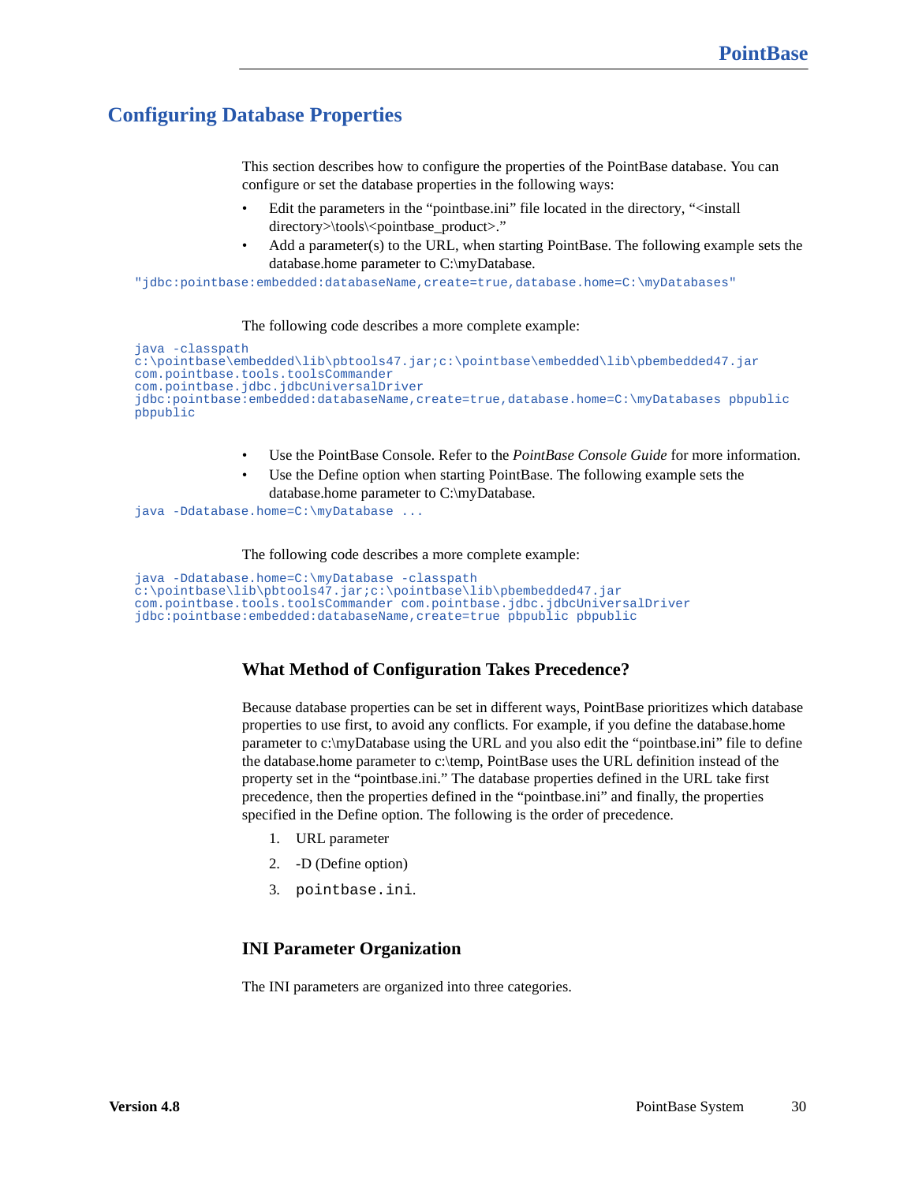## Configuring Database Properties

This section describes how to configure the properties of the PointBase database. You can configure or set the database properties in the following ways:

- Edit the parameters in the “pointbase.ini” file located in the directory, “<install directory>\tools\<pointbase_product>.”
- Add a parameter(s) to the URL, when starting PointBase. The following example sets the database.home parameter to C:\myDatabase.

```
"jdbc:pointbase:embedded:databaseName,create=true,database.home=C:\myDatabases"
```

The following code describes a more complete example:

```
java -classpath
c:\pointbase\embedded\lib\pbtools47.jar;c:\pointbase\embedded\lib\pbembedded47.jar
com.pointbase.tools.toolsCommander
com.pointbase.jdbc.jdbcUniversalDriver
jdbc:pointbase:embedded:databaseName,create=true,database.home=C:\myDatabases pbpublic
pbpublic
```

- Use the PointBase Console. Refer to the *PointBase Console Guide* for more information.
- Use the Define option when starting PointBase. The following example sets the database.home parameter to C:\myDatabase.

```
java -Ddatabase.home=C:\myDatabase ...
```

The following code describes a more complete example:

```
java -Ddatabase.home=C:\myDatabase -classpath
c:\pointbase\lib\pbtools47.jar;c:\pointbase\lib\pbembedded47.jar
com.pointbase.tools.toolsCommander com.pointbase.jdbc.jdbcUniversalDriver
jdbc:pointbase:embedded:databaseName,create=true pbpublic pbpublic
```

### What Method of Configuration Takes Precedence?

Because database properties can be set in different ways, PointBase prioritizes which database properties to use first, to avoid any conflicts. For example, if you define the database.home parameter to c:\myDatabase using the URL and you also edit the “pointbase.ini” file to define the database.home parameter to c:\temp, PointBase uses the URL definition instead of the property set in the “pointbase.ini.” The database properties defined in the URL take first precedence, then the properties defined in the “pointbase.ini” and finally, the properties specified in the Define option. The following is the order of precedence.

1. URL parameter
2. -D (Define option)
3. `pointbase.ini`.

### INI Parameter Organization

The INI parameters are organized into three categories.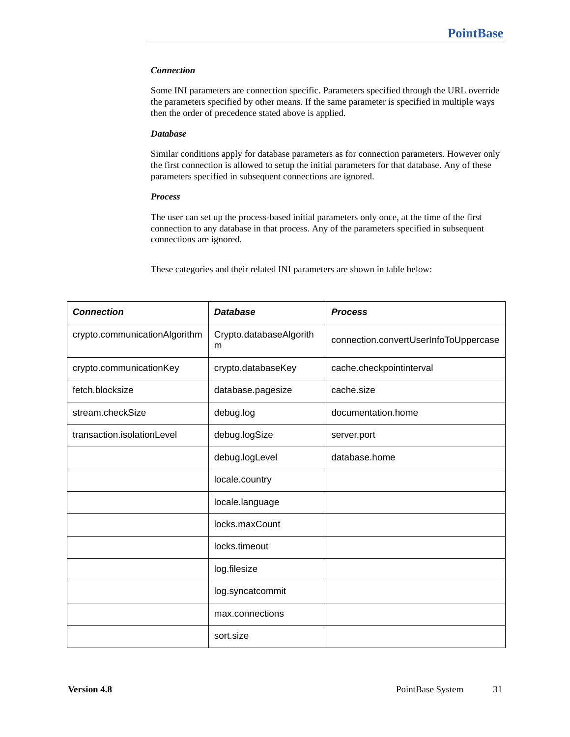***Connection***

Some INI parameters are connection specific. Parameters specified through the URL override the parameters specified by other means. If the same parameter is specified in multiple ways then the order of precedence stated above is applied.

***Database***

Similar conditions apply for database parameters as for connection parameters. However only the first connection is allowed to setup the initial parameters for that database. Any of these parameters specified in subsequent connections are ignored.

***Process***

The user can set up the process-based initial parameters only once, at the time of the first connection to any database in that process. Any of the parameters specified in subsequent connections are ignored.

These categories and their related INI parameters are shown in table below:

| ***Connection*** | ***Database*** | ***Process*** |
|---|---|---|
| crypto.communicationAlgorithm | Crypto.databaseAlgorithm | connection.convertUserInfoToUppercase |
| crypto.communicationKey | crypto.databaseKey | cache.checkpointinterval |
| fetch.blocksize | database.pagesize | cache.size |
| stream.checkSize | debug.log | documentation.home |
| transaction.isolationLevel | debug.logSize | server.port |
| | debug.logLevel | database.home |
| | locale.country | |
| | locale.language | |
| | locks.maxCount | |
| | locks.timeout | |
| | log.filesize | |
| | log.syncatcommit | |
| | max.connections | |
| | sort.size | |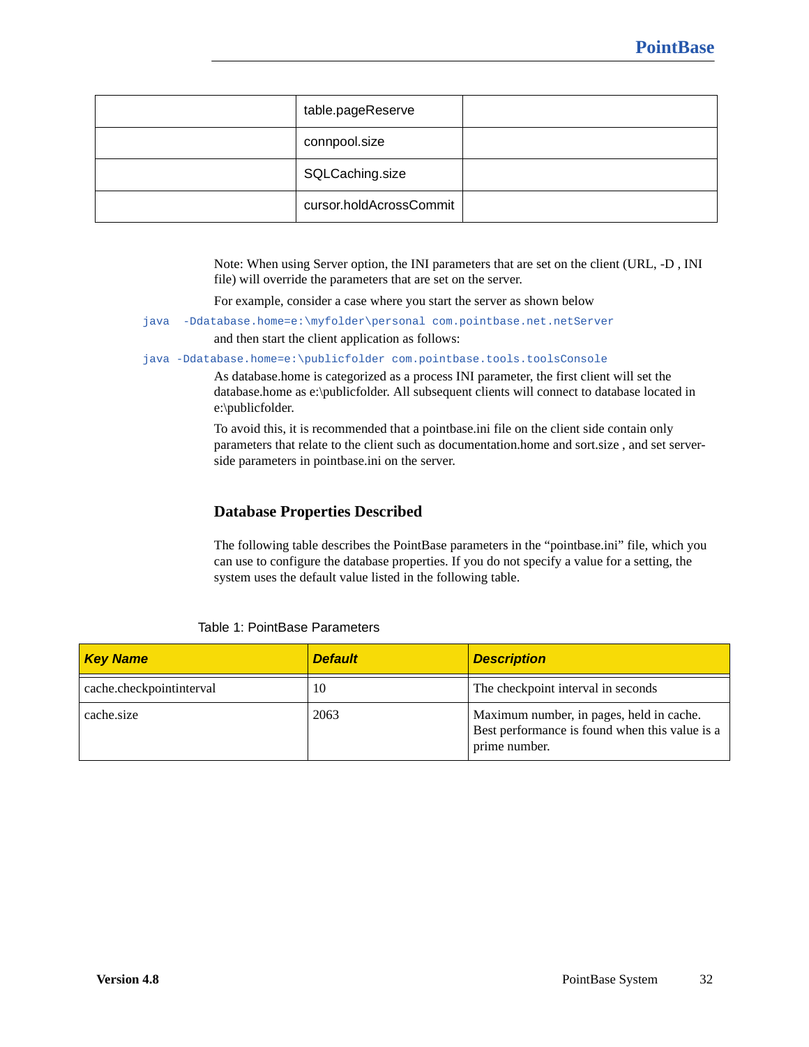| | table.pageReserve | |
|---|---|---|
| | connpool.size | |
| | SQLCaching.size | |
| | cursor.holdAcrossCommit | |

Note: When using Server option, the INI parameters that are set on the client (URL, -D , INI file) will override the parameters that are set on the server.

For example, consider a case where you start the server as shown below

```
java  -Ddatabase.home=e:\myfolder\personal com.pointbase.net.netServer
```

and then start the client application as follows:

```
java -Ddatabase.home=e:\publicfolder com.pointbase.tools.toolsConsole
```

As database.home is categorized as a process INI parameter, the first client will set the database.home as e:\publicfolder. All subsequent clients will connect to database located in e:\publicfolder.

To avoid this, it is recommended that a pointbase.ini file on the client side contain only parameters that relate to the client such as documentation.home and sort.size , and set server-side parameters in pointbase.ini on the server.

### Database Properties Described

The following table describes the PointBase parameters in the "pointbase.ini" file, which you can use to configure the database properties. If you do not specify a value for a setting, the system uses the default value listed in the following table.

Table 1: PointBase Parameters

| ***Key Name*** | ***Default*** | ***Description*** |
|---|---|---|
| cache.checkpointinterval | 10 | The checkpoint interval in seconds |
| cache.size | 2063 | Maximum number, in pages, held in cache. Best performance is found when this value is a prime number. |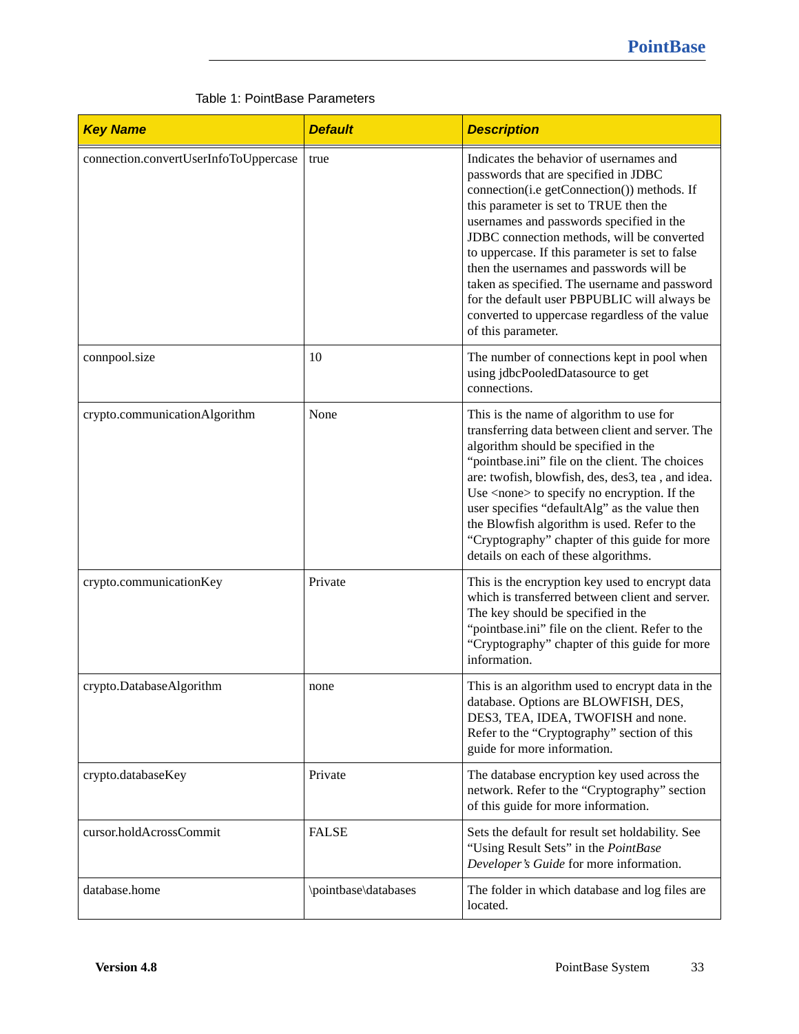Table 1: PointBase Parameters

| **Key Name** | **Default** | **Description** |
|---|---|---|
| connection.convertUserInfoToUppercase | true | Indicates the behavior of usernames and passwords that are specified in JDBC connection(i.e getConnection()) methods. If this parameter is set to TRUE then the usernames and passwords specified in the JDBC connection methods, will be converted to uppercase. If this parameter is set to false then the usernames and passwords will be taken as specified. The username and password for the default user PBPUBLIC will always be converted to uppercase regardless of the value of this parameter. |
| connpool.size | 10 | The number of connections kept in pool when using jdbcPooledDatasource to get connections. |
| crypto.communicationAlgorithm | None | This is the name of algorithm to use for transferring data between client and server. The algorithm should be specified in the "pointbase.ini" file on the client. The choices are: twofish, blowfish, des, des3, tea , and idea. Use <none> to specify no encryption. If the user specifies "defaultAlg" as the value then the Blowfish algorithm is used. Refer to the "Cryptography" chapter of this guide for more details on each of these algorithms. |
| crypto.communicationKey | Private | This is the encryption key used to encrypt data which is transferred between client and server. The key should be specified in the "pointbase.ini" file on the client. Refer to the "Cryptography" chapter of this guide for more information. |
| crypto.DatabaseAlgorithm | none | This is an algorithm used to encrypt data in the database. Options are BLOWFISH, DES, DES3, TEA, IDEA, TWOFISH and none. Refer to the "Cryptography" section of this guide for more information. |
| crypto.databaseKey | Private | The database encryption key used across the network. Refer to the "Cryptography" section of this guide for more information. |
| cursor.holdAcrossCommit | FALSE | Sets the default for result set holdability. See "Using Result Sets" in the *PointBase Developer's Guide* for more information. |
| database.home | \pointbase\databases | The folder in which database and log files are located. |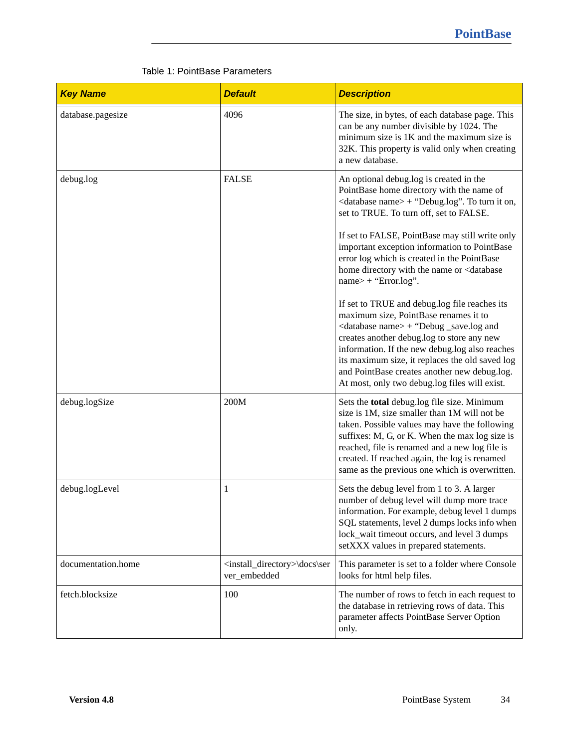Table 1: PointBase Parameters

| Key Name | Default | Description |
|---|---|---|
| database.pagesize | 4096 | The size, in bytes, of each database page. This can be any number divisible by 1024. The minimum size is 1K and the maximum size is 32K. This property is valid only when creating a new database. |
| debug.log | FALSE | An optional debug.log is created in the PointBase home directory with the name of <database name> + “Debug.log”. To turn it on, set to TRUE. To turn off, set to FALSE.<br><br>If set to FALSE, PointBase may still write only important exception information to PointBase error log which is created in the PointBase home directory with the name or <database name> + “Error.log”.<br><br>If set to TRUE and debug.log file reaches its maximum size, PointBase renames it to <database name> + “Debug _save.log and creates another debug.log to store any new information. If the new debug.log also reaches its maximum size, it replaces the old saved log and PointBase creates another new debug.log. At most, only two debug.log files will exist. |
| debug.logSize | 200M | Sets the **total** debug.log file size. Minimum size is 1M, size smaller than 1M will not be taken. Possible values may have the following suffixes: M, G, or K. When the max log size is reached, file is renamed and a new log file is created. If reached again, the log is renamed same as the previous one which is overwritten. |
| debug.logLevel | 1 | Sets the debug level from 1 to 3. A larger number of debug level will dump more trace information. For example, debug level 1 dumps SQL statements, level 2 dumps locks info when lock_wait timeout occurs, and level 3 dumps setXXX values in prepared statements. |
| documentation.home | <install_directory>\docs\server_embedded | This parameter is set to a folder where Console looks for html help files. |
| fetch.blocksize | 100 | The number of rows to fetch in each request to the database in retrieving rows of data. This parameter affects PointBase Server Option only. |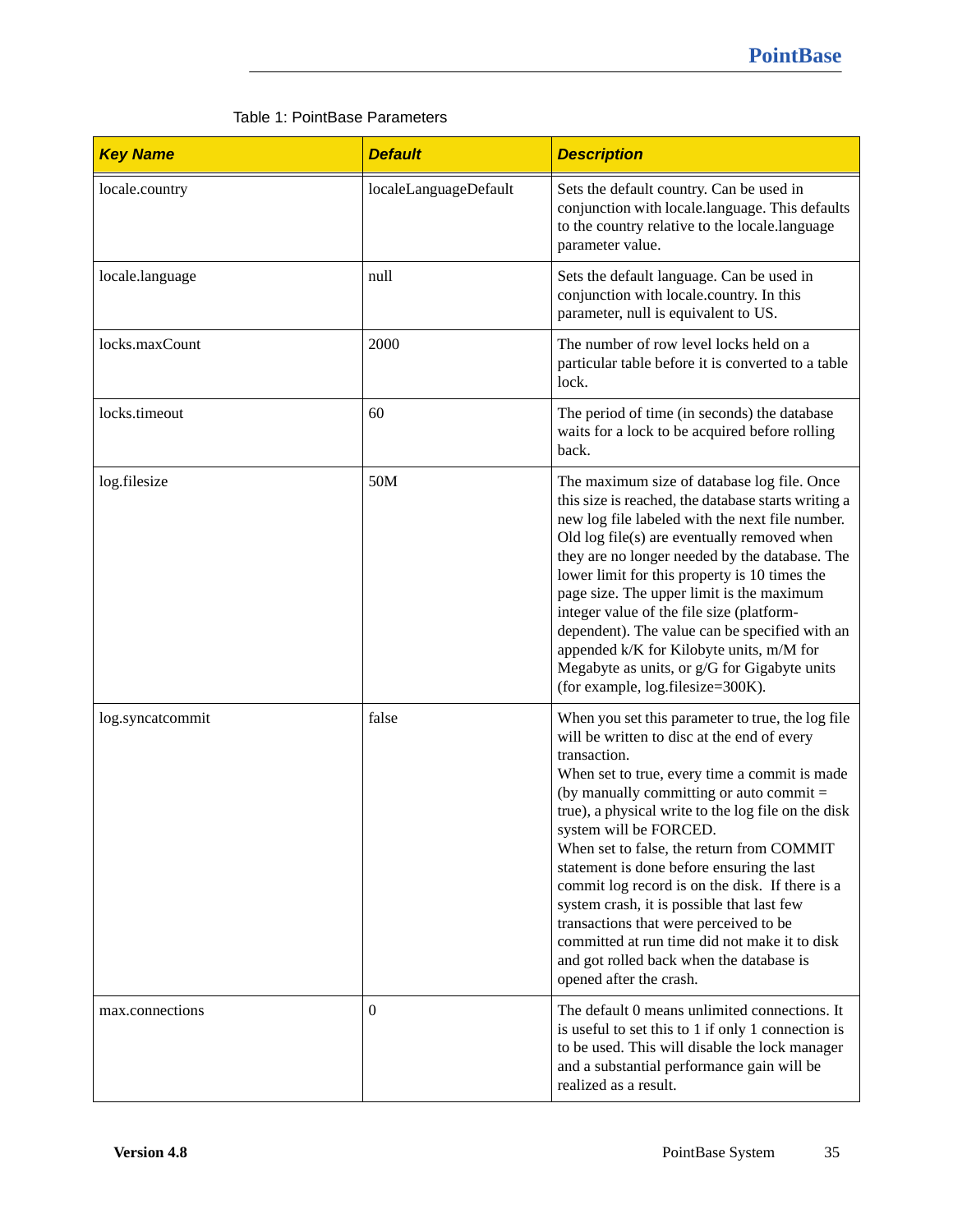Table 1: PointBase Parameters

| Key Name | Default | Description |
|---|---|---|
| locale.country | localeLanguageDefault | Sets the default country. Can be used in conjunction with locale.language. This defaults to the country relative to the locale.language parameter value. |
| locale.language | null | Sets the default language. Can be used in conjunction with locale.country. In this parameter, null is equivalent to US. |
| locks.maxCount | 2000 | The number of row level locks held on a particular table before it is converted to a table lock. |
| locks.timeout | 60 | The period of time (in seconds) the database waits for a lock to be acquired before rolling back. |
| log.filesize | 50M | The maximum size of database log file. Once this size is reached, the database starts writing a new log file labeled with the next file number. Old log file(s) are eventually removed when they are no longer needed by the database. The lower limit for this property is 10 times the page size. The upper limit is the maximum integer value of the file size (platform-dependent). The value can be specified with an appended k/K for Kilobyte units, m/M for Megabyte as units, or g/G for Gigabyte units (for example, log.filesize=300K). |
| log.syncatcommit | false | When you set this parameter to true, the log file will be written to disc at the end of every transaction.<br>When set to true, every time a commit is made (by manually committing or auto commit = true), a physical write to the log file on the disk system will be FORCED.<br>When set to false, the return from COMMIT statement is done before ensuring the last commit log record is on the disk. If there is a system crash, it is possible that last few transactions that were perceived to be committed at run time did not make it to disk and got rolled back when the database is opened after the crash. |
| max.connections | 0 | The default 0 means unlimited connections. It is useful to set this to 1 if only 1 connection is to be used. This will disable the lock manager and a substantial performance gain will be realized as a result. |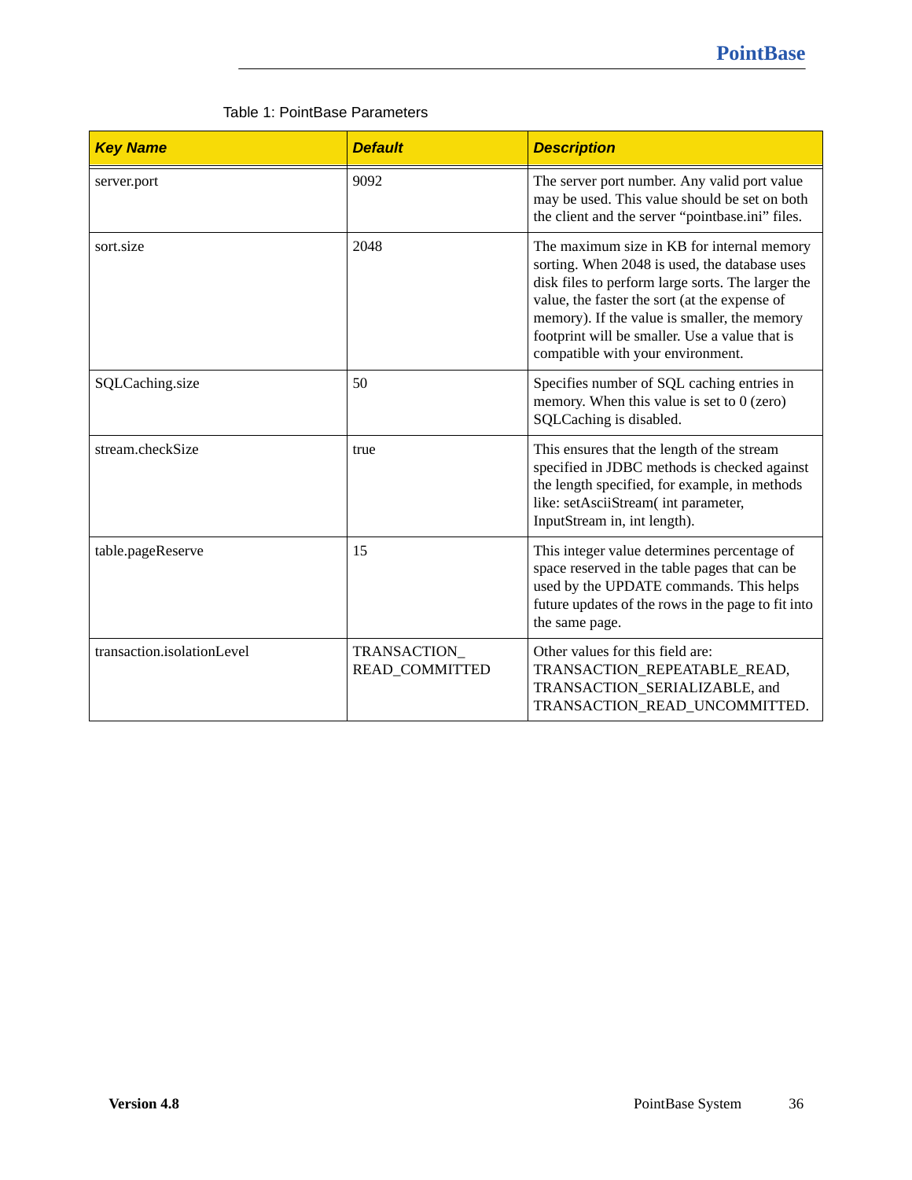Table 1: PointBase Parameters

| ***Key Name*** | ***Default*** | ***Description*** |
| --- | --- | --- |
| server.port | 9092 | The server port number. Any valid port value may be used. This value should be set on both the client and the server "pointbase.ini" files. |
| sort.size | 2048 | The maximum size in KB for internal memory sorting. When 2048 is used, the database uses disk files to perform large sorts. The larger the value, the faster the sort (at the expense of memory). If the value is smaller, the memory footprint will be smaller. Use a value that is compatible with your environment. |
| SQLCaching.size | 50 | Specifies number of SQL caching entries in memory. When this value is set to 0 (zero) SQLCaching is disabled. |
| stream.checkSize | true | This ensures that the length of the stream specified in JDBC methods is checked against the length specified, for example, in methods like: setAsciiStream( int parameter, InputStream in, int length). |
| table.pageReserve | 15 | This integer value determines percentage of space reserved in the table pages that can be used by the UPDATE commands. This helps future updates of the rows in the page to fit into the same page. |
| transaction.isolationLevel | TRANSACTION_ READ_COMMITTED | Other values for this field are: TRANSACTION_REPEATABLE_READ, TRANSACTION_SERIALIZABLE, and TRANSACTION_READ_UNCOMMITTED. |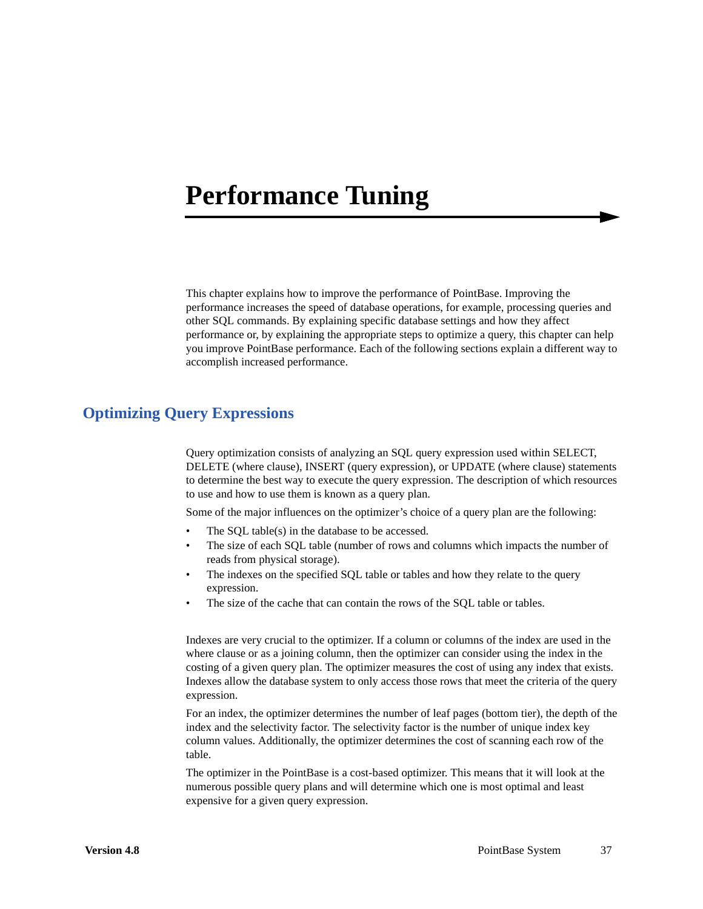# Performance Tuning

This chapter explains how to improve the performance of PointBase. Improving the performance increases the speed of database operations, for example, processing queries and other SQL commands. By explaining specific database settings and how they affect performance or, by explaining the appropriate steps to optimize a query, this chapter can help you improve PointBase performance. Each of the following sections explain a different way to accomplish increased performance.

## Optimizing Query Expressions

Query optimization consists of analyzing an SQL query expression used within SELECT, DELETE (where clause), INSERT (query expression), or UPDATE (where clause) statements to determine the best way to execute the query expression. The description of which resources to use and how to use them is known as a query plan.

Some of the major influences on the optimizer's choice of a query plan are the following:

- The SQL table(s) in the database to be accessed.
- The size of each SQL table (number of rows and columns which impacts the number of reads from physical storage).
- The indexes on the specified SQL table or tables and how they relate to the query expression.
- The size of the cache that can contain the rows of the SQL table or tables.

Indexes are very crucial to the optimizer. If a column or columns of the index are used in the where clause or as a joining column, then the optimizer can consider using the index in the costing of a given query plan. The optimizer measures the cost of using any index that exists. Indexes allow the database system to only access those rows that meet the criteria of the query expression.

For an index, the optimizer determines the number of leaf pages (bottom tier), the depth of the index and the selectivity factor. The selectivity factor is the number of unique index key column values. Additionally, the optimizer determines the cost of scanning each row of the table.

The optimizer in the PointBase is a cost-based optimizer. This means that it will look at the numerous possible query plans and will determine which one is most optimal and least expensive for a given query expression.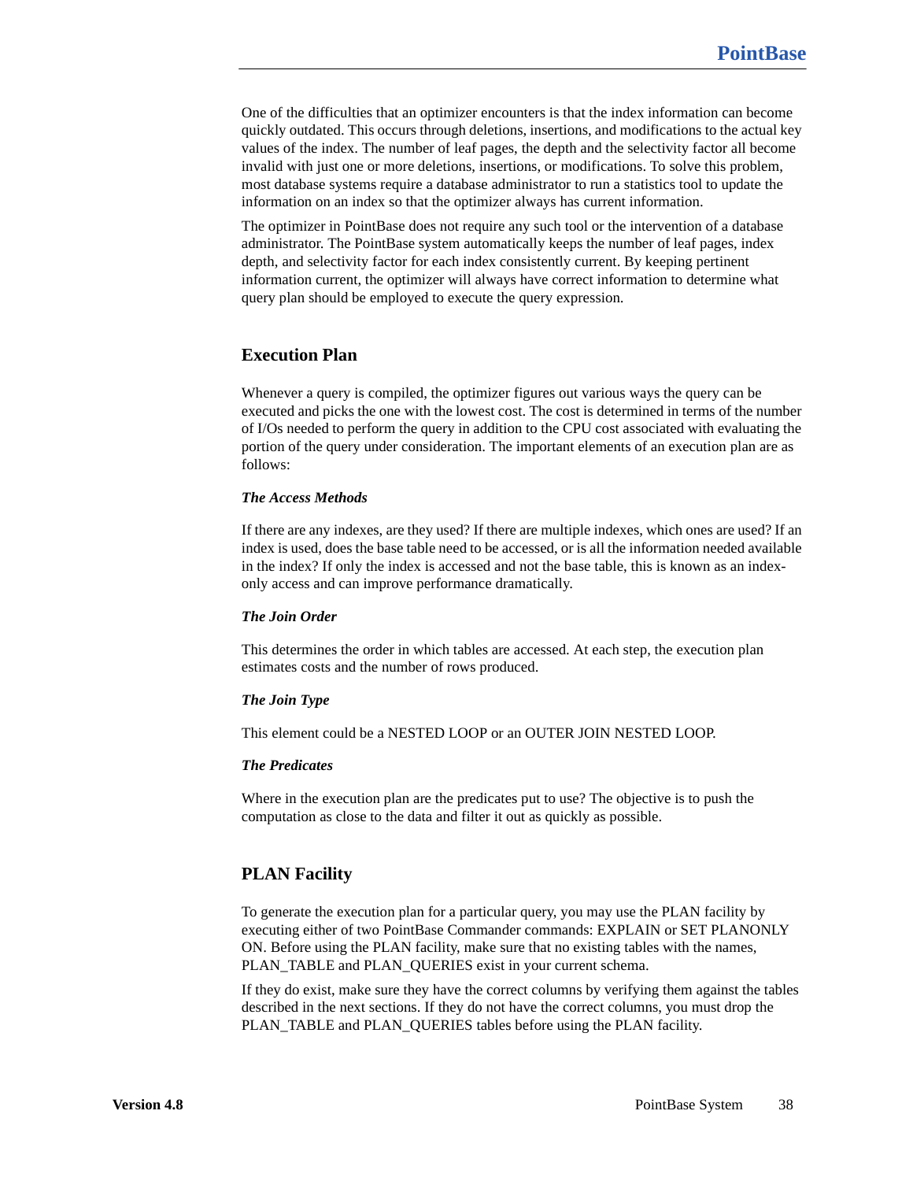One of the difficulties that an optimizer encounters is that the index information can become quickly outdated. This occurs through deletions, insertions, and modifications to the actual key values of the index. The number of leaf pages, the depth and the selectivity factor all become invalid with just one or more deletions, insertions, or modifications. To solve this problem, most database systems require a database administrator to run a statistics tool to update the information on an index so that the optimizer always has current information.

The optimizer in PointBase does not require any such tool or the intervention of a database administrator. The PointBase system automatically keeps the number of leaf pages, index depth, and selectivity factor for each index consistently current. By keeping pertinent information current, the optimizer will always have correct information to determine what query plan should be employed to execute the query expression.

## Execution Plan

Whenever a query is compiled, the optimizer figures out various ways the query can be executed and picks the one with the lowest cost. The cost is determined in terms of the number of I/Os needed to perform the query in addition to the CPU cost associated with evaluating the portion of the query under consideration. The important elements of an execution plan are as follows:

***The Access Methods***

If there are any indexes, are they used? If there are multiple indexes, which ones are used? If an index is used, does the base table need to be accessed, or is all the information needed available in the index? If only the index is accessed and not the base table, this is known as an index-only access and can improve performance dramatically.

***The Join Order***

This determines the order in which tables are accessed. At each step, the execution plan estimates costs and the number of rows produced.

***The Join Type***

This element could be a NESTED LOOP or an OUTER JOIN NESTED LOOP.

***The Predicates***

Where in the execution plan are the predicates put to use? The objective is to push the computation as close to the data and filter it out as quickly as possible.

## PLAN Facility

To generate the execution plan for a particular query, you may use the PLAN facility by executing either of two PointBase Commander commands: EXPLAIN or SET PLANONLY ON. Before using the PLAN facility, make sure that no existing tables with the names, PLAN_TABLE and PLAN_QUERIES exist in your current schema.

If they do exist, make sure they have the correct columns by verifying them against the tables described in the next sections. If they do not have the correct columns, you must drop the PLAN_TABLE and PLAN_QUERIES tables before using the PLAN facility.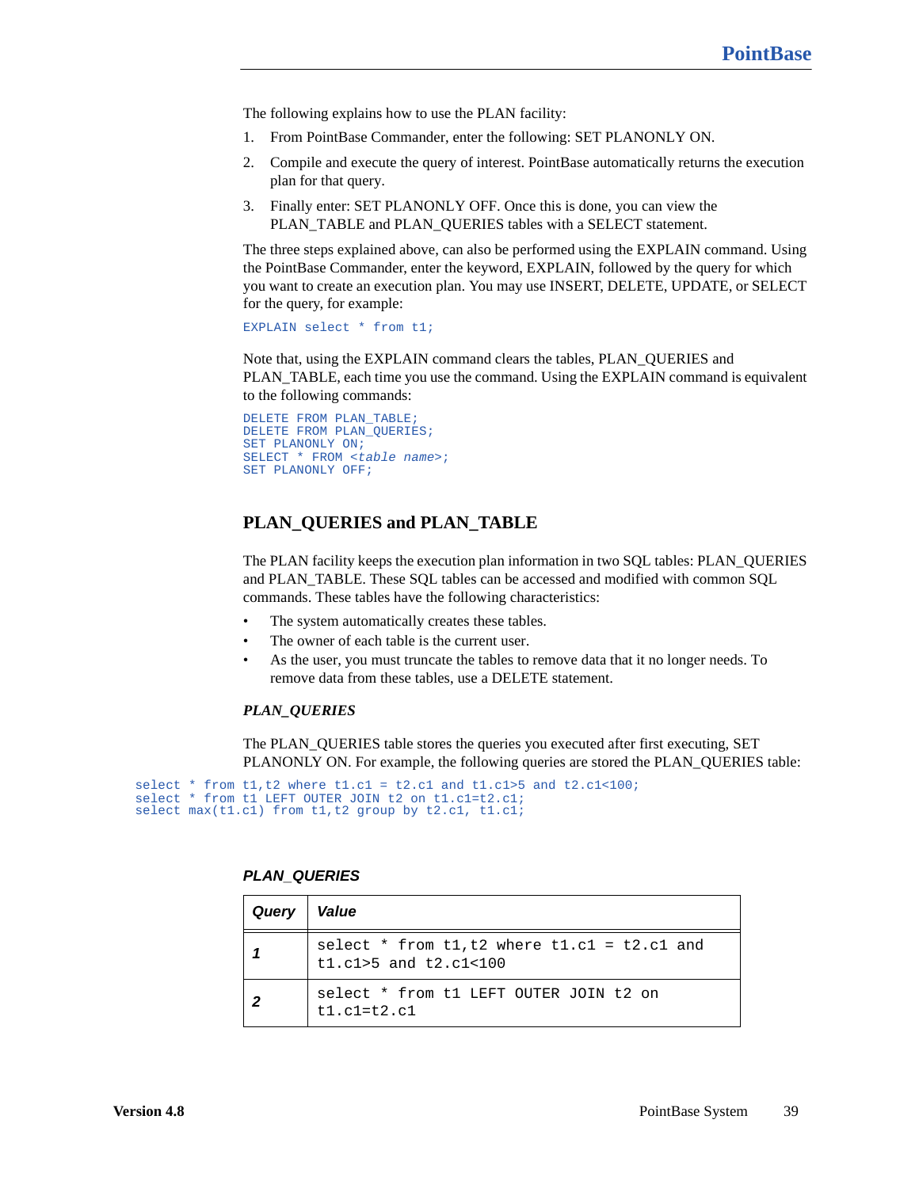The following explains how to use the PLAN facility:

1. From PointBase Commander, enter the following: SET PLANONLY ON.
2. Compile and execute the query of interest. PointBase automatically returns the execution plan for that query.
3. Finally enter: SET PLANONLY OFF. Once this is done, you can view the PLAN_TABLE and PLAN_QUERIES tables with a SELECT statement.

The three steps explained above, can also be performed using the EXPLAIN command. Using the PointBase Commander, enter the keyword, EXPLAIN, followed by the query for which you want to create an execution plan. You may use INSERT, DELETE, UPDATE, or SELECT for the query, for example:

```
EXPLAIN select * from t1;
```

Note that, using the EXPLAIN command clears the tables, PLAN_QUERIES and PLAN_TABLE, each time you use the command. Using the EXPLAIN command is equivalent to the following commands:

```
DELETE FROM PLAN_TABLE;
DELETE FROM PLAN_QUERIES;
SET PLANONLY ON;
SELECT * FROM <table name>;
SET PLANONLY OFF;
```

## PLAN_QUERIES and PLAN_TABLE

The PLAN facility keeps the execution plan information in two SQL tables: PLAN_QUERIES and PLAN_TABLE. These SQL tables can be accessed and modified with common SQL commands. These tables have the following characteristics:

- The system automatically creates these tables.
- The owner of each table is the current user.
- As the user, you must truncate the tables to remove data that it no longer needs. To remove data from these tables, use a DELETE statement.

### *PLAN_QUERIES*

The PLAN_QUERIES table stores the queries you executed after first executing, SET PLANONLY ON. For example, the following queries are stored the PLAN_QUERIES table:

```
select * from t1,t2 where t1.c1 = t2.c1 and t1.c1>5 and t2.c1<100;
select * from t1 LEFT OUTER JOIN t2 on t1.c1=t2.c1;
select max(t1.c1) from t1,t2 group by t2.c1, t1.c1;
```

***PLAN_QUERIES***

| *Query* | *Value* |
|---|---|
| ***1*** | `select * from t1,t2 where t1.c1 = t2.c1 and t1.c1>5 and t2.c1<100` |
| ***2*** | `select * from t1 LEFT OUTER JOIN t2 on t1.c1=t2.c1` |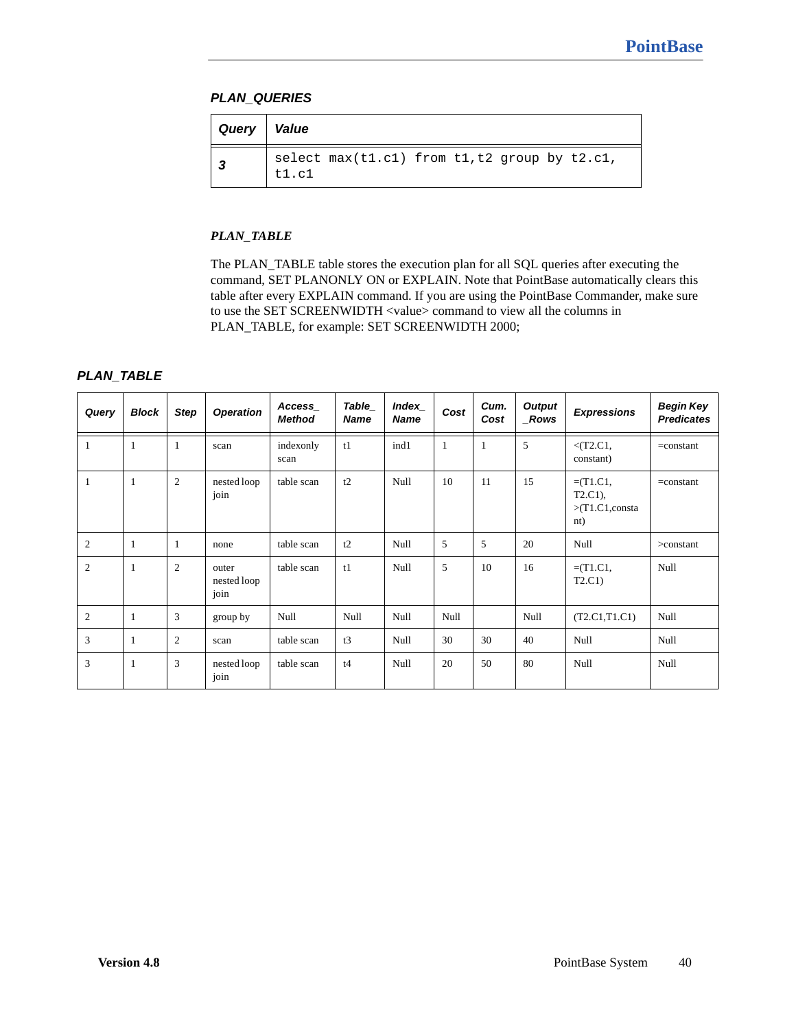*PLAN_QUERIES*

| *Query* | *Value* |
|---|---|
| *3* | `select max(t1.c1) from t1,t2 group by t2.c1, t1.c1` |

### *PLAN_TABLE*

The PLAN_TABLE table stores the execution plan for all SQL queries after executing the command, SET PLANONLY ON or EXPLAIN. Note that PointBase automatically clears this table after every EXPLAIN command. If you are using the PointBase Commander, make sure to use the SET SCREENWIDTH <value> command to view all the columns in PLAN_TABLE, for example: SET SCREENWIDTH 2000;

*PLAN_TABLE*

| *Query* | *Block* | *Step* | *Operation* | *Access_ Method* | *Table_ Name* | *Index_ Name* | *Cost* | *Cum. Cost* | *Output _Rows* | *Expressions* | *Begin Key Predicates* |
|---|---|---|---|---|---|---|---|---|---|---|---|
| 1 | 1 | 1 | scan | indexonly scan | t1 | ind1 | 1 | 1 | 5 | <(T2.C1, constant) | =constant |
| 1 | 1 | 2 | nested loop join | table scan | t2 | Null | 10 | 11 | 15 | =(T1.C1, T2.C1), >(T1.C1,constant) | =constant |
| 2 | 1 | 1 | none | table scan | t2 | Null | 5 | 5 | 20 | Null | >constant |
| 2 | 1 | 2 | outer nested loop join | table scan | t1 | Null | 5 | 10 | 16 | =(T1.C1, T2.C1) | Null |
| 2 | 1 | 3 | group by | Null | Null | Null | Null | | Null | (T2.C1,T1.C1) | Null |
| 3 | 1 | 2 | scan | table scan | t3 | Null | 30 | 30 | 40 | Null | Null |
| 3 | 1 | 3 | nested loop join | table scan | t4 | Null | 20 | 50 | 80 | Null | Null |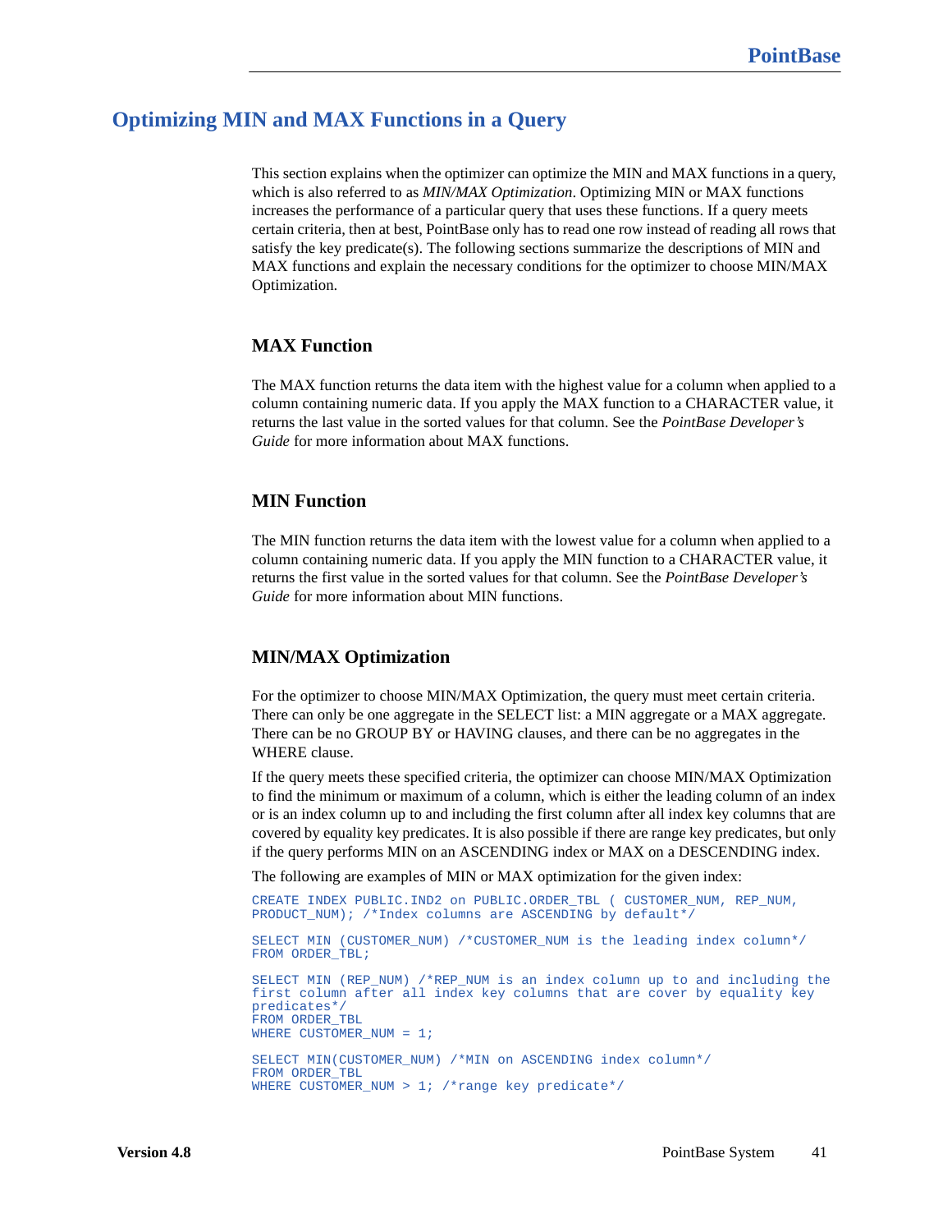## Optimizing MIN and MAX Functions in a Query

This section explains when the optimizer can optimize the MIN and MAX functions in a query, which is also referred to as *MIN/MAX Optimization*. Optimizing MIN or MAX functions increases the performance of a particular query that uses these functions. If a query meets certain criteria, then at best, PointBase only has to read one row instead of reading all rows that satisfy the key predicate(s). The following sections summarize the descriptions of MIN and MAX functions and explain the necessary conditions for the optimizer to choose MIN/MAX Optimization.

### MAX Function

The MAX function returns the data item with the highest value for a column when applied to a column containing numeric data. If you apply the MAX function to a CHARACTER value, it returns the last value in the sorted values for that column. See the *PointBase Developer's Guide* for more information about MAX functions.

### MIN Function

The MIN function returns the data item with the lowest value for a column when applied to a column containing numeric data. If you apply the MIN function to a CHARACTER value, it returns the first value in the sorted values for that column. See the *PointBase Developer's Guide* for more information about MIN functions.

### MIN/MAX Optimization

For the optimizer to choose MIN/MAX Optimization, the query must meet certain criteria. There can only be one aggregate in the SELECT list: a MIN aggregate or a MAX aggregate. There can be no GROUP BY or HAVING clauses, and there can be no aggregates in the WHERE clause.

If the query meets these specified criteria, the optimizer can choose MIN/MAX Optimization to find the minimum or maximum of a column, which is either the leading column of an index or is an index column up to and including the first column after all index key columns that are covered by equality key predicates. It is also possible if there are range key predicates, but only if the query performs MIN on an ASCENDING index or MAX on a DESCENDING index.

The following are examples of MIN or MAX optimization for the given index:

```
CREATE INDEX PUBLIC.IND2 on PUBLIC.ORDER_TBL ( CUSTOMER_NUM, REP_NUM,
PRODUCT_NUM); /*Index columns are ASCENDING by default*/

SELECT MIN (CUSTOMER_NUM) /*CUSTOMER_NUM is the leading index column*/
FROM ORDER_TBL;

SELECT MIN (REP_NUM) /*REP_NUM is an index column up to and including the
first column after all index key columns that are cover by equality key
predicates*/
FROM ORDER_TBL
WHERE CUSTOMER_NUM = 1;

SELECT MIN(CUSTOMER_NUM) /*MIN on ASCENDING index column*/
FROM ORDER_TBL
WHERE CUSTOMER_NUM > 1; /*range key predicate*/
```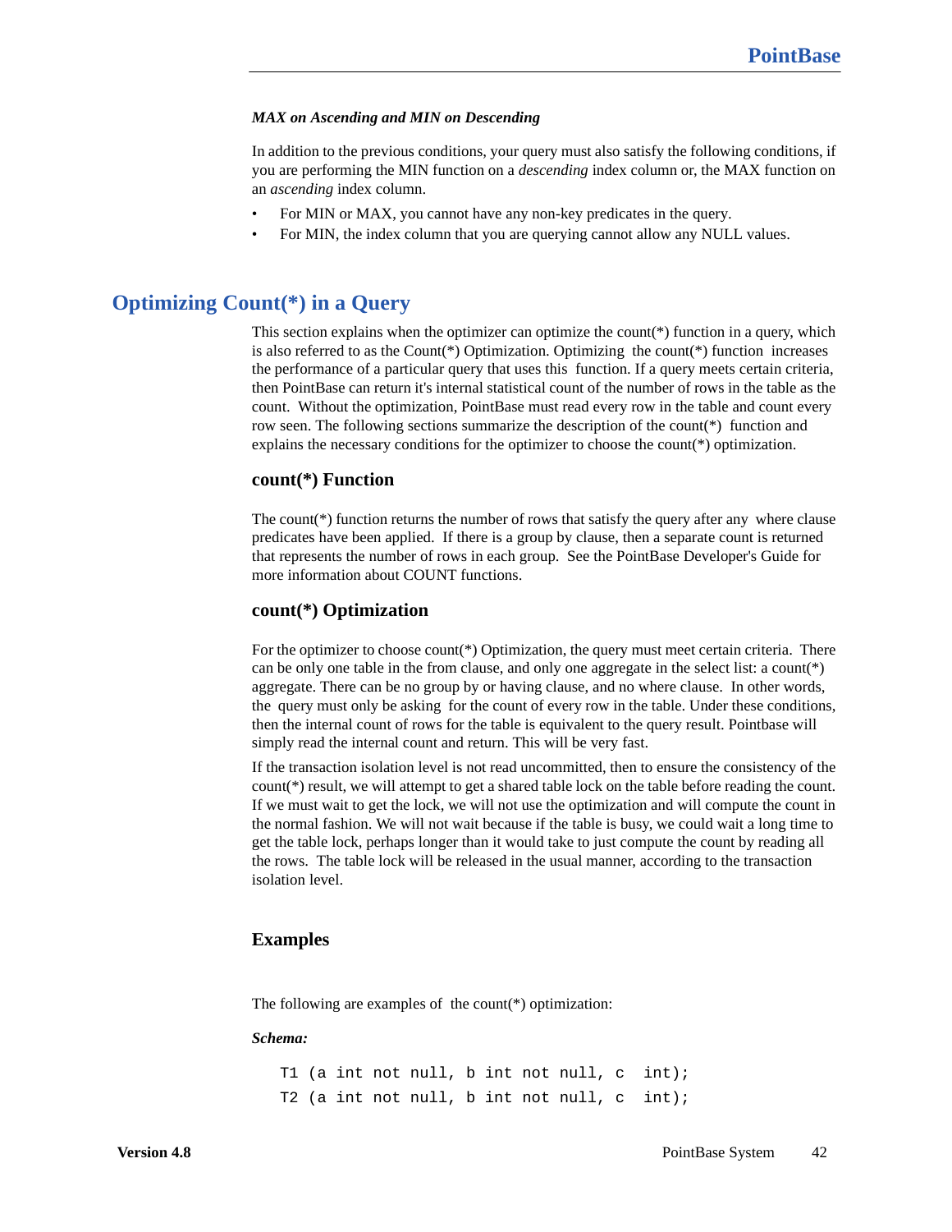***MAX on Ascending and MIN on Descending***

In addition to the previous conditions, your query must also satisfy the following conditions, if you are performing the MIN function on a *descending* index column or, the MAX function on an *ascending* index column.

- For MIN or MAX, you cannot have any non-key predicates in the query.
- For MIN, the index column that you are querying cannot allow any NULL values.

# Optimizing Count(*) in a Query

This section explains when the optimizer can optimize the count(*) function in a query, which is also referred to as the Count(*) Optimization. Optimizing the count(*) function increases the performance of a particular query that uses this function. If a query meets certain criteria, then PointBase can return it's internal statistical count of the number of rows in the table as the count. Without the optimization, PointBase must read every row in the table and count every row seen. The following sections summarize the description of the count(*) function and explains the necessary conditions for the optimizer to choose the count(*) optimization.

## count(*) Function

The count(*) function returns the number of rows that satisfy the query after any where clause predicates have been applied. If there is a group by clause, then a separate count is returned that represents the number of rows in each group. See the PointBase Developer's Guide for more information about COUNT functions.

## count(*) Optimization

For the optimizer to choose count(*) Optimization, the query must meet certain criteria. There can be only one table in the from clause, and only one aggregate in the select list: a count(*) aggregate. There can be no group by or having clause, and no where clause. In other words, the query must only be asking for the count of every row in the table. Under these conditions, then the internal count of rows for the table is equivalent to the query result. Pointbase will simply read the internal count and return. This will be very fast.

If the transaction isolation level is not read uncommitted, then to ensure the consistency of the count(*) result, we will attempt to get a shared table lock on the table before reading the count. If we must wait to get the lock, we will not use the optimization and will compute the count in the normal fashion. We will not wait because if the table is busy, we could wait a long time to get the table lock, perhaps longer than it would take to just compute the count by reading all the rows. The table lock will be released in the usual manner, according to the transaction isolation level.

## Examples

The following are examples of the count(*) optimization:

***Schema:***

```
T1 (a int not null, b int not null, c  int);
T2 (a int not null, b int not null, c  int);
```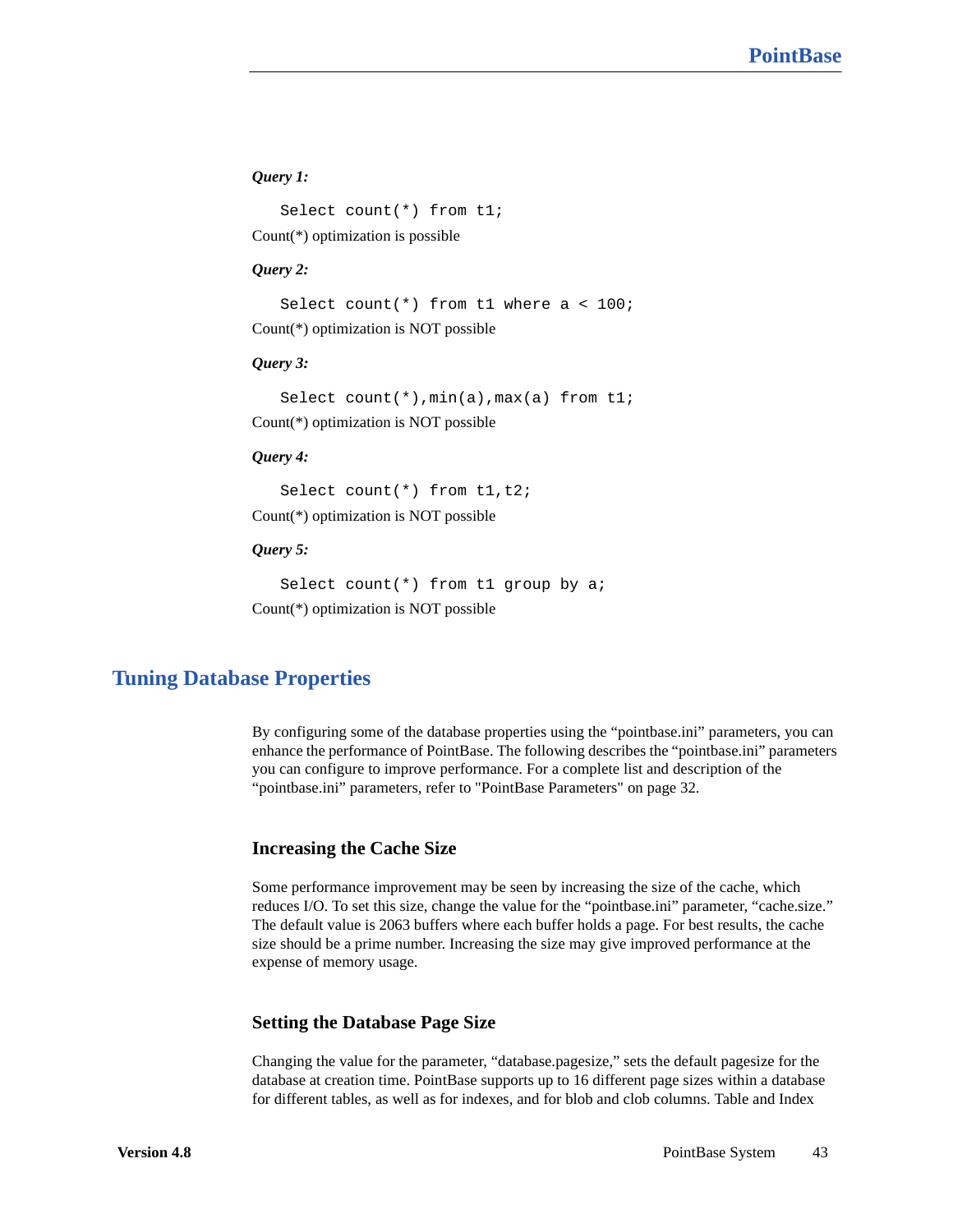***Query 1:***

```
Select count(*) from t1;
```

Count(*) optimization is possible

***Query 2:***

```
Select count(*) from t1 where a < 100;
```

Count(*) optimization is NOT possible

***Query 3:***

```
Select count(*),min(a),max(a) from t1;
```

Count(*) optimization is NOT possible

***Query 4:***

```
Select count(*) from t1,t2;
```

Count(*) optimization is NOT possible

***Query 5:***

```
Select count(*) from t1 group by a;
```

Count(*) optimization is NOT possible

## Tuning Database Properties

By configuring some of the database properties using the “pointbase.ini” parameters, you can enhance the performance of PointBase. The following describes the “pointbase.ini” parameters you can configure to improve performance. For a complete list and description of the “pointbase.ini” parameters, refer to "PointBase Parameters" on page 32.

### Increasing the Cache Size

Some performance improvement may be seen by increasing the size of the cache, which reduces I/O. To set this size, change the value for the “pointbase.ini” parameter, “cache.size.” The default value is 2063 buffers where each buffer holds a page. For best results, the cache size should be a prime number. Increasing the size may give improved performance at the expense of memory usage.

### Setting the Database Page Size

Changing the value for the parameter, “database.pagesize,” sets the default pagesize for the database at creation time. PointBase supports up to 16 different page sizes within a database for different tables, as well as for indexes, and for blob and clob columns. Table and Index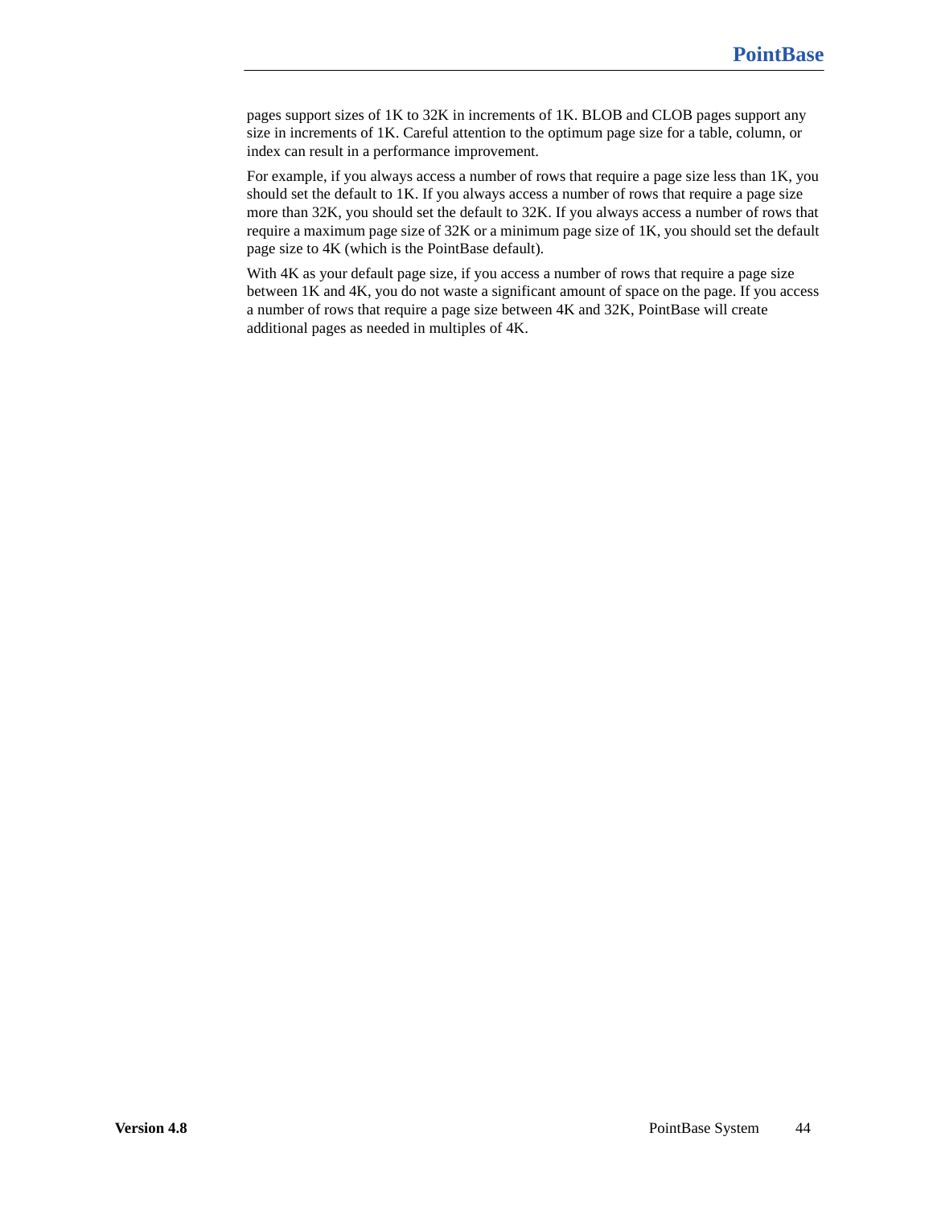pages support sizes of 1K to 32K in increments of 1K. BLOB and CLOB pages support any size in increments of 1K. Careful attention to the optimum page size for a table, column, or index can result in a performance improvement.

For example, if you always access a number of rows that require a page size less than 1K, you should set the default to 1K. If you always access a number of rows that require a page size more than 32K, you should set the default to 32K. If you always access a number of rows that require a maximum page size of 32K or a minimum page size of 1K, you should set the default page size to 4K (which is the PointBase default).

With 4K as your default page size, if you access a number of rows that require a page size between 1K and 4K, you do not waste a significant amount of space on the page. If you access a number of rows that require a page size between 4K and 32K, PointBase will create additional pages as needed in multiples of 4K.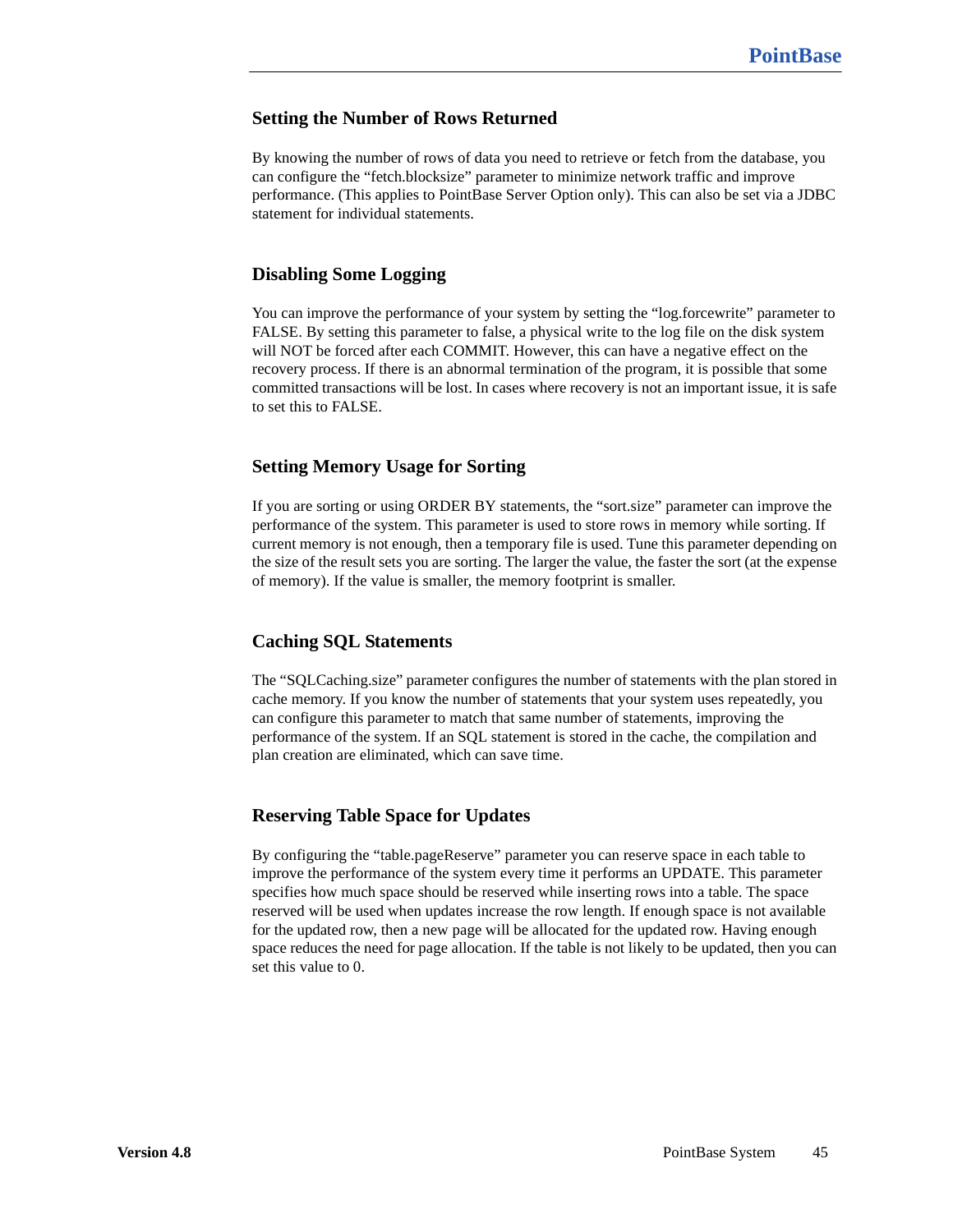### Setting the Number of Rows Returned

By knowing the number of rows of data you need to retrieve or fetch from the database, you can configure the “fetch.blocksize” parameter to minimize network traffic and improve performance. (This applies to PointBase Server Option only). This can also be set via a JDBC statement for individual statements.

### Disabling Some Logging

You can improve the performance of your system by setting the “log.forcewrite” parameter to FALSE. By setting this parameter to false, a physical write to the log file on the disk system will NOT be forced after each COMMIT. However, this can have a negative effect on the recovery process. If there is an abnormal termination of the program, it is possible that some committed transactions will be lost. In cases where recovery is not an important issue, it is safe to set this to FALSE.

### Setting Memory Usage for Sorting

If you are sorting or using ORDER BY statements, the “sort.size” parameter can improve the performance of the system. This parameter is used to store rows in memory while sorting. If current memory is not enough, then a temporary file is used. Tune this parameter depending on the size of the result sets you are sorting. The larger the value, the faster the sort (at the expense of memory). If the value is smaller, the memory footprint is smaller.

### Caching SQL Statements

The “SQLCaching.size” parameter configures the number of statements with the plan stored in cache memory. If you know the number of statements that your system uses repeatedly, you can configure this parameter to match that same number of statements, improving the performance of the system. If an SQL statement is stored in the cache, the compilation and plan creation are eliminated, which can save time.

### Reserving Table Space for Updates

By configuring the “table.pageReserve” parameter you can reserve space in each table to improve the performance of the system every time it performs an UPDATE. This parameter specifies how much space should be reserved while inserting rows into a table. The space reserved will be used when updates increase the row length. If enough space is not available for the updated row, then a new page will be allocated for the updated row. Having enough space reduces the need for page allocation. If the table is not likely to be updated, then you can set this value to 0.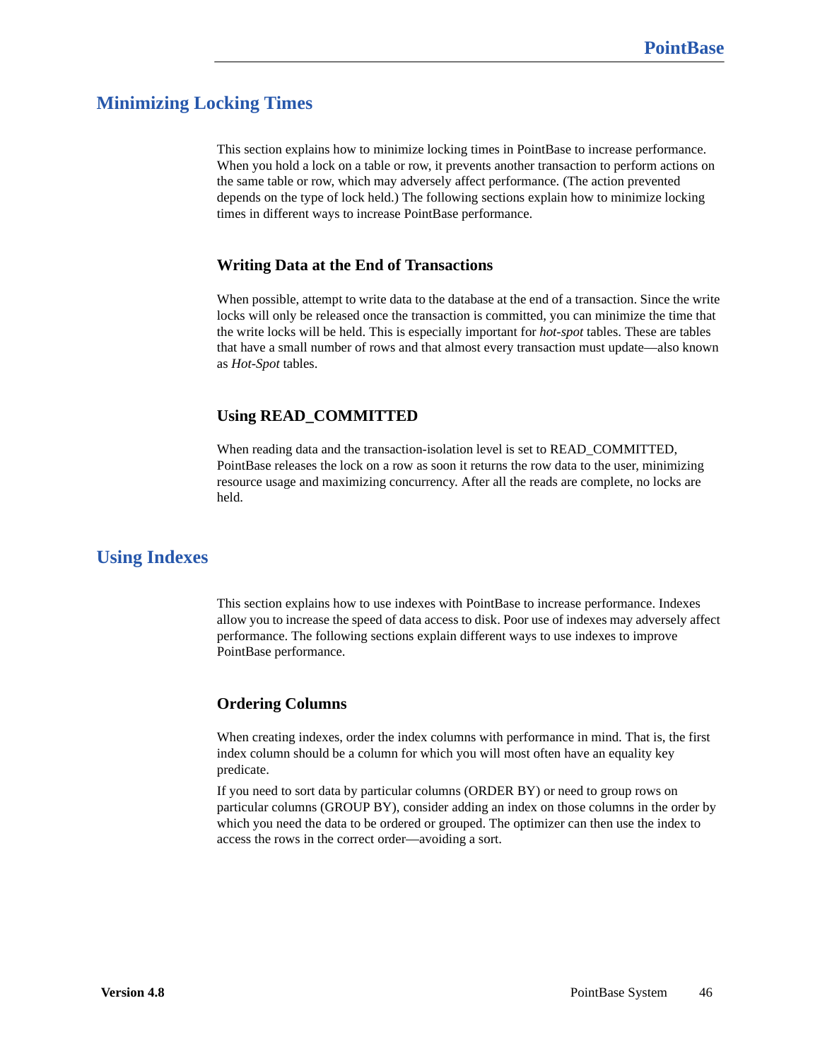## Minimizing Locking Times

This section explains how to minimize locking times in PointBase to increase performance. When you hold a lock on a table or row, it prevents another transaction to perform actions on the same table or row, which may adversely affect performance. (The action prevented depends on the type of lock held.) The following sections explain how to minimize locking times in different ways to increase PointBase performance.

### Writing Data at the End of Transactions

When possible, attempt to write data to the database at the end of a transaction. Since the write locks will only be released once the transaction is committed, you can minimize the time that the write locks will be held. This is especially important for *hot-spot* tables. These are tables that have a small number of rows and that almost every transaction must update—also known as *Hot-Spot* tables.

### Using READ_COMMITTED

When reading data and the transaction-isolation level is set to READ_COMMITTED, PointBase releases the lock on a row as soon it returns the row data to the user, minimizing resource usage and maximizing concurrency. After all the reads are complete, no locks are held.

## Using Indexes

This section explains how to use indexes with PointBase to increase performance. Indexes allow you to increase the speed of data access to disk. Poor use of indexes may adversely affect performance. The following sections explain different ways to use indexes to improve PointBase performance.

### Ordering Columns

When creating indexes, order the index columns with performance in mind. That is, the first index column should be a column for which you will most often have an equality key predicate.

If you need to sort data by particular columns (ORDER BY) or need to group rows on particular columns (GROUP BY), consider adding an index on those columns in the order by which you need the data to be ordered or grouped. The optimizer can then use the index to access the rows in the correct order—avoiding a sort.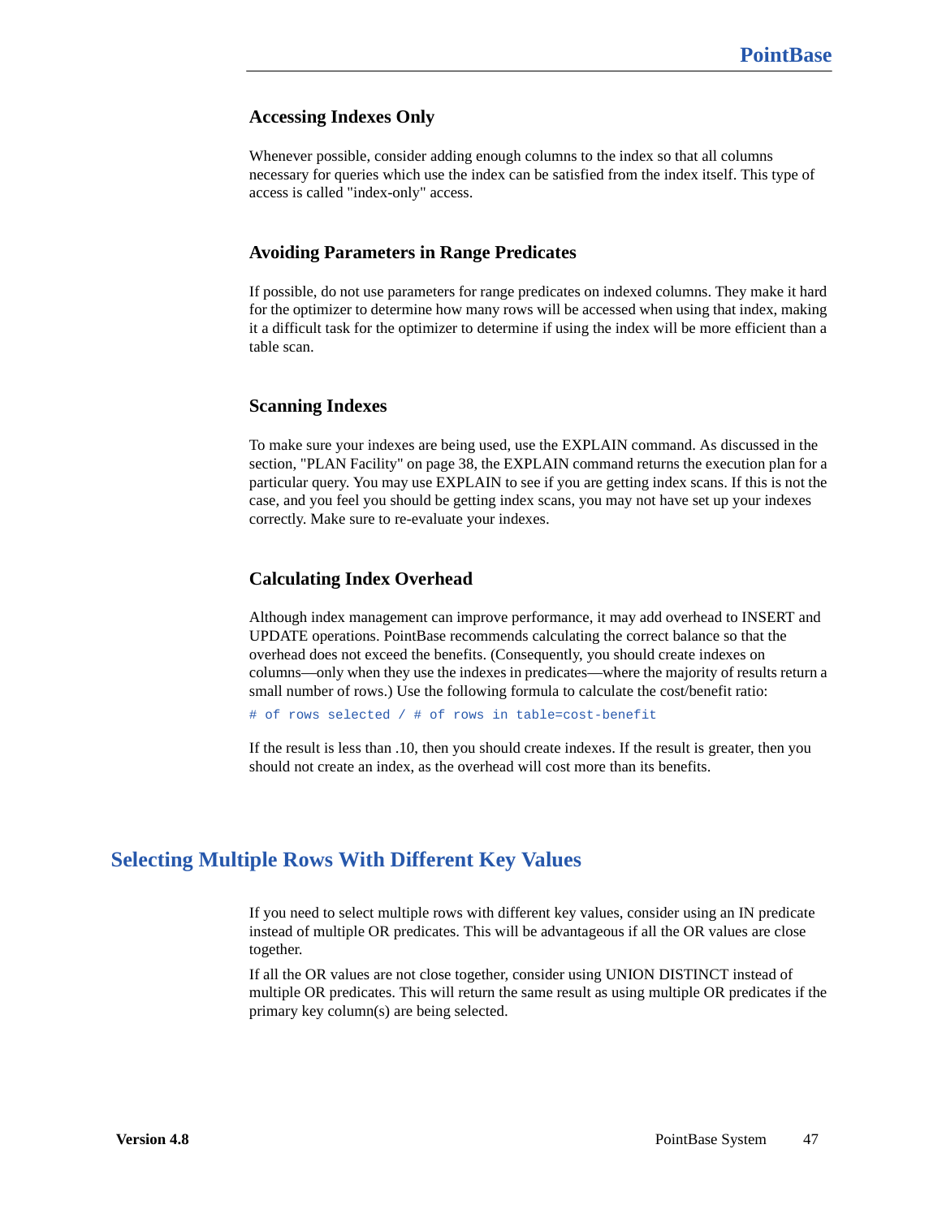### Accessing Indexes Only

Whenever possible, consider adding enough columns to the index so that all columns necessary for queries which use the index can be satisfied from the index itself. This type of access is called "index-only" access.

### Avoiding Parameters in Range Predicates

If possible, do not use parameters for range predicates on indexed columns. They make it hard for the optimizer to determine how many rows will be accessed when using that index, making it a difficult task for the optimizer to determine if using the index will be more efficient than a table scan.

### Scanning Indexes

To make sure your indexes are being used, use the EXPLAIN command. As discussed in the section, "PLAN Facility" on page 38, the EXPLAIN command returns the execution plan for a particular query. You may use EXPLAIN to see if you are getting index scans. If this is not the case, and you feel you should be getting index scans, you may not have set up your indexes correctly. Make sure to re-evaluate your indexes.

### Calculating Index Overhead

Although index management can improve performance, it may add overhead to INSERT and UPDATE operations. PointBase recommends calculating the correct balance so that the overhead does not exceed the benefits. (Consequently, you should create indexes on columns—only when they use the indexes in predicates—where the majority of results return a small number of rows.) Use the following formula to calculate the cost/benefit ratio:

```
# of rows selected / # of rows in table=cost-benefit
```

If the result is less than .10, then you should create indexes. If the result is greater, then you should not create an index, as the overhead will cost more than its benefits.

## Selecting Multiple Rows With Different Key Values

If you need to select multiple rows with different key values, consider using an IN predicate instead of multiple OR predicates. This will be advantageous if all the OR values are close together.

If all the OR values are not close together, consider using UNION DISTINCT instead of multiple OR predicates. This will return the same result as using multiple OR predicates if the primary key column(s) are being selected.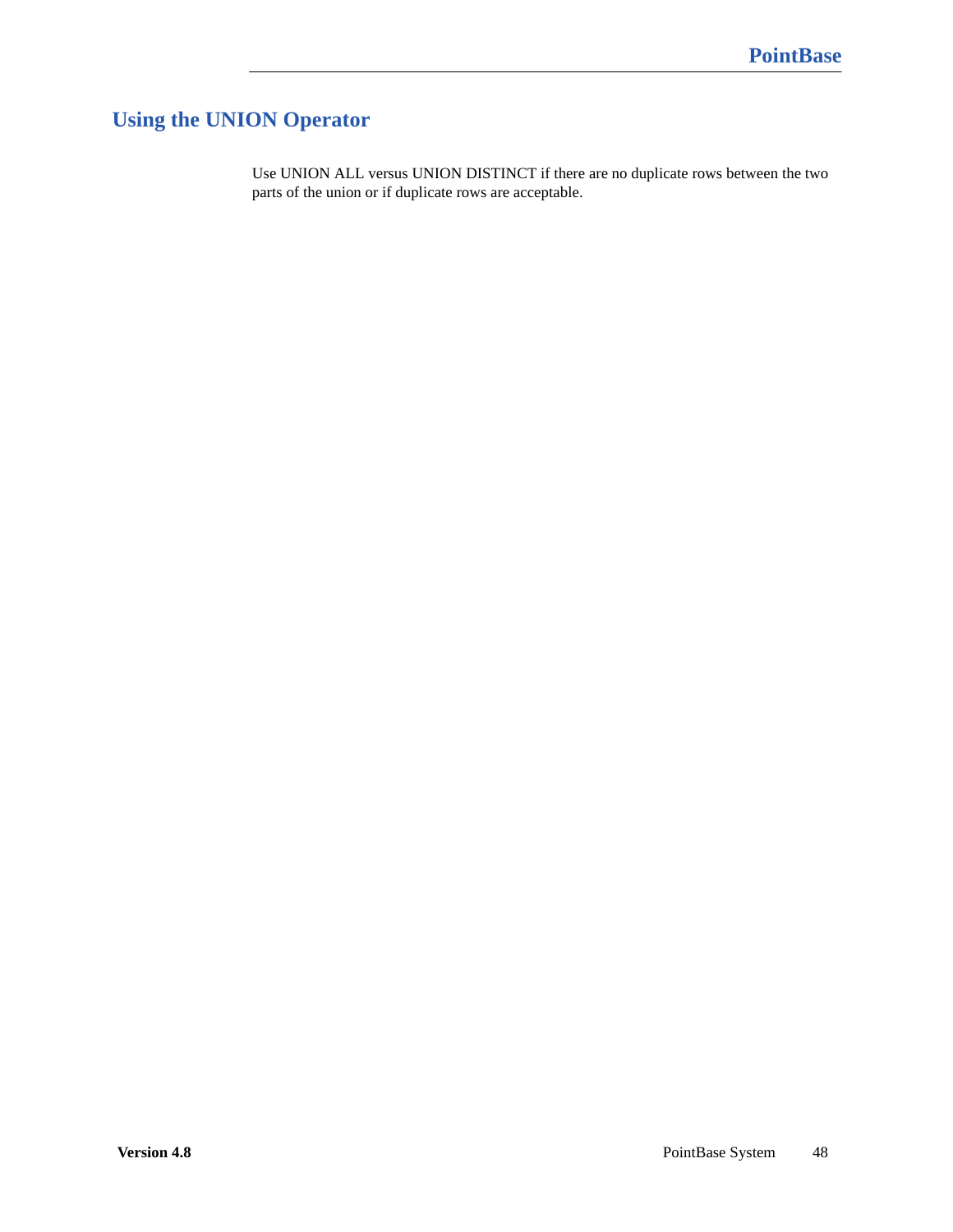## Using the UNION Operator

Use UNION ALL versus UNION DISTINCT if there are no duplicate rows between the two parts of the union or if duplicate rows are acceptable.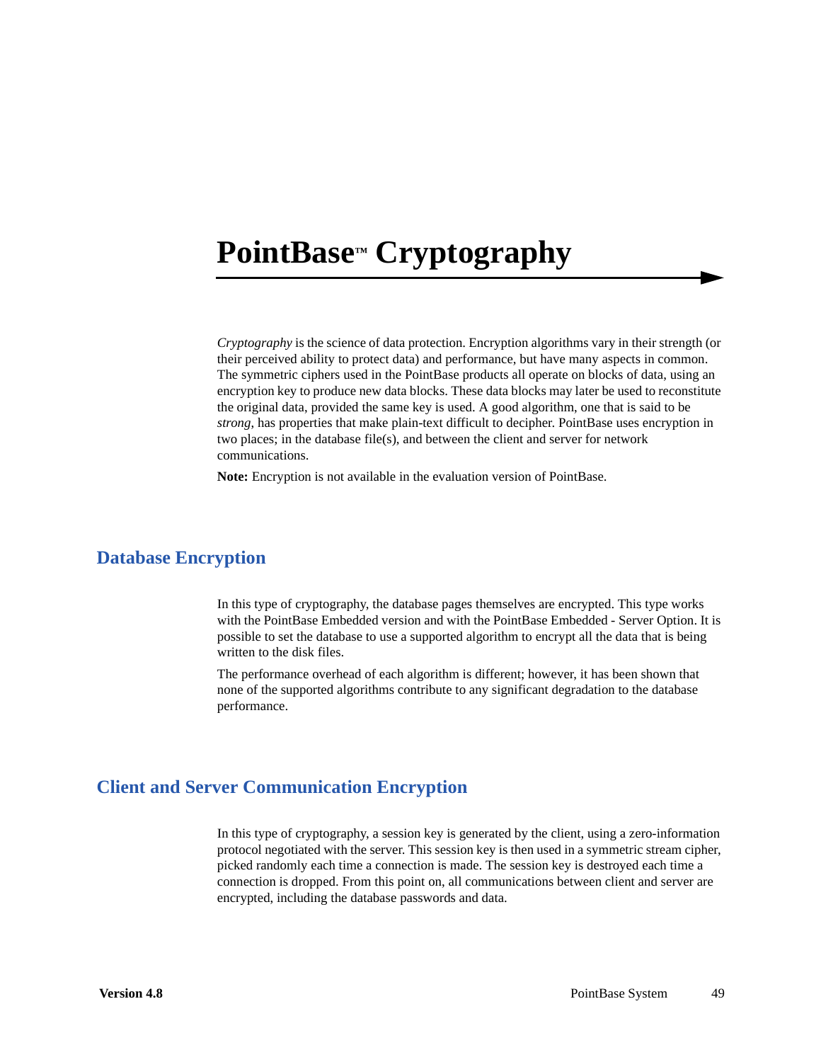# PointBase™ Cryptography

*Cryptography* is the science of data protection. Encryption algorithms vary in their strength (or their perceived ability to protect data) and performance, but have many aspects in common. The symmetric ciphers used in the PointBase products all operate on blocks of data, using an encryption key to produce new data blocks. These data blocks may later be used to reconstitute the original data, provided the same key is used. A good algorithm, one that is said to be *strong*, has properties that make plain-text difficult to decipher. PointBase uses encryption in two places; in the database file(s), and between the client and server for network communications.

**Note:** Encryption is not available in the evaluation version of PointBase.

## Database Encryption

In this type of cryptography, the database pages themselves are encrypted. This type works with the PointBase Embedded version and with the PointBase Embedded - Server Option. It is possible to set the database to use a supported algorithm to encrypt all the data that is being written to the disk files.

The performance overhead of each algorithm is different; however, it has been shown that none of the supported algorithms contribute to any significant degradation to the database performance.

## Client and Server Communication Encryption

In this type of cryptography, a session key is generated by the client, using a zero-information protocol negotiated with the server. This session key is then used in a symmetric stream cipher, picked randomly each time a connection is made. The session key is destroyed each time a connection is dropped. From this point on, all communications between client and server are encrypted, including the database passwords and data.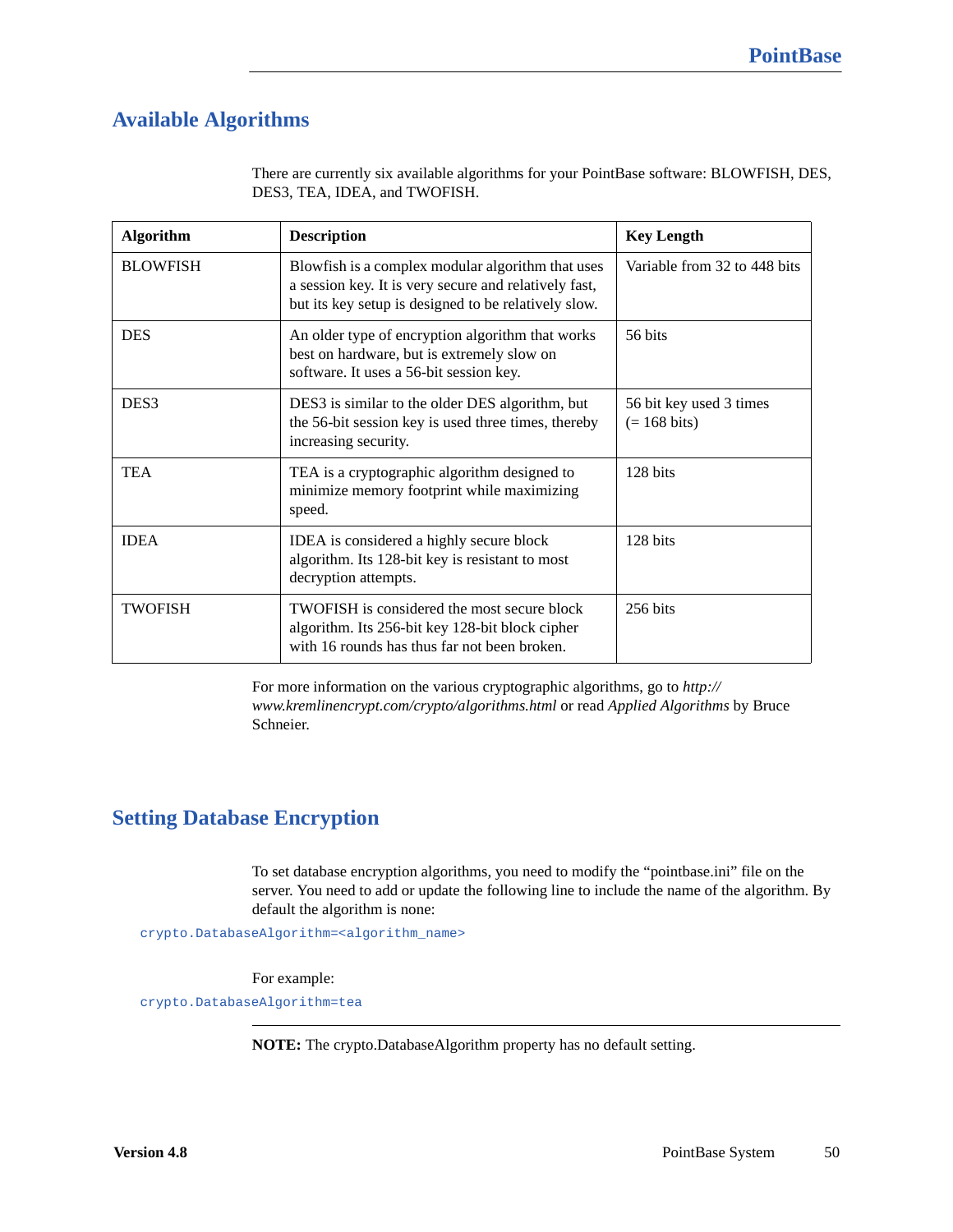## Available Algorithms

There are currently six available algorithms for your PointBase software: BLOWFISH, DES, DES3, TEA, IDEA, and TWOFISH.

| Algorithm | Description | Key Length |
|---|---|---|
| BLOWFISH | Blowfish is a complex modular algorithm that uses a session key. It is very secure and relatively fast, but its key setup is designed to be relatively slow. | Variable from 32 to 448 bits |
| DES | An older type of encryption algorithm that works best on hardware, but is extremely slow on software. It uses a 56-bit session key. | 56 bits |
| DES3 | DES3 is similar to the older DES algorithm, but the 56-bit session key is used three times, thereby increasing security. | 56 bit key used 3 times (= 168 bits) |
| TEA | TEA is a cryptographic algorithm designed to minimize memory footprint while maximizing speed. | 128 bits |
| IDEA | IDEA is considered a highly secure block algorithm. Its 128-bit key is resistant to most decryption attempts. | 128 bits |
| TWOFISH | TWOFISH is considered the most secure block algorithm. Its 256-bit key 128-bit block cipher with 16 rounds has thus far not been broken. | 256 bits |

For more information on the various cryptographic algorithms, go to *http://www.kremlinencrypt.com/crypto/algorithms.html* or read *Applied Algorithms* by Bruce Schneier.

## Setting Database Encryption

To set database encryption algorithms, you need to modify the “pointbase.ini” file on the server. You need to add or update the following line to include the name of the algorithm. By default the algorithm is none:

```
crypto.DatabaseAlgorithm=<algorithm_name>
```

For example:

```
crypto.DatabaseAlgorithm=tea
```

**NOTE:** The crypto.DatabaseAlgorithm property has no default setting.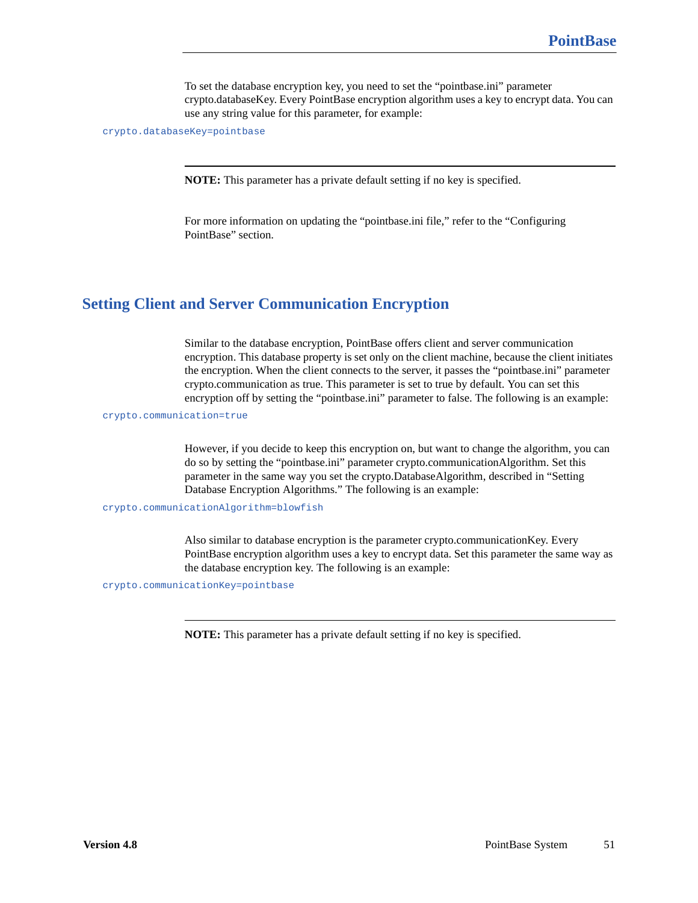To set the database encryption key, you need to set the “pointbase.ini” parameter crypto.databaseKey. Every PointBase encryption algorithm uses a key to encrypt data. You can use any string value for this parameter, for example:

```
crypto.databaseKey=pointbase
```

---

**NOTE:** This parameter has a private default setting if no key is specified.

For more information on updating the “pointbase.ini file,” refer to the “Configuring PointBase” section.

## Setting Client and Server Communication Encryption

Similar to the database encryption, PointBase offers client and server communication encryption. This database property is set only on the client machine, because the client initiates the encryption. When the client connects to the server, it passes the “pointbase.ini” parameter crypto.communication as true. This parameter is set to true by default. You can set this encryption off by setting the “pointbase.ini” parameter to false. The following is an example:

```
crypto.communication=true
```

However, if you decide to keep this encryption on, but want to change the algorithm, you can do so by setting the “pointbase.ini” parameter crypto.communicationAlgorithm. Set this parameter in the same way you set the crypto.DatabaseAlgorithm, described in “Setting Database Encryption Algorithms.” The following is an example:

```
crypto.communicationAlgorithm=blowfish
```

Also similar to database encryption is the parameter crypto.communicationKey. Every PointBase encryption algorithm uses a key to encrypt data. Set this parameter the same way as the database encryption key. The following is an example:

```
crypto.communicationKey=pointbase
```

---

**NOTE:** This parameter has a private default setting if no key is specified.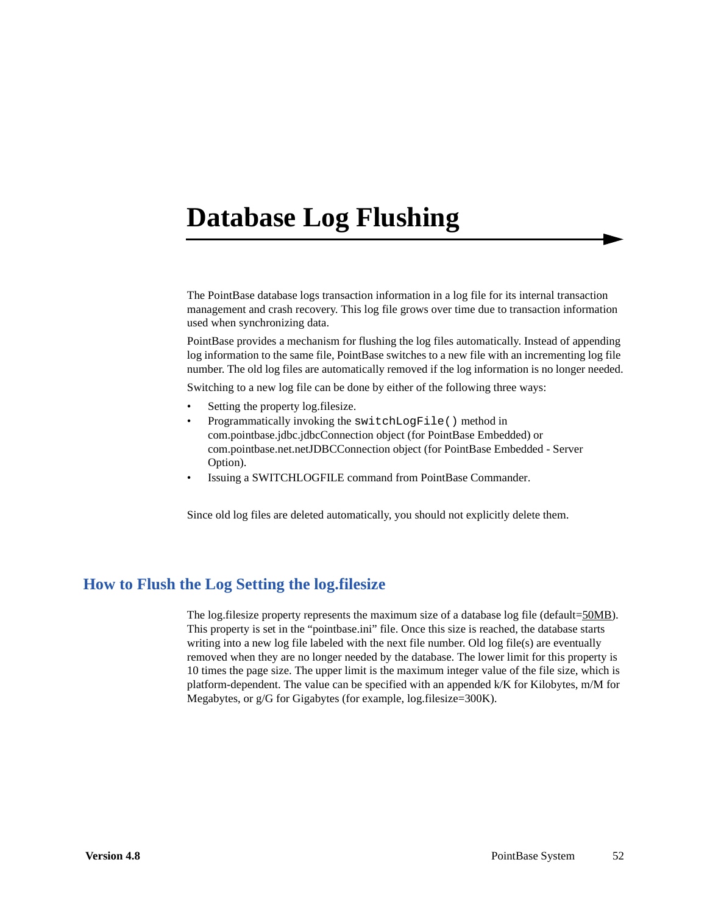# Database Log Flushing

The PointBase database logs transaction information in a log file for its internal transaction management and crash recovery. This log file grows over time due to transaction information used when synchronizing data.

PointBase provides a mechanism for flushing the log files automatically. Instead of appending log information to the same file, PointBase switches to a new file with an incrementing log file number. The old log files are automatically removed if the log information is no longer needed.

Switching to a new log file can be done by either of the following three ways:

- Setting the property log.filesize.
- Programmatically invoking the `switchLogFile()` method in com.pointbase.jdbc.jdbcConnection object (for PointBase Embedded) or com.pointbase.net.netJDBCConnection object (for PointBase Embedded - Server Option).
- Issuing a SWITCHLOGFILE command from PointBase Commander.

Since old log files are deleted automatically, you should not explicitly delete them.

## How to Flush the Log Setting the log.filesize

The log.filesize property represents the maximum size of a database log file (default=50MB). This property is set in the "pointbase.ini" file. Once this size is reached, the database starts writing into a new log file labeled with the next file number. Old log file(s) are eventually removed when they are no longer needed by the database. The lower limit for this property is 10 times the page size. The upper limit is the maximum integer value of the file size, which is platform-dependent. The value can be specified with an appended k/K for Kilobytes, m/M for Megabytes, or g/G for Gigabytes (for example, log.filesize=300K).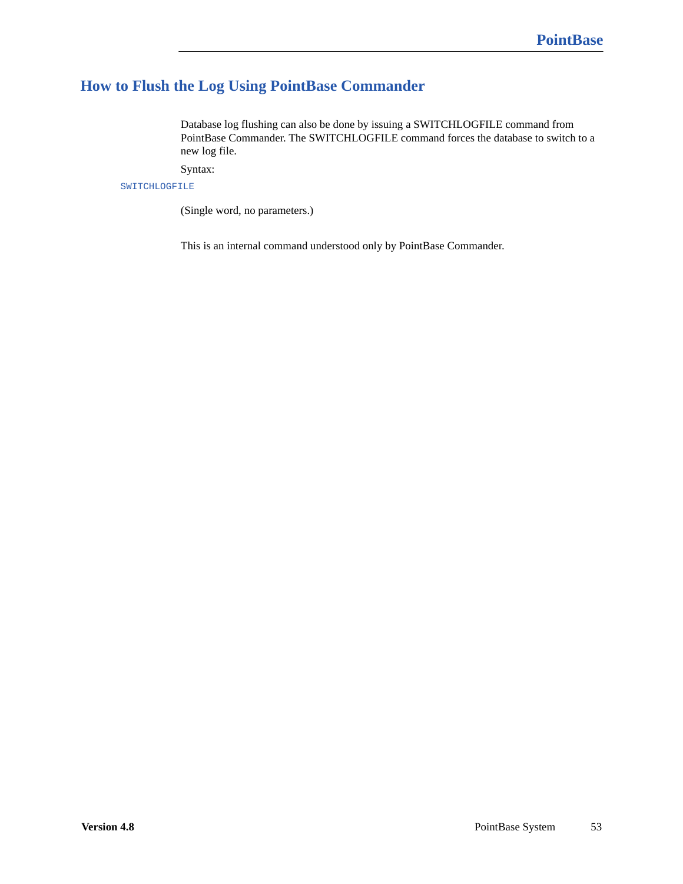## How to Flush the Log Using PointBase Commander

Database log flushing can also be done by issuing a SWITCHLOGFILE command from PointBase Commander. The SWITCHLOGFILE command forces the database to switch to a new log file.

Syntax:

```
SWITCHLOGFILE
```

(Single word, no parameters.)

This is an internal command understood only by PointBase Commander.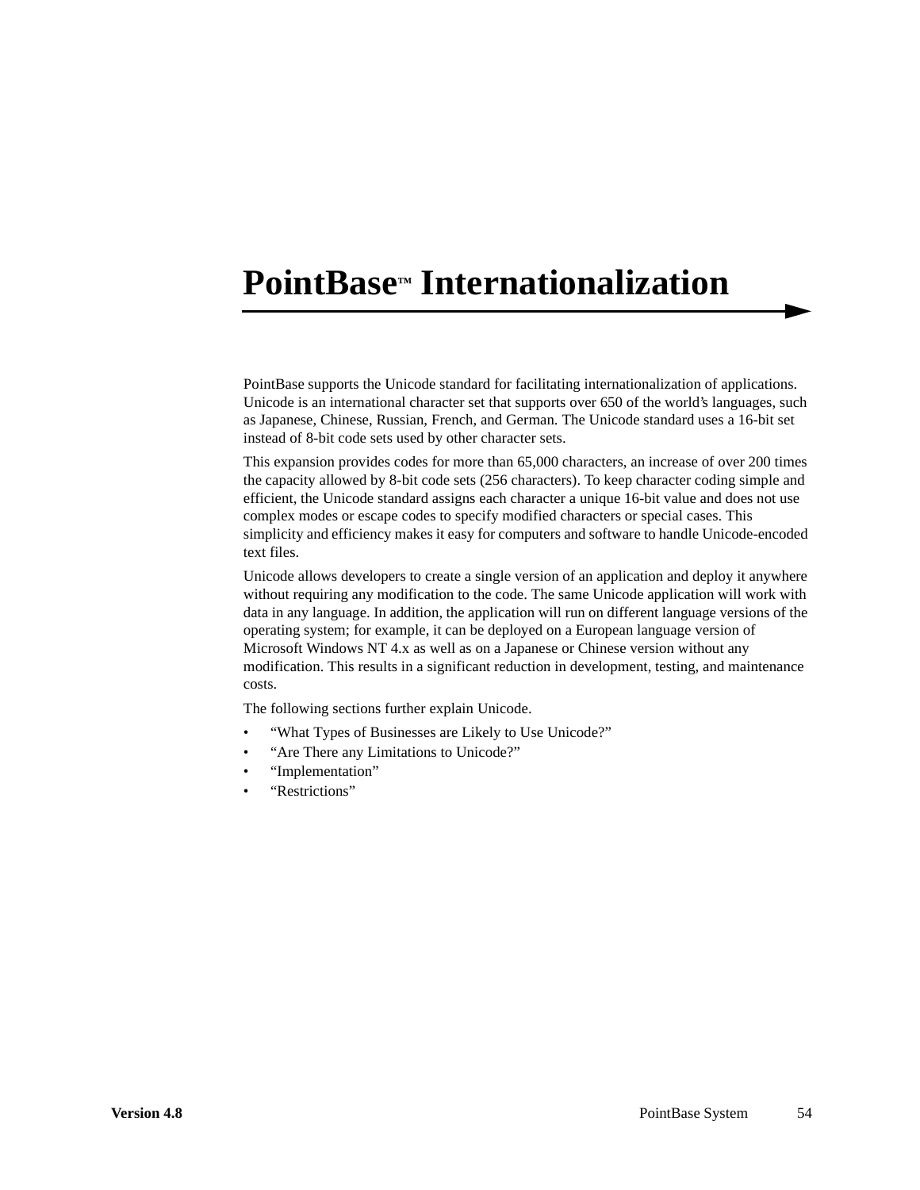# PointBase™ Internationalization

PointBase supports the Unicode standard for facilitating internationalization of applications. Unicode is an international character set that supports over 650 of the world's languages, such as Japanese, Chinese, Russian, French, and German. The Unicode standard uses a 16-bit set instead of 8-bit code sets used by other character sets.

This expansion provides codes for more than 65,000 characters, an increase of over 200 times the capacity allowed by 8-bit code sets (256 characters). To keep character coding simple and efficient, the Unicode standard assigns each character a unique 16-bit value and does not use complex modes or escape codes to specify modified characters or special cases. This simplicity and efficiency makes it easy for computers and software to handle Unicode-encoded text files.

Unicode allows developers to create a single version of an application and deploy it anywhere without requiring any modification to the code. The same Unicode application will work with data in any language. In addition, the application will run on different language versions of the operating system; for example, it can be deployed on a European language version of Microsoft Windows NT 4.x as well as on a Japanese or Chinese version without any modification. This results in a significant reduction in development, testing, and maintenance costs.

The following sections further explain Unicode.

- "What Types of Businesses are Likely to Use Unicode?"
- "Are There any Limitations to Unicode?"
- "Implementation"
- "Restrictions"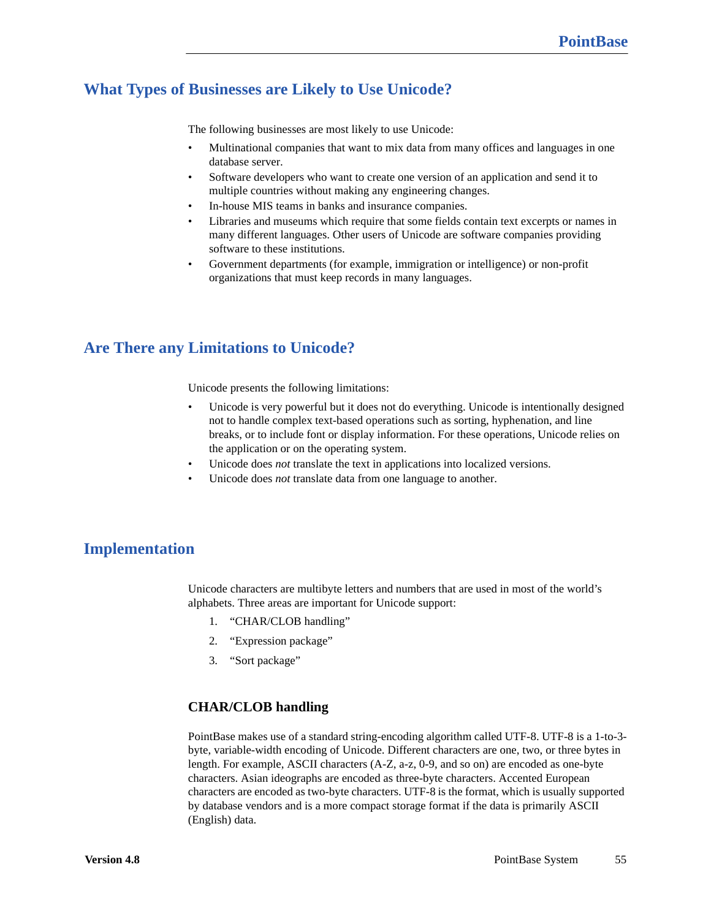## What Types of Businesses are Likely to Use Unicode?

The following businesses are most likely to use Unicode:

- Multinational companies that want to mix data from many offices and languages in one database server.
- Software developers who want to create one version of an application and send it to multiple countries without making any engineering changes.
- In-house MIS teams in banks and insurance companies.
- Libraries and museums which require that some fields contain text excerpts or names in many different languages. Other users of Unicode are software companies providing software to these institutions.
- Government departments (for example, immigration or intelligence) or non-profit organizations that must keep records in many languages.

## Are There any Limitations to Unicode?

Unicode presents the following limitations:

- Unicode is very powerful but it does not do everything. Unicode is intentionally designed not to handle complex text-based operations such as sorting, hyphenation, and line breaks, or to include font or display information. For these operations, Unicode relies on the application or on the operating system.
- Unicode does *not* translate the text in applications into localized versions.
- Unicode does *not* translate data from one language to another.

## Implementation

Unicode characters are multibyte letters and numbers that are used in most of the world's alphabets. Three areas are important for Unicode support:

1. "CHAR/CLOB handling"
2. "Expression package"
3. "Sort package"

### CHAR/CLOB handling

PointBase makes use of a standard string-encoding algorithm called UTF-8. UTF-8 is a 1-to-3-byte, variable-width encoding of Unicode. Different characters are one, two, or three bytes in length. For example, ASCII characters (A-Z, a-z, 0-9, and so on) are encoded as one-byte characters. Asian ideographs are encoded as three-byte characters. Accented European characters are encoded as two-byte characters. UTF-8 is the format, which is usually supported by database vendors and is a more compact storage format if the data is primarily ASCII (English) data.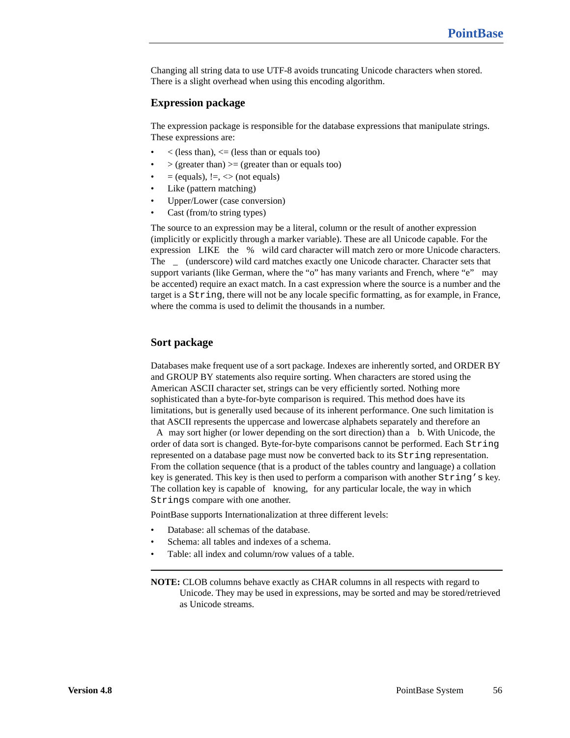Changing all string data to use UTF-8 avoids truncating Unicode characters when stored. There is a slight overhead when using this encoding algorithm.

### Expression package

The expression package is responsible for the database expressions that manipulate strings. These expressions are:

- < (less than), <= (less than or equals too)
- > (greater than) >= (greater than or equals too)
- = (equals), !=, <> (not equals)
- Like (pattern matching)
- Upper/Lower (case conversion)
- Cast (from/to string types)

The source to an expression may be a literal, column or the result of another expression (implicitly or explicitly through a marker variable). These are all Unicode capable. For the expression LIKE the % wild card character will match zero or more Unicode characters. The _ (underscore) wild card matches exactly one Unicode character. Character sets that support variants (like German, where the "o" has many variants and French, where "e" may be accented) require an exact match. In a cast expression where the source is a number and the target is a `String`, there will not be any locale specific formatting, as for example, in France, where the comma is used to delimit the thousands in a number.

### Sort package

Databases make frequent use of a sort package. Indexes are inherently sorted, and ORDER BY and GROUP BY statements also require sorting. When characters are stored using the American ASCII character set, strings can be very efficiently sorted. Nothing more sophisticated than a byte-for-byte comparison is required. This method does have its limitations, but is generally used because of its inherent performance. One such limitation is that ASCII represents the uppercase and lowercase alphabets separately and therefore an A may sort higher (or lower depending on the sort direction) than a b. With Unicode, the order of data sort is changed. Byte-for-byte comparisons cannot be performed. Each `String` represented on a database page must now be converted back to its `String` representation. From the collation sequence (that is a product of the tables country and language) a collation key is generated. This key is then used to perform a comparison with another `String's` key. The collation key is capable of knowing, for any particular locale, the way in which `Strings` compare with one another.

PointBase supports Internationalization at three different levels:

- Database: all schemas of the database.
- Schema: all tables and indexes of a schema.
- Table: all index and column/row values of a table.

---

**NOTE:** CLOB columns behave exactly as CHAR columns in all respects with regard to Unicode. They may be used in expressions, may be sorted and may be stored/retrieved as Unicode streams.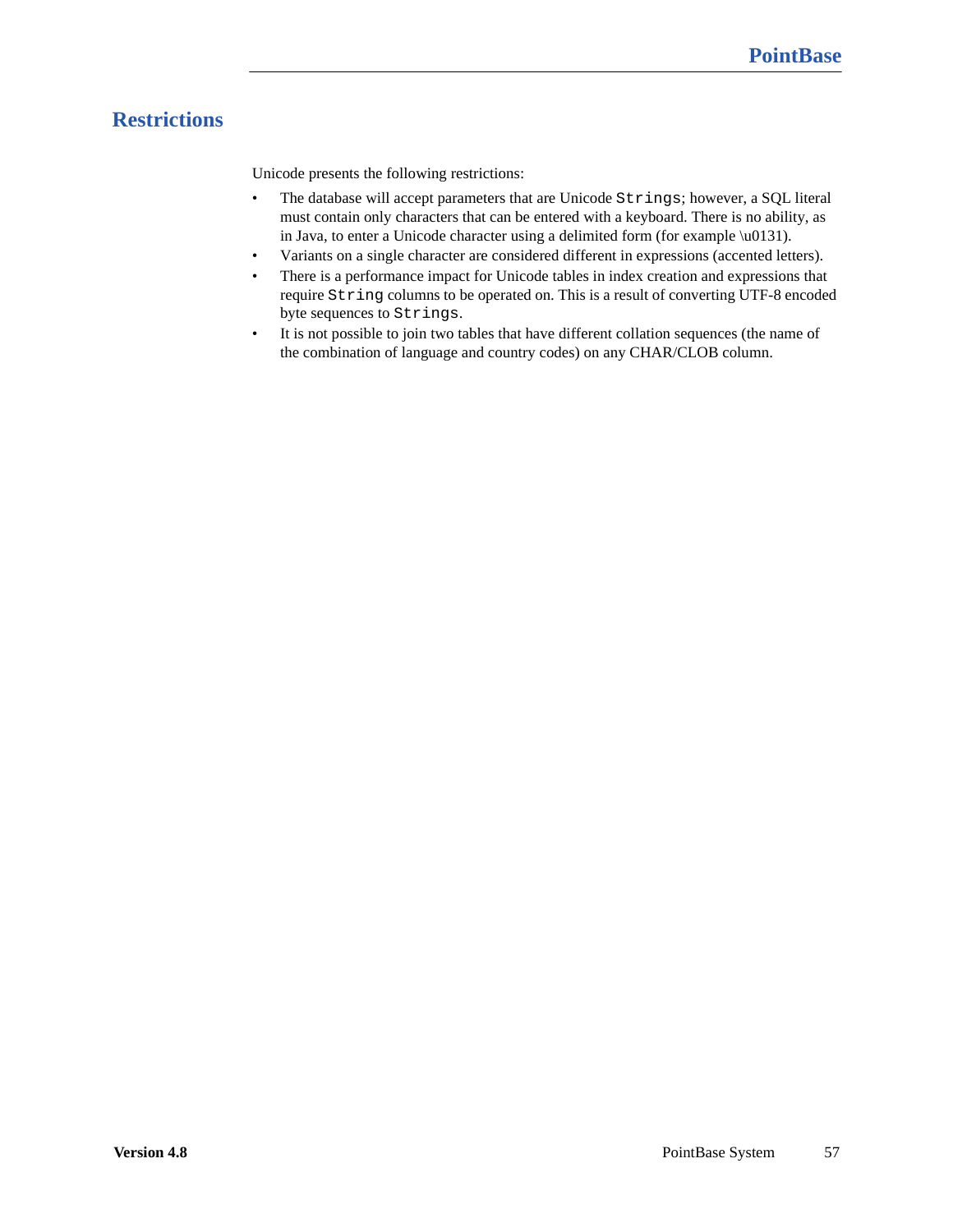## Restrictions

Unicode presents the following restrictions:

- The database will accept parameters that are Unicode `Strings`; however, a SQL literal must contain only characters that can be entered with a keyboard. There is no ability, as in Java, to enter a Unicode character using a delimited form (for example \u0131).
- Variants on a single character are considered different in expressions (accented letters).
- There is a performance impact for Unicode tables in index creation and expressions that require `String` columns to be operated on. This is a result of converting UTF-8 encoded byte sequences to `Strings`.
- It is not possible to join two tables that have different collation sequences (the name of the combination of language and country codes) on any CHAR/CLOB column.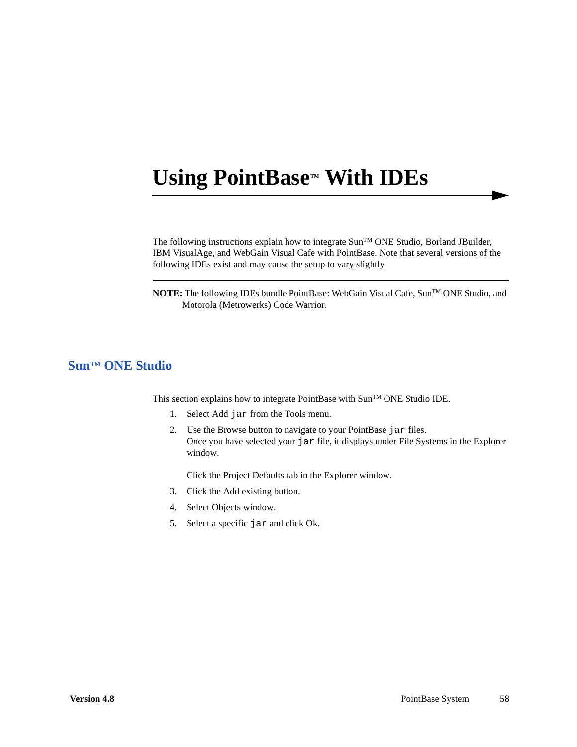# Using PointBase™ With IDEs

The following instructions explain how to integrate Sun™ ONE Studio, Borland JBuilder, IBM VisualAge, and WebGain Visual Cafe with PointBase. Note that several versions of the following IDEs exist and may cause the setup to vary slightly.

---

**NOTE:** The following IDEs bundle PointBase: WebGain Visual Cafe, Sun™ ONE Studio, and Motorola (Metrowerks) Code Warrior.

## Sun™ ONE Studio

This section explains how to integrate PointBase with Sun™ ONE Studio IDE.

1. Select Add `jar` from the Tools menu.
2. Use the Browse button to navigate to your PointBase `jar` files.
   Once you have selected your `jar` file, it displays under File Systems in the Explorer window.

   Click the Project Defaults tab in the Explorer window.
3. Click the Add existing button.
4. Select Objects window.
5. Select a specific `jar` and click Ok.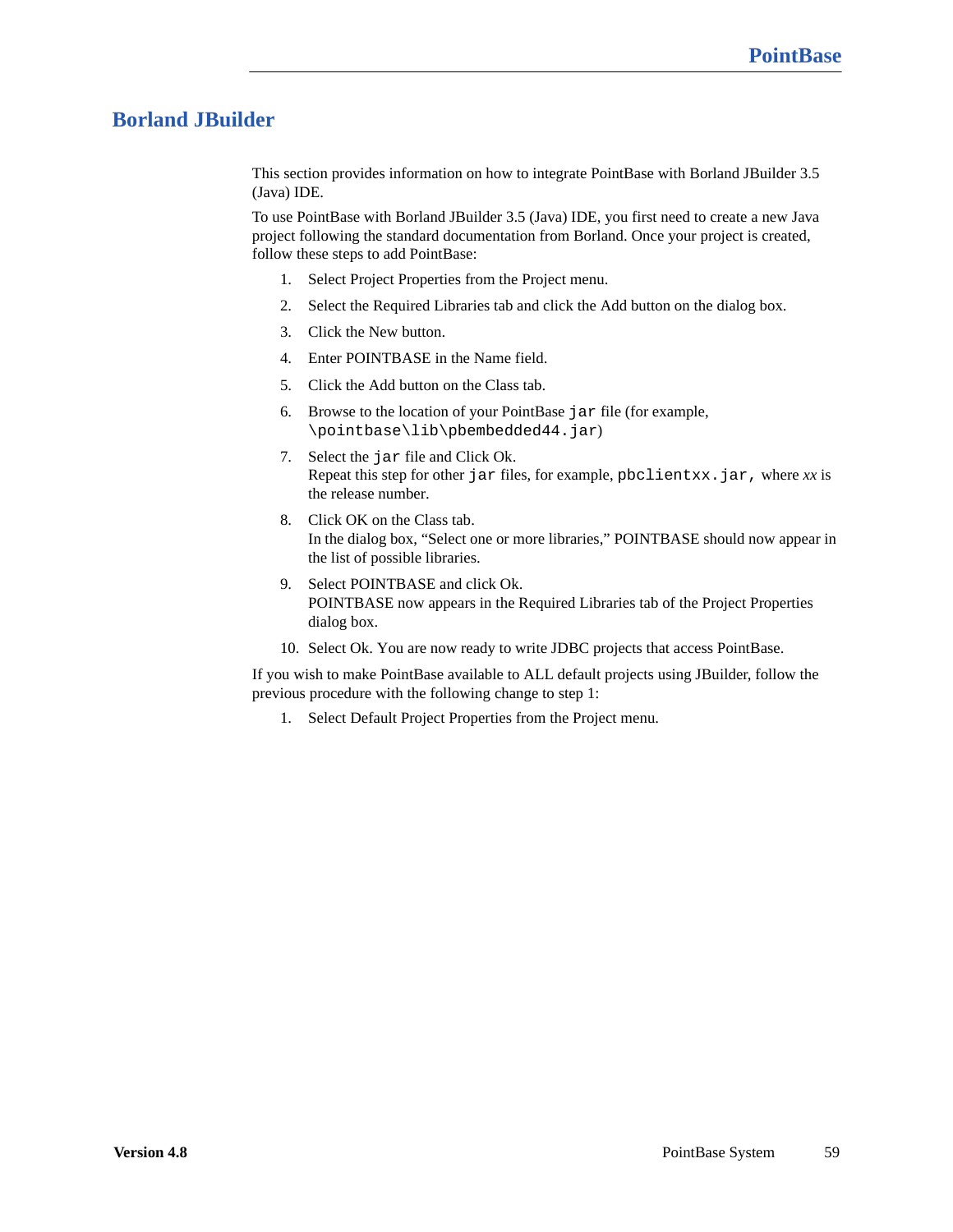## Borland JBuilder

This section provides information on how to integrate PointBase with Borland JBuilder 3.5 (Java) IDE.

To use PointBase with Borland JBuilder 3.5 (Java) IDE, you first need to create a new Java project following the standard documentation from Borland. Once your project is created, follow these steps to add PointBase:

1. Select Project Properties from the Project menu.
2. Select the Required Libraries tab and click the Add button on the dialog box.
3. Click the New button.
4. Enter POINTBASE in the Name field.
5. Click the Add button on the Class tab.
6. Browse to the location of your PointBase `jar` file (for example, `\pointbase\lib\pbembedded44.jar`)
7. Select the `jar` file and Click Ok.
   Repeat this step for other `jar` files, for example, `pbclientxx.jar,` where *xx* is the release number.
8. Click OK on the Class tab.
   In the dialog box, “Select one or more libraries,” POINTBASE should now appear in the list of possible libraries.
9. Select POINTBASE and click Ok.
   POINTBASE now appears in the Required Libraries tab of the Project Properties dialog box.
10. Select Ok. You are now ready to write JDBC projects that access PointBase.

If you wish to make PointBase available to ALL default projects using JBuilder, follow the previous procedure with the following change to step 1:

1. Select Default Project Properties from the Project menu.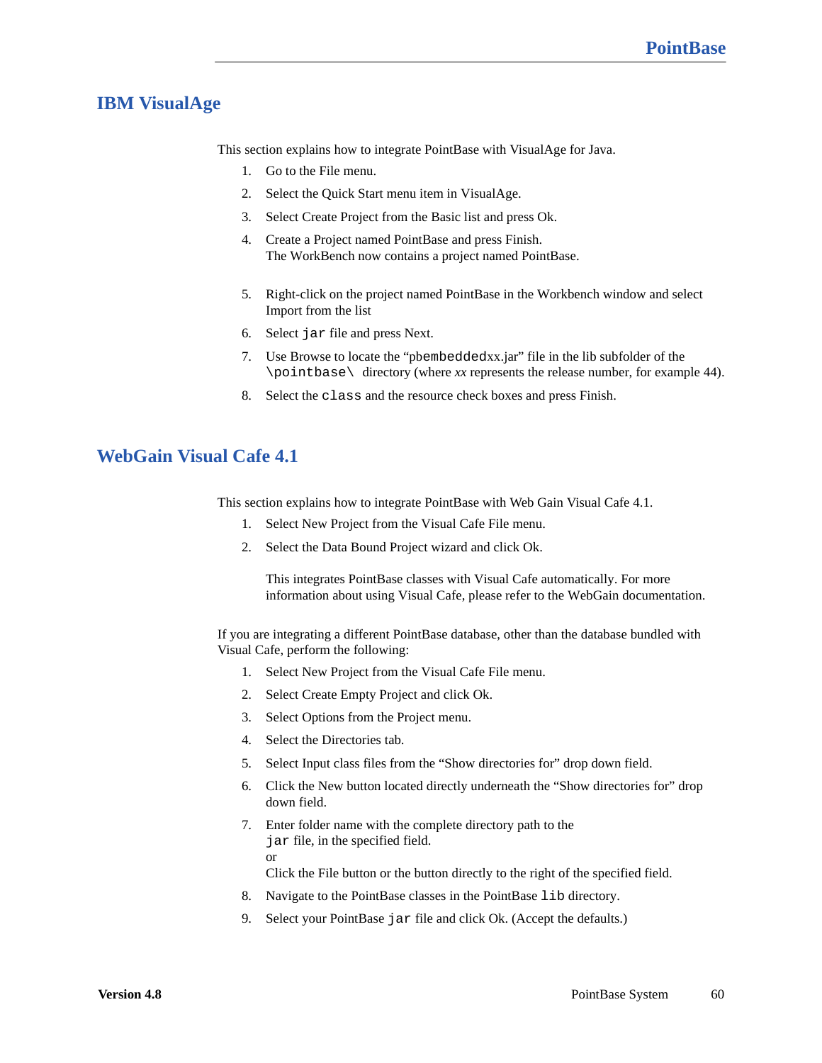## IBM VisualAge

This section explains how to integrate PointBase with VisualAge for Java.

1. Go to the File menu.
2. Select the Quick Start menu item in VisualAge.
3. Select Create Project from the Basic list and press Ok.
4. Create a Project named PointBase and press Finish.
   The WorkBench now contains a project named PointBase.
5. Right-click on the project named PointBase in the Workbench window and select Import from the list
6. Select `jar` file and press Next.
7. Use Browse to locate the “p`bembedded`xx.jar” file in the lib subfolder of the `\pointbase\` directory (where *xx* represents the release number, for example 44).
8. Select the `class` and the resource check boxes and press Finish.

## WebGain Visual Cafe 4.1

This section explains how to integrate PointBase with Web Gain Visual Cafe 4.1.

1. Select New Project from the Visual Cafe File menu.
2. Select the Data Bound Project wizard and click Ok.

   This integrates PointBase classes with Visual Cafe automatically. For more information about using Visual Cafe, please refer to the WebGain documentation.

If you are integrating a different PointBase database, other than the database bundled with Visual Cafe, perform the following:

1. Select New Project from the Visual Cafe File menu.
2. Select Create Empty Project and click Ok.
3. Select Options from the Project menu.
4. Select the Directories tab.
5. Select Input class files from the “Show directories for” drop down field.
6. Click the New button located directly underneath the “Show directories for” drop down field.
7. Enter folder name with the complete directory path to the `jar` file, in the specified field.
   or
   Click the File button or the button directly to the right of the specified field.
8. Navigate to the PointBase classes in the PointBase `lib` directory.
9. Select your PointBase `jar` file and click Ok. (Accept the defaults.)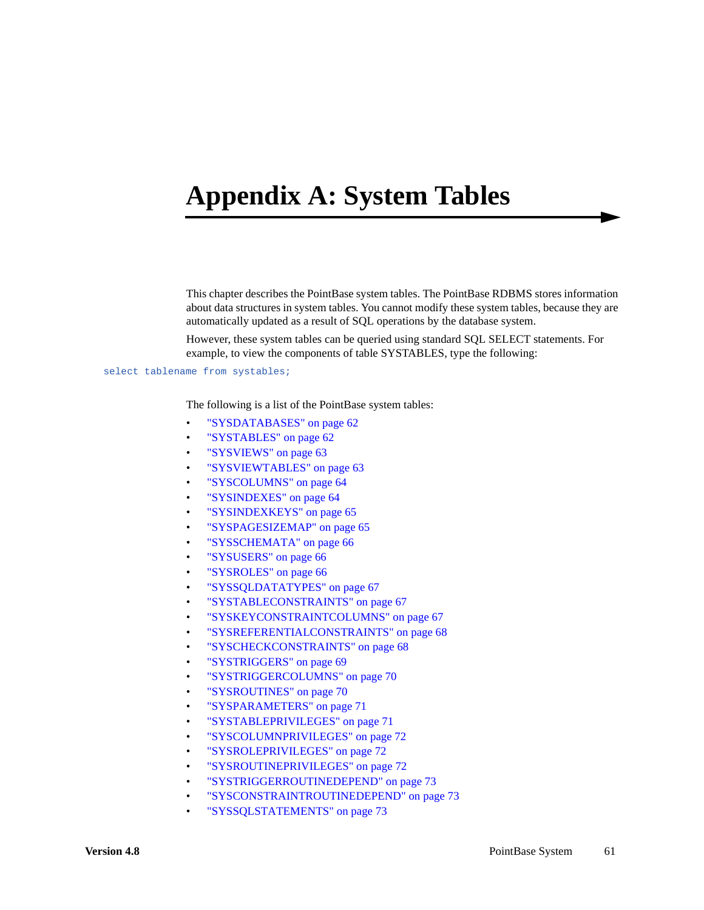# Appendix A: System Tables

This chapter describes the PointBase system tables. The PointBase RDBMS stores information about data structures in system tables. You cannot modify these system tables, because they are automatically updated as a result of SQL operations by the database system.

However, these system tables can be queried using standard SQL SELECT statements. For example, to view the components of table SYSTABLES, type the following:

```
select tablename from systables;
```

The following is a list of the PointBase system tables:

- "SYSDATABASES" on page 62
- "SYSTABLES" on page 62
- "SYSVIEWS" on page 63
- "SYSVIEWTABLES" on page 63
- "SYSCOLUMNS" on page 64
- "SYSINDEXES" on page 64
- "SYSINDEXKEYS" on page 65
- "SYSPAGESIZEMAP" on page 65
- "SYSSCHEMATA" on page 66
- "SYSUSERS" on page 66
- "SYSROLES" on page 66
- "SYSSQLDATATYPES" on page 67
- "SYSTABLECONSTRAINTS" on page 67
- "SYSKEYCONSTRAINTCOLUMNS" on page 67
- "SYSREFERENTIALCONSTRAINTS" on page 68
- "SYSCHECKCONSTRAINTS" on page 68
- "SYSTRIGGERS" on page 69
- "SYSTRIGGERCOLUMNS" on page 70
- "SYSROUTINES" on page 70
- "SYSPARAMETERS" on page 71
- "SYSTABLEPRIVILEGES" on page 71
- "SYSCOLUMNPRIVILEGES" on page 72
- "SYSROLEPRIVILEGES" on page 72
- "SYSROUTINEPRIVILEGES" on page 72
- "SYSTRIGGERROUTINEDEPEND" on page 73
- "SYSCONSTRAINTROUTINEDEPEND" on page 73
- "SYSSQLSTATEMENTS" on page 73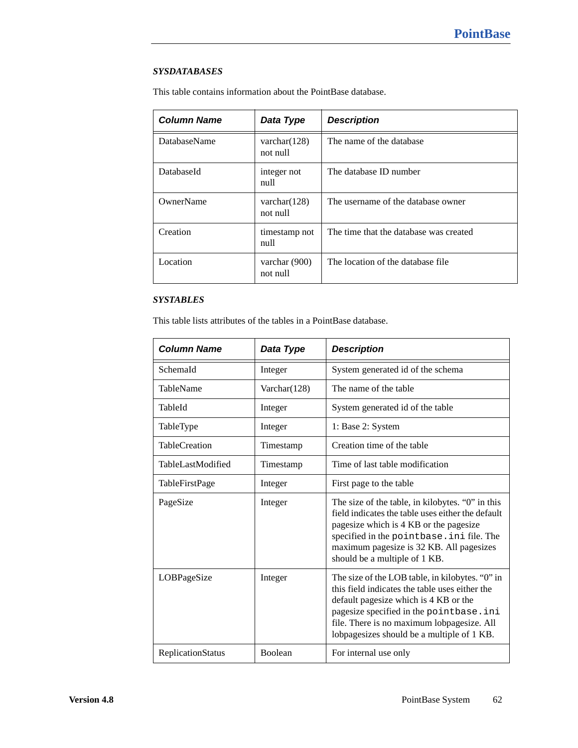### *SYSDATABASES*

This table contains information about the PointBase database.

| Column Name | Data Type | Description |
|---|---|---|
| DatabaseName | varchar(128) not null | The name of the database |
| DatabaseId | integer not null | The database ID number |
| OwnerName | varchar(128) not null | The username of the database owner |
| Creation | timestamp not null | The time that the database was created |
| Location | varchar (900) not null | The location of the database file |

### *SYSTABLES*

This table lists attributes of the tables in a PointBase database.

| Column Name | Data Type | Description |
|---|---|---|
| SchemaId | Integer | System generated id of the schema |
| TableName | Varchar(128) | The name of the table |
| TableId | Integer | System generated id of the table |
| TableType | Integer | 1: Base 2: System |
| TableCreation | Timestamp | Creation time of the table |
| TableLastModified | Timestamp | Time of last table modification |
| TableFirstPage | Integer | First page to the table |
| PageSize | Integer | The size of the table, in kilobytes. “0” in this field indicates the table uses either the default pagesize which is 4 KB or the pagesize specified in the `pointbase.ini` file. The maximum pagesize is 32 KB. All pagesizes should be a multiple of 1 KB. |
| LOBPageSize | Integer | The size of the LOB table, in kilobytes. “0” in this field indicates the table uses either the default pagesize which is 4 KB or the pagesize specified in the `pointbase.ini` file. There is no maximum lobpagesize. All lobpagesizes should be a multiple of 1 KB. |
| ReplicationStatus | Boolean | For internal use only |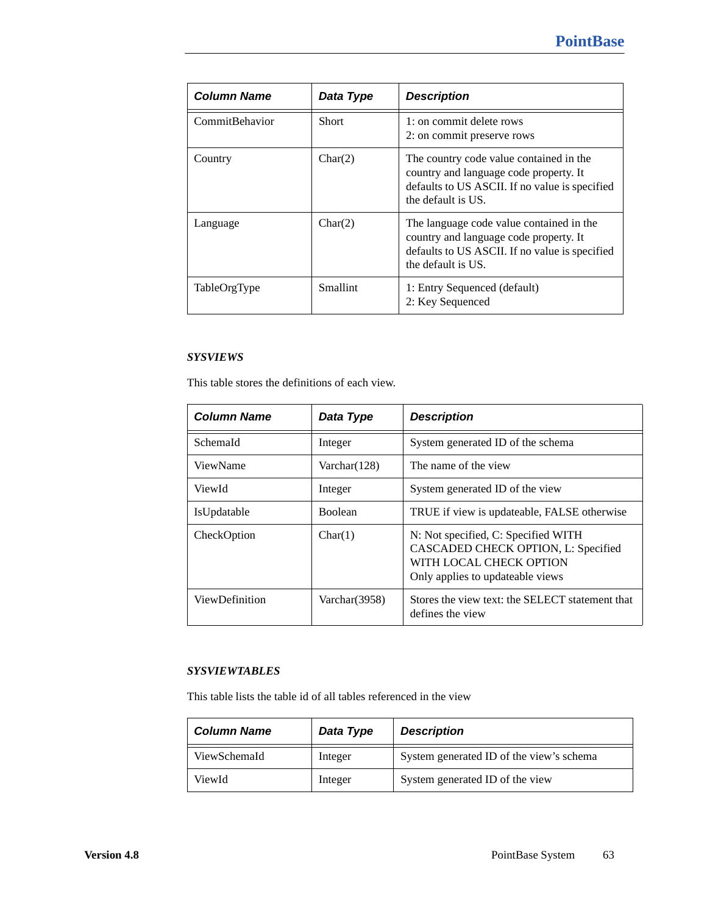| Column Name | Data Type | Description |
|---|---|---|
| CommitBehavior | Short | 1: on commit delete rows<br>2: on commit preserve rows |
| Country | Char(2) | The country code value contained in the country and language code property. It defaults to US ASCII. If no value is specified the default is US. |
| Language | Char(2) | The language code value contained in the country and language code property. It defaults to US ASCII. If no value is specified the default is US. |
| TableOrgType | Smallint | 1: Entry Sequenced (default)<br>2: Key Sequenced |

***SYSVIEWS***

This table stores the definitions of each view.

| Column Name | Data Type | Description |
|---|---|---|
| SchemaId | Integer | System generated ID of the schema |
| ViewName | Varchar(128) | The name of the view |
| ViewId | Integer | System generated ID of the view |
| IsUpdatable | Boolean | TRUE if view is updateable, FALSE otherwise |
| CheckOption | Char(1) | N: Not specified, C: Specified WITH CASCADED CHECK OPTION, L: Specified WITH LOCAL CHECK OPTION<br>Only applies to updateable views |
| ViewDefinition | Varchar(3958) | Stores the view text: the SELECT statement that defines the view |

***SYSVIEWTABLES***

This table lists the table id of all tables referenced in the view

| Column Name | Data Type | Description |
|---|---|---|
| ViewSchemaId | Integer | System generated ID of the view's schema |
| ViewId | Integer | System generated ID of the view |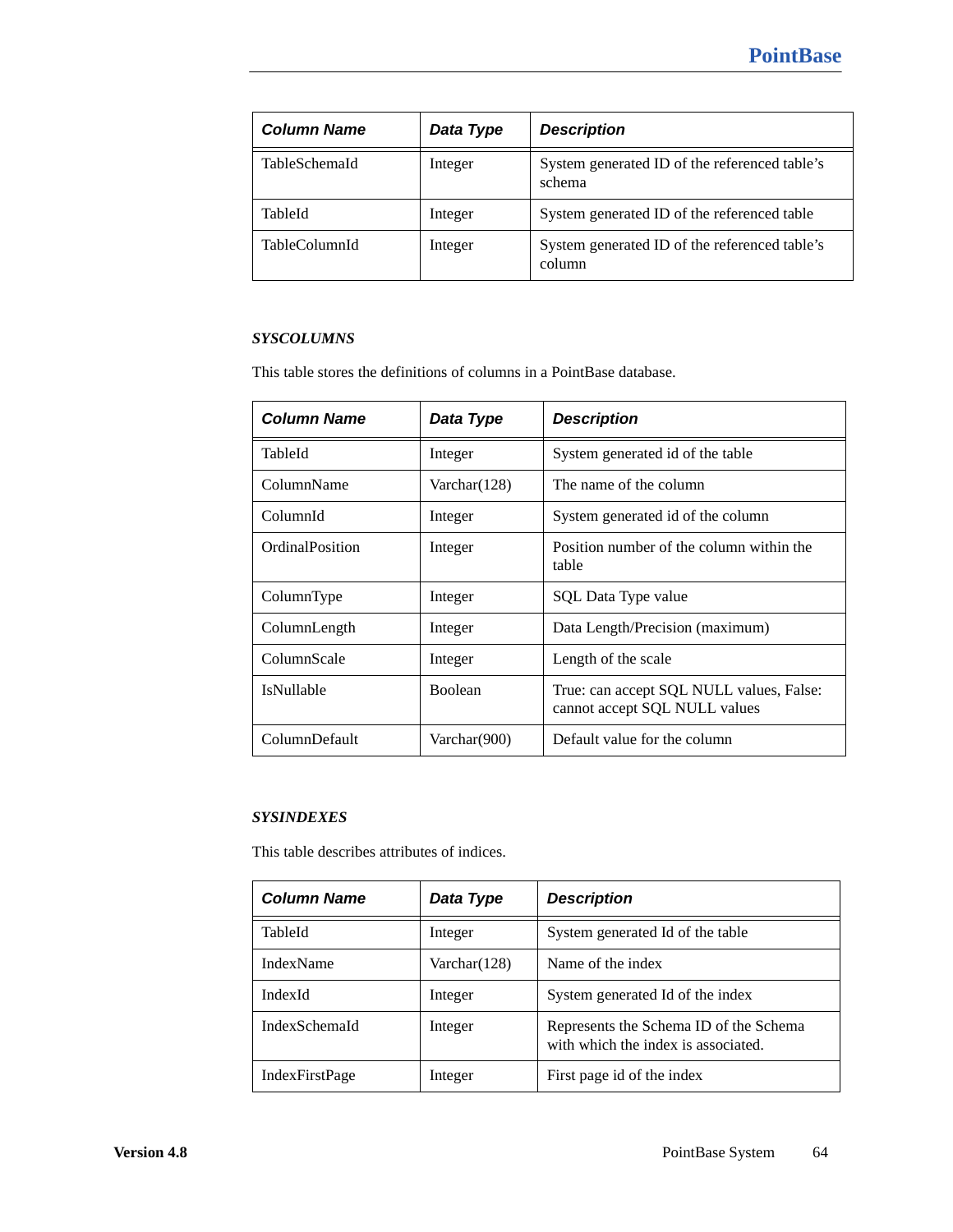| Column Name | Data Type | Description |
|---|---|---|
| TableSchemaId | Integer | System generated ID of the referenced table's schema |
| TableId | Integer | System generated ID of the referenced table |
| TableColumnId | Integer | System generated ID of the referenced table's column |

### *SYSCOLUMNS*

This table stores the definitions of columns in a PointBase database.

| Column Name | Data Type | Description |
|---|---|---|
| TableId | Integer | System generated id of the table |
| ColumnName | Varchar(128) | The name of the column |
| ColumnId | Integer | System generated id of the column |
| OrdinalPosition | Integer | Position number of the column within the table |
| ColumnType | Integer | SQL Data Type value |
| ColumnLength | Integer | Data Length/Precision (maximum) |
| ColumnScale | Integer | Length of the scale |
| IsNullable | Boolean | True: can accept SQL NULL values, False: cannot accept SQL NULL values |
| ColumnDefault | Varchar(900) | Default value for the column |

### *SYSINDEXES*

This table describes attributes of indices.

| Column Name | Data Type | Description |
|---|---|---|
| TableId | Integer | System generated Id of the table |
| IndexName | Varchar(128) | Name of the index |
| IndexId | Integer | System generated Id of the index |
| IndexSchemaId | Integer | Represents the Schema ID of the Schema with which the index is associated. |
| IndexFirstPage | Integer | First page id of the index |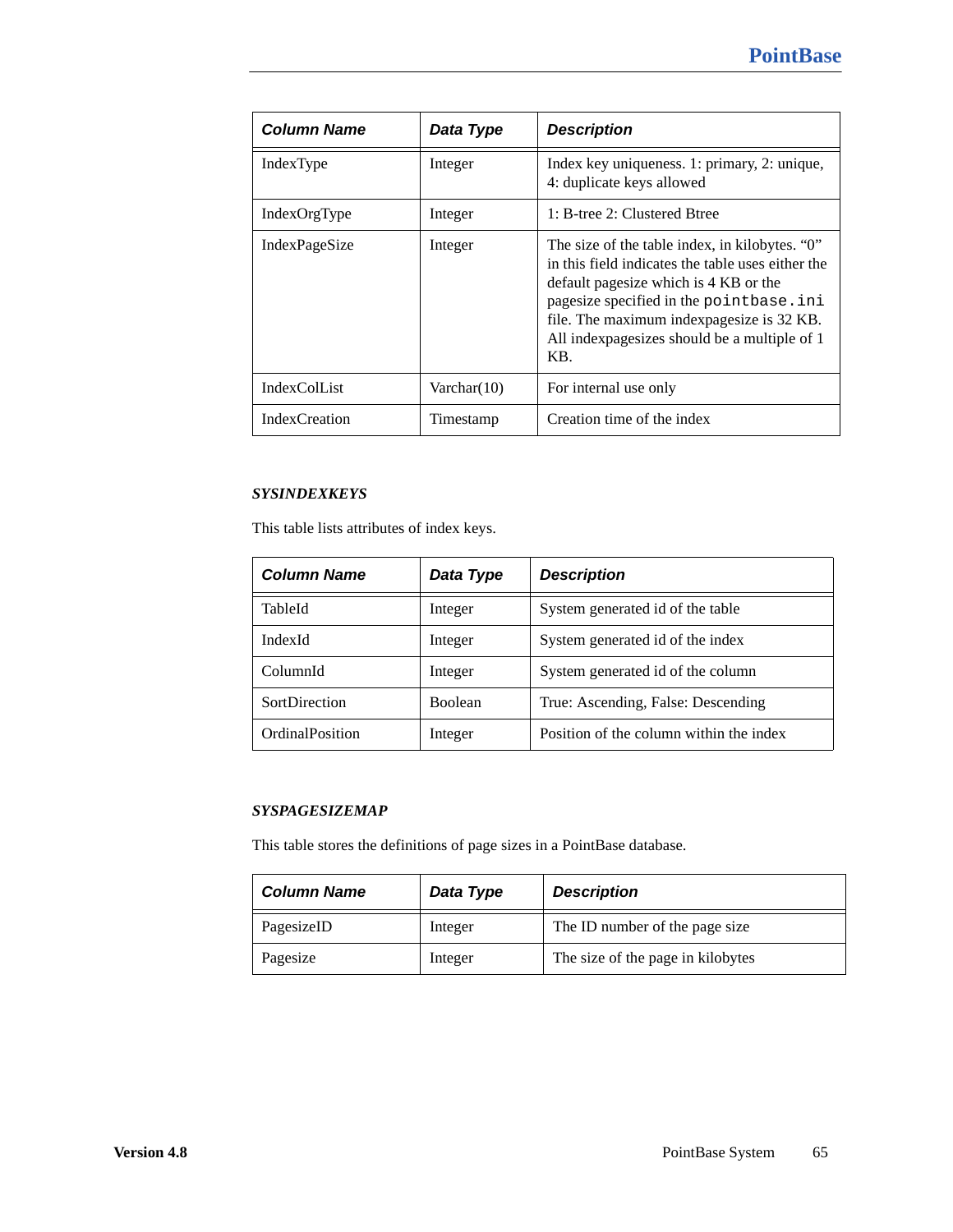| Column Name | Data Type | Description |
| --- | --- | --- |
| IndexType | Integer | Index key uniqueness. 1: primary, 2: unique, 4: duplicate keys allowed |
| IndexOrgType | Integer | 1: B-tree 2: Clustered Btree |
| IndexPageSize | Integer | The size of the table index, in kilobytes. “0” in this field indicates the table uses either the default pagesize which is 4 KB or the pagesize specified in the `pointbase.ini` file. The maximum indexpagesize is 32 KB. All indexpagesizes should be a multiple of 1 KB. |
| IndexColList | Varchar(10) | For internal use only |
| IndexCreation | Timestamp | Creation time of the index |

### *SYSINDEXKEYS*

This table lists attributes of index keys.

| Column Name | Data Type | Description |
| --- | --- | --- |
| TableId | Integer | System generated id of the table |
| IndexId | Integer | System generated id of the index |
| ColumnId | Integer | System generated id of the column |
| SortDirection | Boolean | True: Ascending, False: Descending |
| OrdinalPosition | Integer | Position of the column within the index |

### *SYSPAGESIZEMAP*

This table stores the definitions of page sizes in a PointBase database.

| Column Name | Data Type | Description |
| --- | --- | --- |
| PagesizeID | Integer | The ID number of the page size |
| Pagesize | Integer | The size of the page in kilobytes |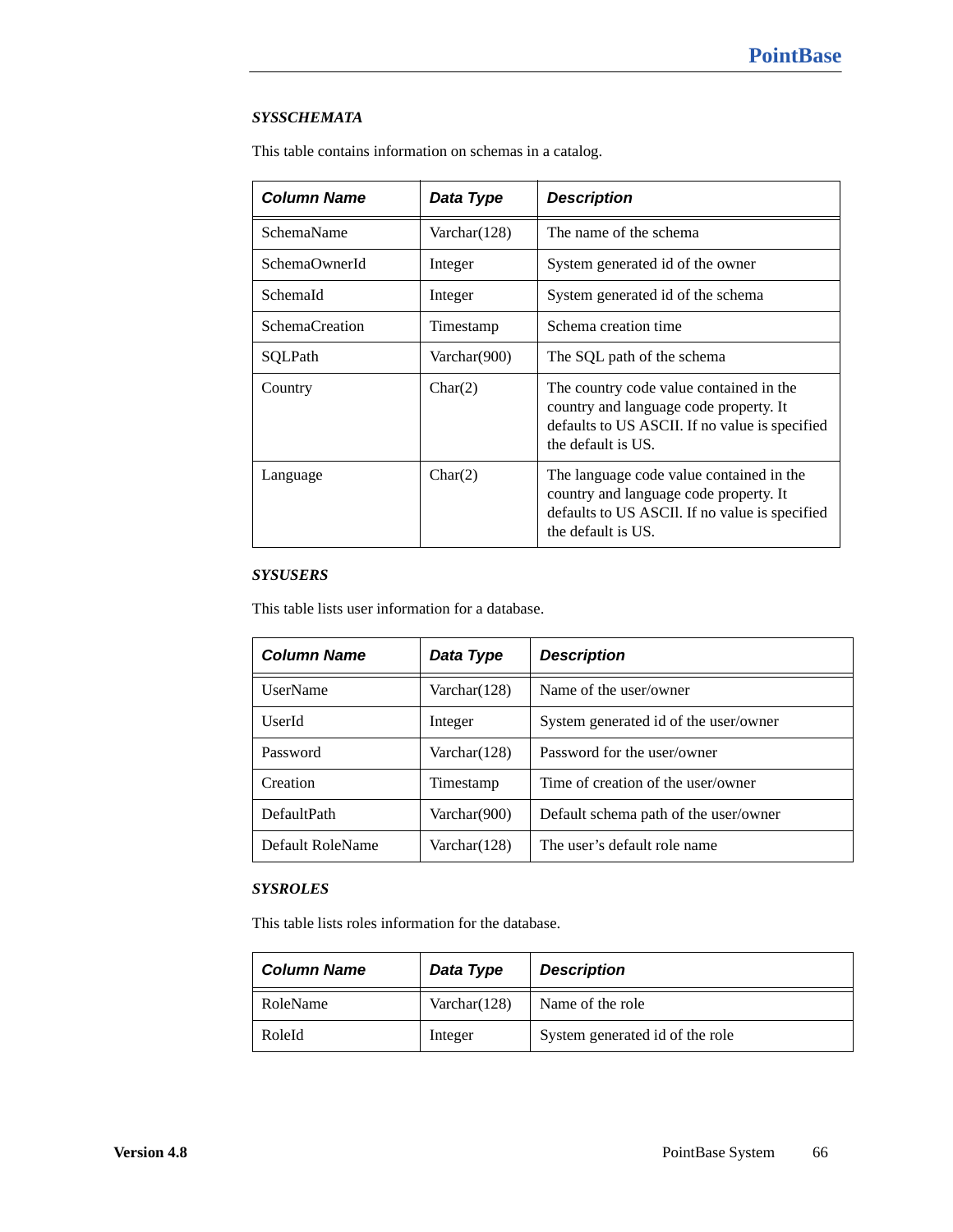#### *SYSSCHEMATA*

This table contains information on schemas in a catalog.

| Column Name | Data Type | Description |
|---|---|---|
| SchemaName | Varchar(128) | The name of the schema |
| SchemaOwnerId | Integer | System generated id of the owner |
| SchemaId | Integer | System generated id of the schema |
| SchemaCreation | Timestamp | Schema creation time |
| SQLPath | Varchar(900) | The SQL path of the schema |
| Country | Char(2) | The country code value contained in the country and language code property. It defaults to US ASCII. If no value is specified the default is US. |
| Language | Char(2) | The language code value contained in the country and language code property. It defaults to US ASCII. If no value is specified the default is US. |

#### *SYSUSERS*

This table lists user information for a database.

| Column Name | Data Type | Description |
|---|---|---|
| UserName | Varchar(128) | Name of the user/owner |
| UserId | Integer | System generated id of the user/owner |
| Password | Varchar(128) | Password for the user/owner |
| Creation | Timestamp | Time of creation of the user/owner |
| DefaultPath | Varchar(900) | Default schema path of the user/owner |
| Default RoleName | Varchar(128) | The user’s default role name |

#### *SYSROLES*

This table lists roles information for the database.

| Column Name | Data Type | Description |
|---|---|---|
| RoleName | Varchar(128) | Name of the role |
| RoleId | Integer | System generated id of the role |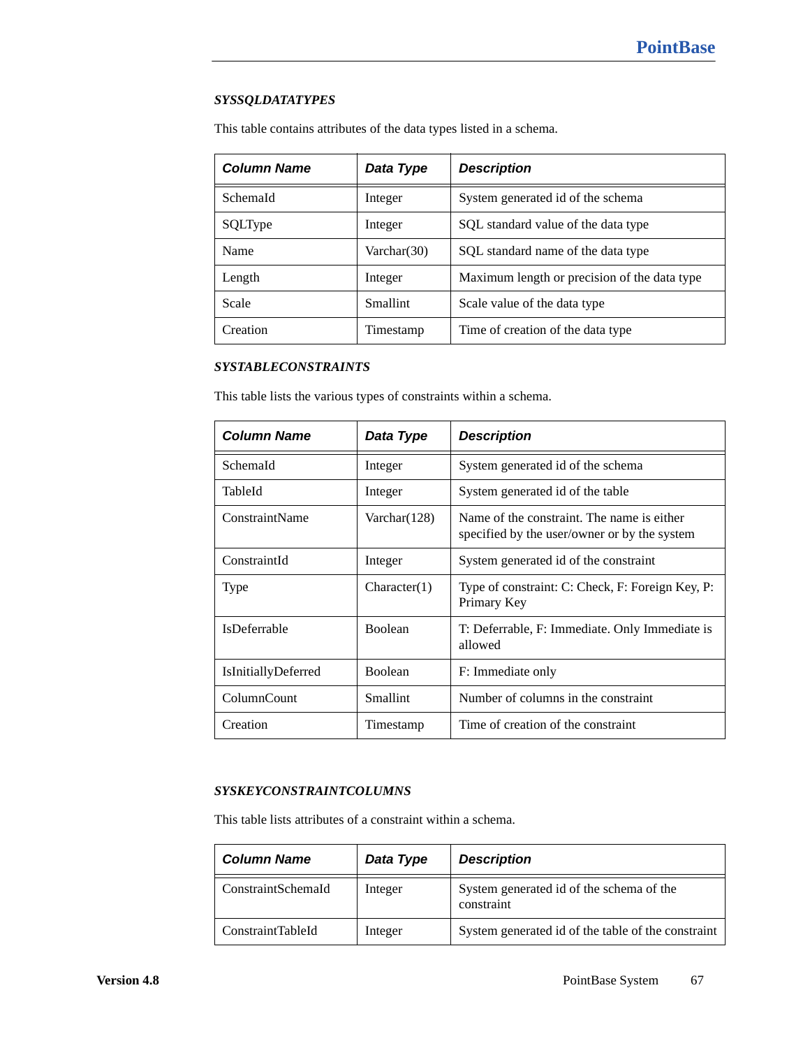#### *SYSSQLDATATYPES*

This table contains attributes of the data types listed in a schema.

| Column Name | Data Type | Description |
|---|---|---|
| SchemaId | Integer | System generated id of the schema |
| SQLType | Integer | SQL standard value of the data type |
| Name | Varchar(30) | SQL standard name of the data type |
| Length | Integer | Maximum length or precision of the data type |
| Scale | Smallint | Scale value of the data type |
| Creation | Timestamp | Time of creation of the data type |

#### *SYSTABLECONSTRAINTS*

This table lists the various types of constraints within a schema.

| Column Name | Data Type | Description |
|---|---|---|
| SchemaId | Integer | System generated id of the schema |
| TableId | Integer | System generated id of the table |
| ConstraintName | Varchar(128) | Name of the constraint. The name is either specified by the user/owner or by the system |
| ConstraintId | Integer | System generated id of the constraint |
| Type | Character(1) | Type of constraint: C: Check, F: Foreign Key, P: Primary Key |
| IsDeferrable | Boolean | T: Deferrable, F: Immediate. Only Immediate is allowed |
| IsInitiallyDeferred | Boolean | F: Immediate only |
| ColumnCount | Smallint | Number of columns in the constraint |
| Creation | Timestamp | Time of creation of the constraint |

#### *SYSKEYCONSTRAINTCOLUMNS*

This table lists attributes of a constraint within a schema.

| Column Name | Data Type | Description |
|---|---|---|
| ConstraintSchemaId | Integer | System generated id of the schema of the constraint |
| ConstraintTableId | Integer | System generated id of the table of the constraint |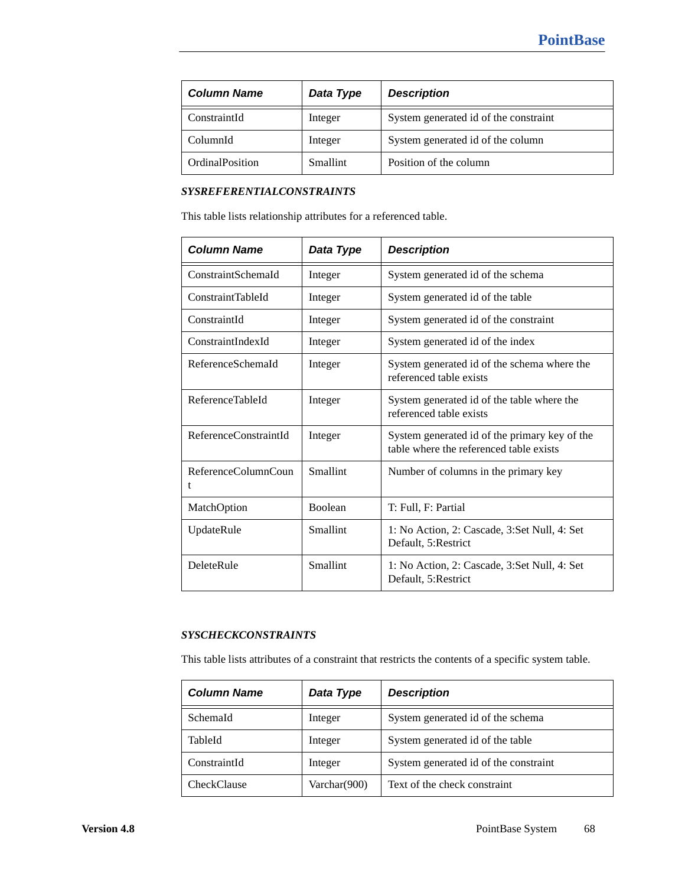| **Column Name** | **Data Type** | **Description** |
|---|---|---|
| ConstraintId | Integer | System generated id of the constraint |
| ColumnId | Integer | System generated id of the column |
| OrdinalPosition | Smallint | Position of the column |

### *SYSREFERENTIALCONSTRAINTS*

This table lists relationship attributes for a referenced table.

| **Column Name** | **Data Type** | **Description** |
|---|---|---|
| ConstraintSchemaId | Integer | System generated id of the schema |
| ConstraintTableId | Integer | System generated id of the table |
| ConstraintId | Integer | System generated id of the constraint |
| ConstraintIndexId | Integer | System generated id of the index |
| ReferenceSchemaId | Integer | System generated id of the schema where the referenced table exists |
| ReferenceTableId | Integer | System generated id of the table where the referenced table exists |
| ReferenceConstraintId | Integer | System generated id of the primary key of the table where the referenced table exists |
| ReferenceColumnCount | Smallint | Number of columns in the primary key |
| MatchOption | Boolean | T: Full, F: Partial |
| UpdateRule | Smallint | 1: No Action, 2: Cascade, 3:Set Null, 4: Set Default, 5:Restrict |
| DeleteRule | Smallint | 1: No Action, 2: Cascade, 3:Set Null, 4: Set Default, 5:Restrict |

### *SYSCHECKCONSTRAINTS*

This table lists attributes of a constraint that restricts the contents of a specific system table.

| **Column Name** | **Data Type** | **Description** |
|---|---|---|
| SchemaId | Integer | System generated id of the schema |
| TableId | Integer | System generated id of the table |
| ConstraintId | Integer | System generated id of the constraint |
| CheckClause | Varchar(900) | Text of the check constraint |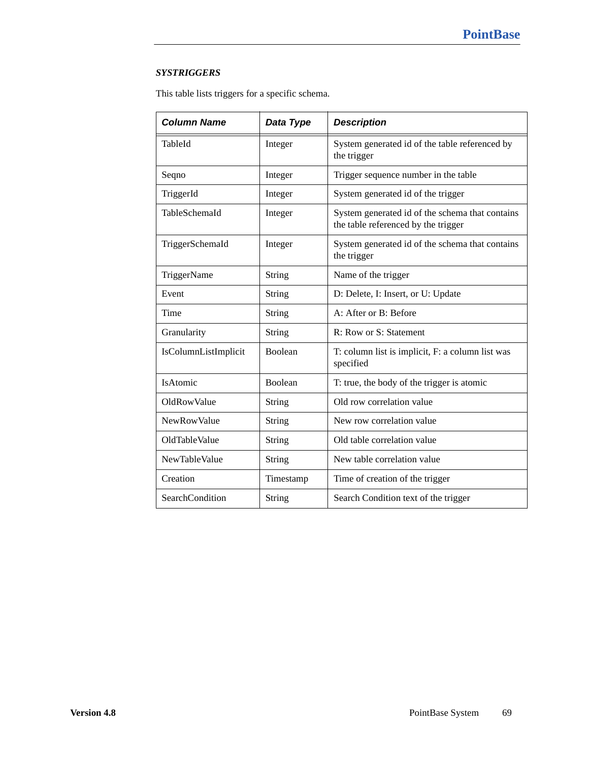***SYSTRIGGERS***

This table lists triggers for a specific schema.

| Column Name | Data Type | Description |
|---|---|---|
| TableId | Integer | System generated id of the table referenced by the trigger |
| Seqno | Integer | Trigger sequence number in the table |
| TriggerId | Integer | System generated id of the trigger |
| TableSchemaId | Integer | System generated id of the schema that contains the table referenced by the trigger |
| TriggerSchemaId | Integer | System generated id of the schema that contains the trigger |
| TriggerName | String | Name of the trigger |
| Event | String | D: Delete, I: Insert, or U: Update |
| Time | String | A: After or B: Before |
| Granularity | String | R: Row or S: Statement |
| IsColumnListImplicit | Boolean | T: column list is implicit, F: a column list was specified |
| IsAtomic | Boolean | T: true, the body of the trigger is atomic |
| OldRowValue | String | Old row correlation value |
| NewRowValue | String | New row correlation value |
| OldTableValue | String | Old table correlation value |
| NewTableValue | String | New table correlation value |
| Creation | Timestamp | Time of creation of the trigger |
| SearchCondition | String | Search Condition text of the trigger |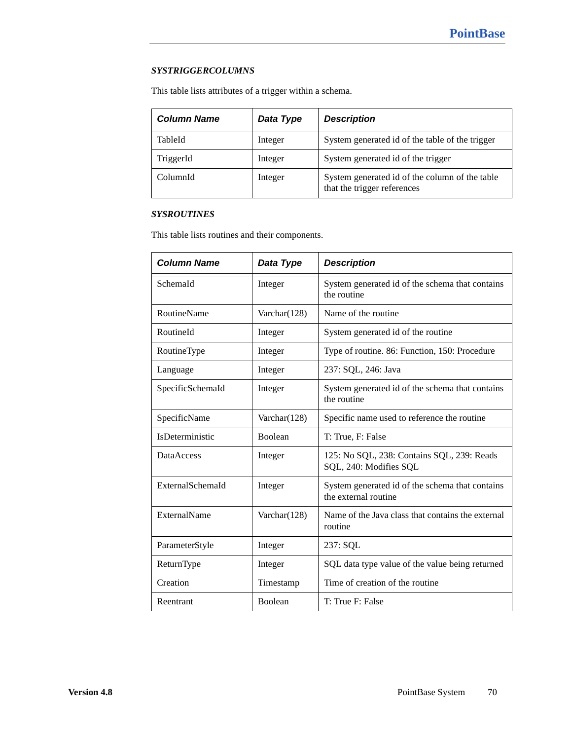### *SYSTRIGGERCOLUMNS*

This table lists attributes of a trigger within a schema.

| Column Name | Data Type | Description |
|---|---|---|
| TableId | Integer | System generated id of the table of the trigger |
| TriggerId | Integer | System generated id of the trigger |
| ColumnId | Integer | System generated id of the column of the table that the trigger references |

### *SYSROUTINES*

This table lists routines and their components.

| Column Name | Data Type | Description |
|---|---|---|
| SchemaId | Integer | System generated id of the schema that contains the routine |
| RoutineName | Varchar(128) | Name of the routine |
| RoutineId | Integer | System generated id of the routine |
| RoutineType | Integer | Type of routine. 86: Function, 150: Procedure |
| Language | Integer | 237: SQL, 246: Java |
| SpecificSchemaId | Integer | System generated id of the schema that contains the routine |
| SpecificName | Varchar(128) | Specific name used to reference the routine |
| IsDeterministic | Boolean | T: True, F: False |
| DataAccess | Integer | 125: No SQL, 238: Contains SQL, 239: Reads SQL, 240: Modifies SQL |
| ExternalSchemaId | Integer | System generated id of the schema that contains the external routine |
| ExternalName | Varchar(128) | Name of the Java class that contains the external routine |
| ParameterStyle | Integer | 237: SQL |
| ReturnType | Integer | SQL data type value of the value being returned |
| Creation | Timestamp | Time of creation of the routine |
| Reentrant | Boolean | T: True F: False |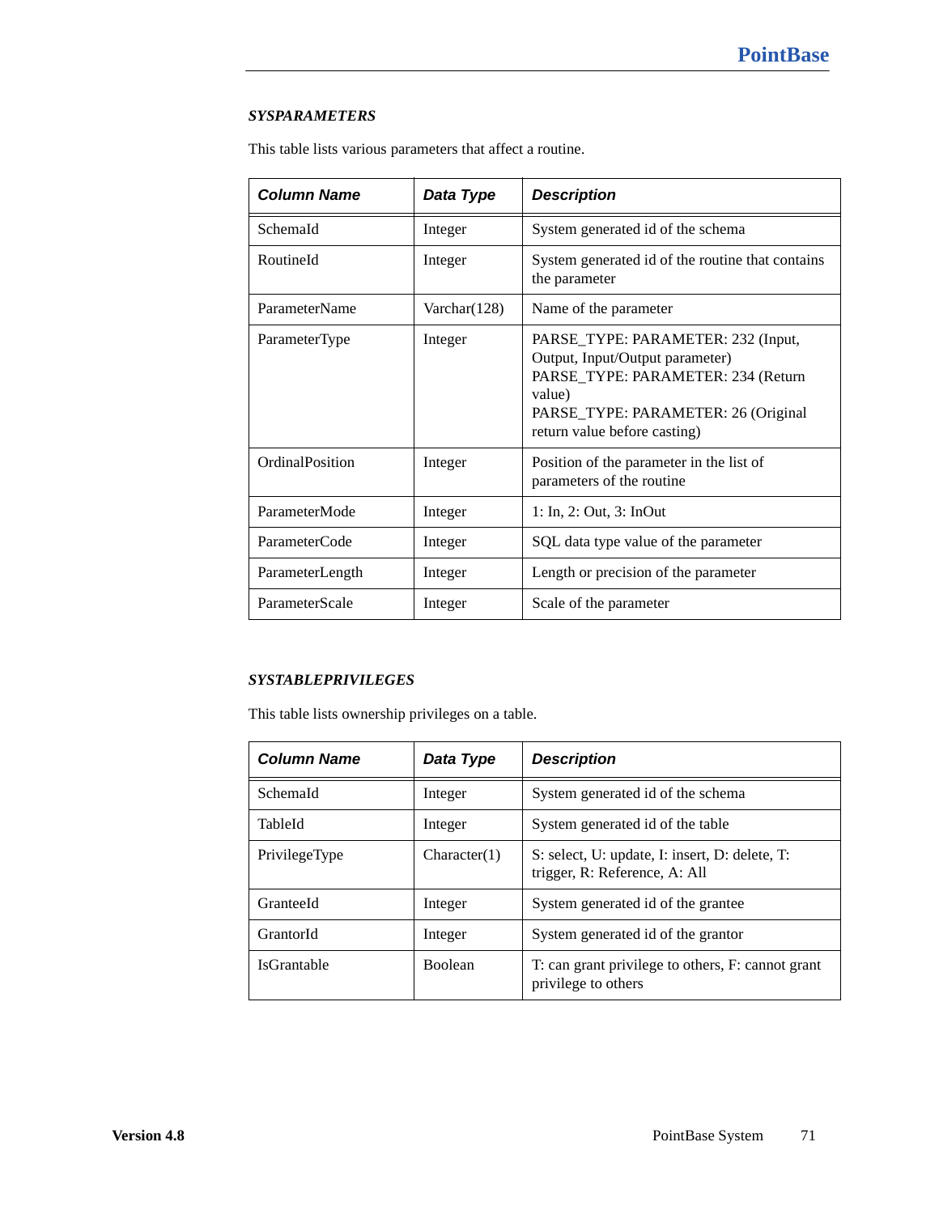### *SYSPARAMETERS*

This table lists various parameters that affect a routine.

| Column Name | Data Type | Description |
|---|---|---|
| SchemaId | Integer | System generated id of the schema |
| RoutineId | Integer | System generated id of the routine that contains the parameter |
| ParameterName | Varchar(128) | Name of the parameter |
| ParameterType | Integer | PARSE_TYPE: PARAMETER: 232 (Input, Output, Input/Output parameter)<br>PARSE_TYPE: PARAMETER: 234 (Return value)<br>PARSE_TYPE: PARAMETER: 26 (Original return value before casting) |
| OrdinalPosition | Integer | Position of the parameter in the list of parameters of the routine |
| ParameterMode | Integer | 1: In, 2: Out, 3: InOut |
| ParameterCode | Integer | SQL data type value of the parameter |
| ParameterLength | Integer | Length or precision of the parameter |
| ParameterScale | Integer | Scale of the parameter |

### *SYSTABLEPRIVILEGES*

This table lists ownership privileges on a table.

| Column Name | Data Type | Description |
|---|---|---|
| SchemaId | Integer | System generated id of the schema |
| TableId | Integer | System generated id of the table |
| PrivilegeType | Character(1) | S: select, U: update, I: insert, D: delete, T: trigger, R: Reference, A: All |
| GranteeId | Integer | System generated id of the grantee |
| GrantorId | Integer | System generated id of the grantor |
| IsGrantable | Boolean | T: can grant privilege to others, F: cannot grant privilege to others |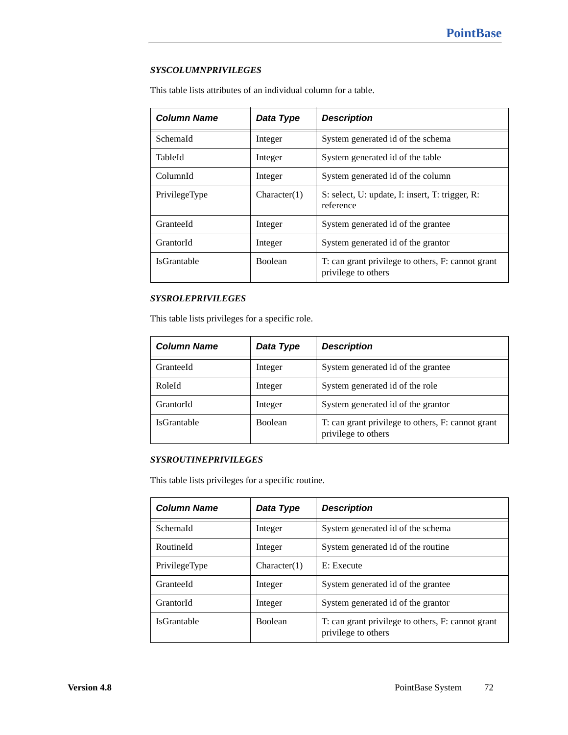***SYSCOLUMNPRIVILEGES***

This table lists attributes of an individual column for a table.

| ***Column Name*** | ***Data Type*** | ***Description*** |
|---|---|---|
| SchemaId | Integer | System generated id of the schema |
| TableId | Integer | System generated id of the table |
| ColumnId | Integer | System generated id of the column |
| PrivilegeType | Character(1) | S: select, U: update, I: insert, T: trigger, R: reference |
| GranteeId | Integer | System generated id of the grantee |
| GrantorId | Integer | System generated id of the grantor |
| IsGrantable | Boolean | T: can grant privilege to others, F: cannot grant privilege to others |

***SYSROLEPRIVILEGES***

This table lists privileges for a specific role.

| ***Column Name*** | ***Data Type*** | ***Description*** |
|---|---|---|
| GranteeId | Integer | System generated id of the grantee |
| RoleId | Integer | System generated id of the role |
| GrantorId | Integer | System generated id of the grantor |
| IsGrantable | Boolean | T: can grant privilege to others, F: cannot grant privilege to others |

***SYSROUTINEPRIVILEGES***

This table lists privileges for a specific routine.

| ***Column Name*** | ***Data Type*** | ***Description*** |
|---|---|---|
| SchemaId | Integer | System generated id of the schema |
| RoutineId | Integer | System generated id of the routine |
| PrivilegeType | Character(1) | E: Execute |
| GranteeId | Integer | System generated id of the grantee |
| GrantorId | Integer | System generated id of the grantor |
| IsGrantable | Boolean | T: can grant privilege to others, F: cannot grant privilege to others |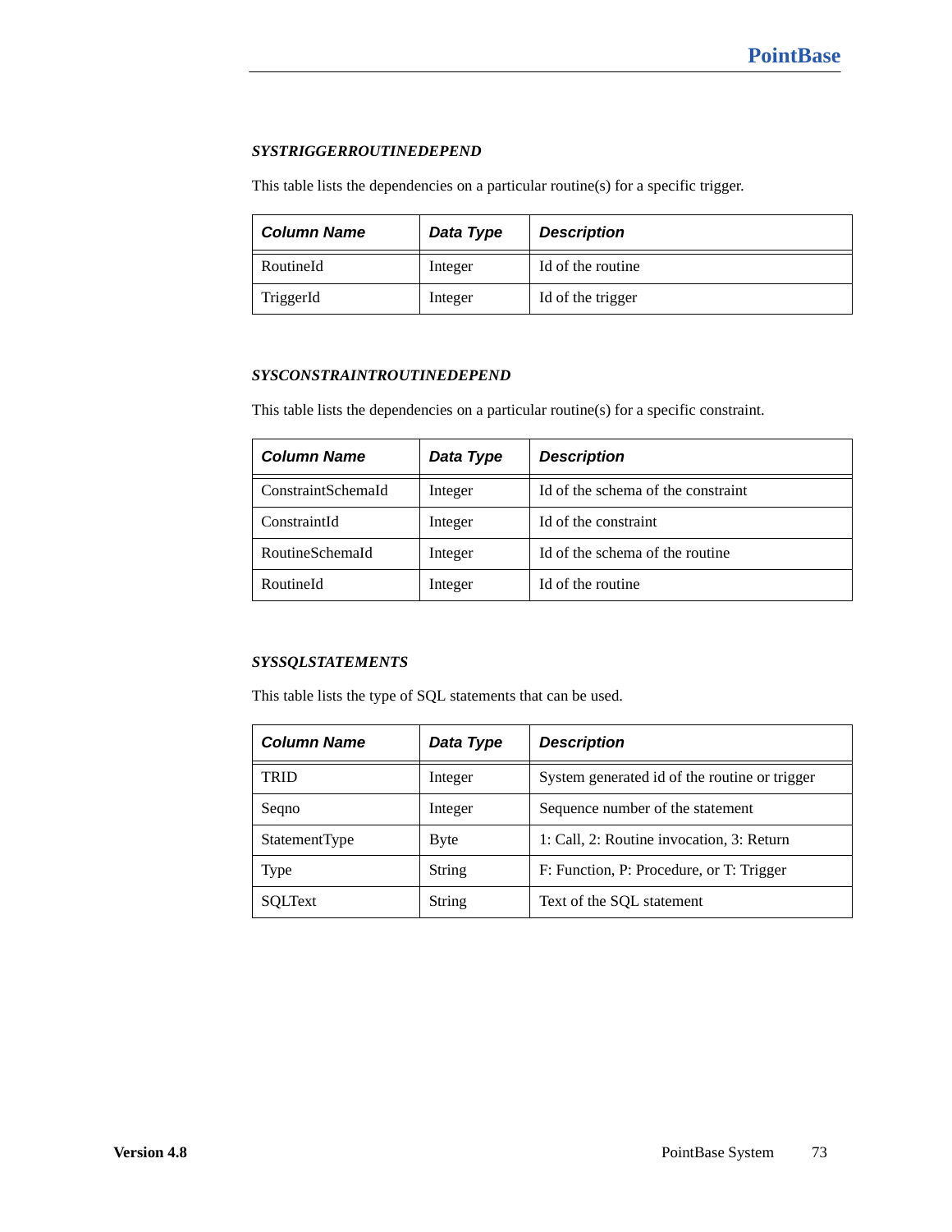### *SYSTRIGGERROUTINEDEPEND*

This table lists the dependencies on a particular routine(s) for a specific trigger.

| Column Name | Data Type | Description |
| --- | --- | --- |
| RoutineId | Integer | Id of the routine |
| TriggerId | Integer | Id of the trigger |

### *SYSCONSTRAINTROUTINEDEPEND*

This table lists the dependencies on a particular routine(s) for a specific constraint.

| Column Name | Data Type | Description |
| --- | --- | --- |
| ConstraintSchemaId | Integer | Id of the schema of the constraint |
| ConstraintId | Integer | Id of the constraint |
| RoutineSchemaId | Integer | Id of the schema of the routine |
| RoutineId | Integer | Id of the routine |

### *SYSSQLSTATEMENTS*

This table lists the type of SQL statements that can be used.

| Column Name | Data Type | Description |
| --- | --- | --- |
| TRID | Integer | System generated id of the routine or trigger |
| Seqno | Integer | Sequence number of the statement |
| StatementType | Byte | 1: Call, 2: Routine invocation, 3: Return |
| Type | String | F: Function, P: Procedure, or T: Trigger |
| SQLText | String | Text of the SQL statement |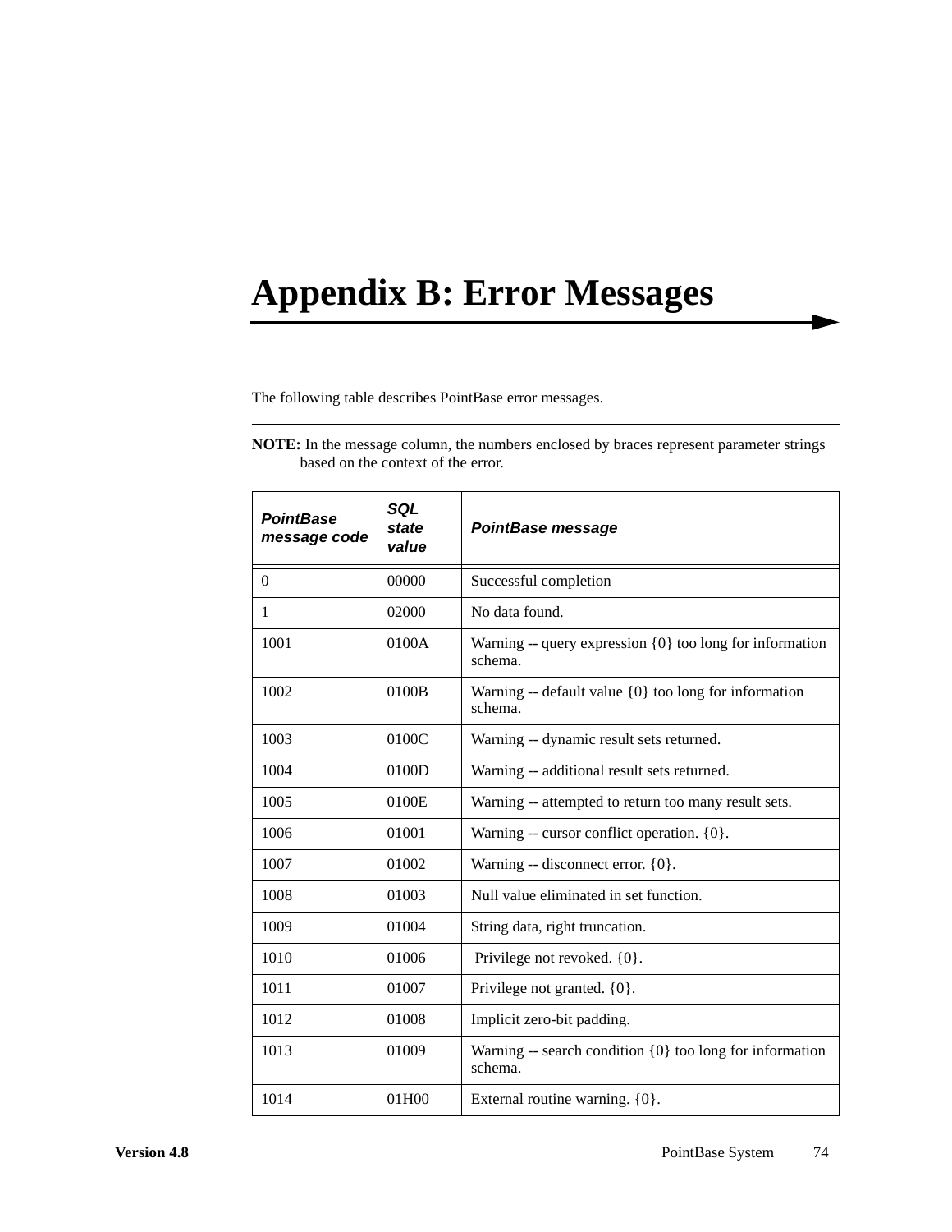# Appendix B: Error Messages

The following table describes PointBase error messages.

**NOTE:** In the message column, the numbers enclosed by braces represent parameter strings based on the context of the error.

| *PointBase message code* | *SQL state value* | *PointBase message* |
|---|---|---|
| 0 | 00000 | Successful completion |
| 1 | 02000 | No data found. |
| 1001 | 0100A | Warning -- query expression {0} too long for information schema. |
| 1002 | 0100B | Warning -- default value {0} too long for information schema. |
| 1003 | 0100C | Warning -- dynamic result sets returned. |
| 1004 | 0100D | Warning -- additional result sets returned. |
| 1005 | 0100E | Warning -- attempted to return too many result sets. |
| 1006 | 01001 | Warning -- cursor conflict operation. {0}. |
| 1007 | 01002 | Warning -- disconnect error. {0}. |
| 1008 | 01003 | Null value eliminated in set function. |
| 1009 | 01004 | String data, right truncation. |
| 1010 | 01006 | Privilege not revoked. {0}. |
| 1011 | 01007 | Privilege not granted. {0}. |
| 1012 | 01008 | Implicit zero-bit padding. |
| 1013 | 01009 | Warning -- search condition {0} too long for information schema. |
| 1014 | 01H00 | External routine warning. {0}. |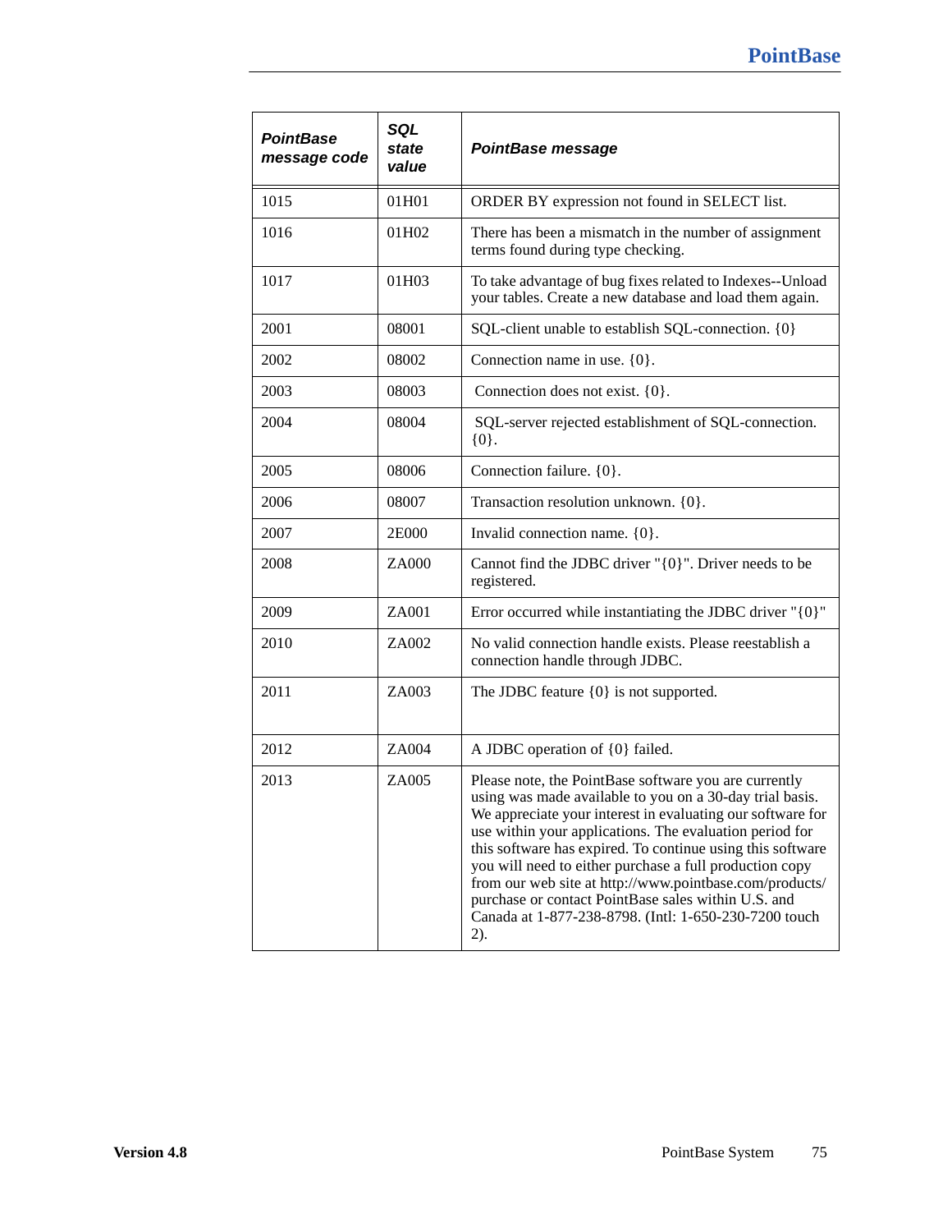| *PointBase message code* | *SQL state value* | *PointBase message* |
|---|---|---|
| 1015 | 01H01 | ORDER BY expression not found in SELECT list. |
| 1016 | 01H02 | There has been a mismatch in the number of assignment terms found during type checking. |
| 1017 | 01H03 | To take advantage of bug fixes related to Indexes--Unload your tables. Create a new database and load them again. |
| 2001 | 08001 | SQL-client unable to establish SQL-connection. {0} |
| 2002 | 08002 | Connection name in use. {0}. |
| 2003 | 08003 | Connection does not exist. {0}. |
| 2004 | 08004 | SQL-server rejected establishment of SQL-connection. {0}. |
| 2005 | 08006 | Connection failure. {0}. |
| 2006 | 08007 | Transaction resolution unknown. {0}. |
| 2007 | 2E000 | Invalid connection name. {0}. |
| 2008 | ZA000 | Cannot find the JDBC driver "{0}". Driver needs to be registered. |
| 2009 | ZA001 | Error occurred while instantiating the JDBC driver "{0}" |
| 2010 | ZA002 | No valid connection handle exists. Please reestablish a connection handle through JDBC. |
| 2011 | ZA003 | The JDBC feature {0} is not supported. |
| 2012 | ZA004 | A JDBC operation of {0} failed. |
| 2013 | ZA005 | Please note, the PointBase software you are currently using was made available to you on a 30-day trial basis. We appreciate your interest in evaluating our software for use within your applications. The evaluation period for this software has expired. To continue using this software you will need to either purchase a full production copy from our web site at http://www.pointbase.com/products/purchase or contact PointBase sales within U.S. and Canada at 1-877-238-8798. (Intl: 1-650-230-7200 touch 2). |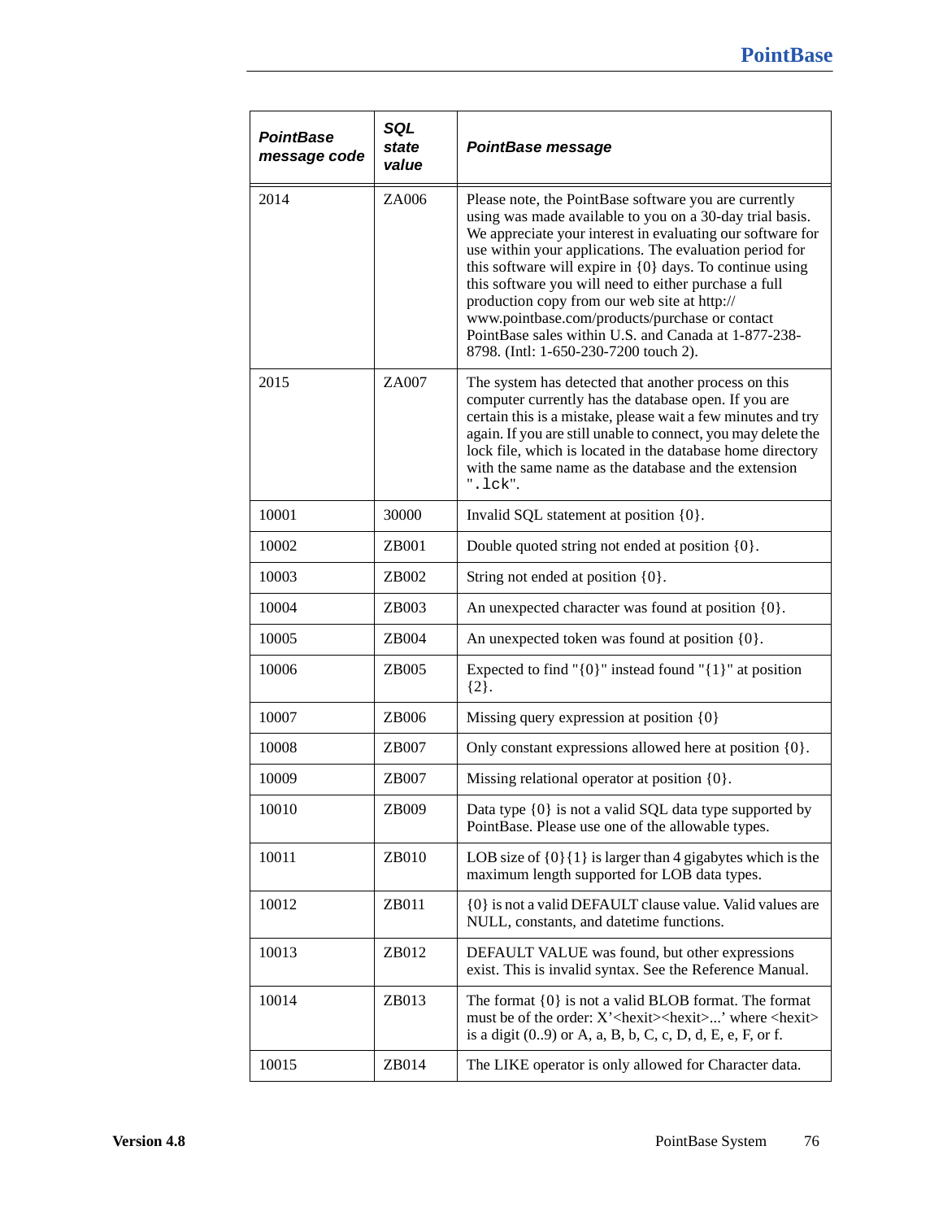| *PointBase message code* | *SQL state value* | *PointBase message* |
|---|---|---|
| 2014 | ZA006 | Please note, the PointBase software you are currently using was made available to you on a 30-day trial basis. We appreciate your interest in evaluating our software for use within your applications. The evaluation period for this software will expire in {0} days. To continue using this software you will need to either purchase a full production copy from our web site at http:// www.pointbase.com/products/purchase or contact PointBase sales within U.S. and Canada at 1-877-238-8798. (Intl: 1-650-230-7200 touch 2). |
| 2015 | ZA007 | The system has detected that another process on this computer currently has the database open. If you are certain this is a mistake, please wait a few minutes and try again. If you are still unable to connect, you may delete the lock file, which is located in the database home directory with the same name as the database and the extension "`.lck`". |
| 10001 | 30000 | Invalid SQL statement at position {0}. |
| 10002 | ZB001 | Double quoted string not ended at position {0}. |
| 10003 | ZB002 | String not ended at position {0}. |
| 10004 | ZB003 | An unexpected character was found at position {0}. |
| 10005 | ZB004 | An unexpected token was found at position {0}. |
| 10006 | ZB005 | Expected to find "{0}" instead found "{1}" at position {2}. |
| 10007 | ZB006 | Missing query expression at position {0} |
| 10008 | ZB007 | Only constant expressions allowed here at position {0}. |
| 10009 | ZB007 | Missing relational operator at position {0}. |
| 10010 | ZB009 | Data type {0} is not a valid SQL data type supported by PointBase. Please use one of the allowable types. |
| 10011 | ZB010 | LOB size of {0}{1} is larger than 4 gigabytes which is the maximum length supported for LOB data types. |
| 10012 | ZB011 | {0} is not a valid DEFAULT clause value. Valid values are NULL, constants, and datetime functions. |
| 10013 | ZB012 | DEFAULT VALUE was found, but other expressions exist. This is invalid syntax. See the Reference Manual. |
| 10014 | ZB013 | The format {0} is not a valid BLOB format. The format must be of the order: X'<hexit><hexit>...' where <hexit> is a digit (0..9) or A, a, B, b, C, c, D, d, E, e, F, or f. |
| 10015 | ZB014 | The LIKE operator is only allowed for Character data. |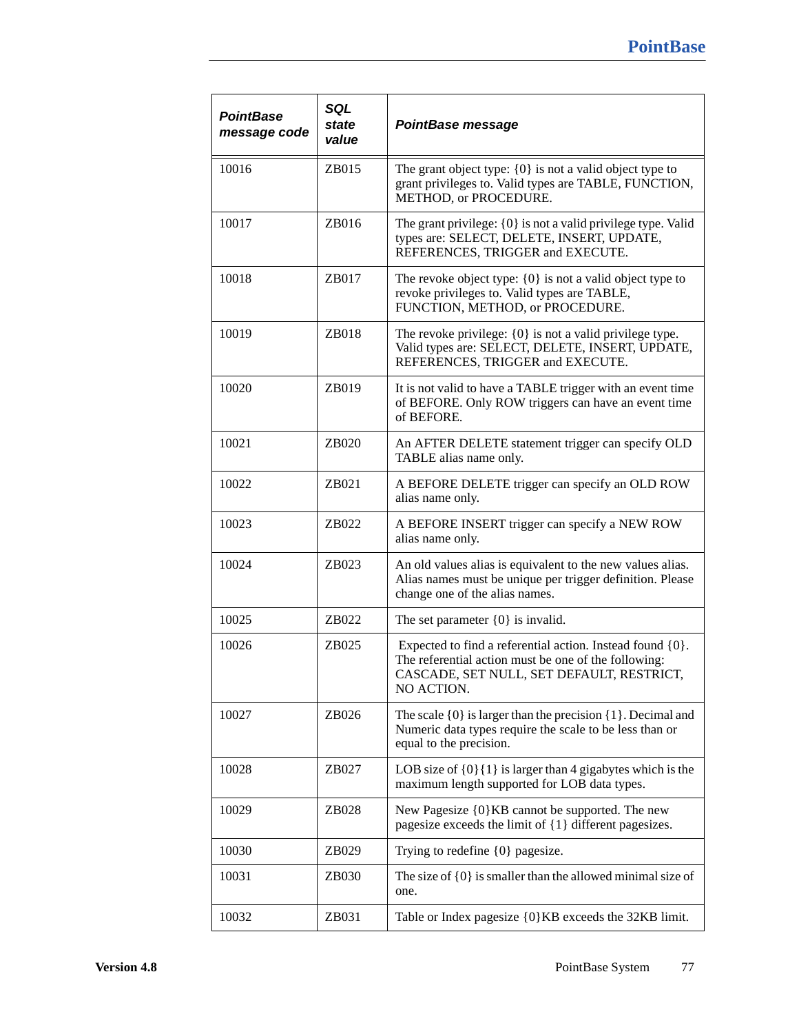| PointBase message code | SQL state value | PointBase message |
|---|---|---|
| 10016 | ZB015 | The grant object type: {0} is not a valid object type to grant privileges to. Valid types are TABLE, FUNCTION, METHOD, or PROCEDURE. |
| 10017 | ZB016 | The grant privilege: {0} is not a valid privilege type. Valid types are: SELECT, DELETE, INSERT, UPDATE, REFERENCES, TRIGGER and EXECUTE. |
| 10018 | ZB017 | The revoke object type: {0} is not a valid object type to revoke privileges to. Valid types are TABLE, FUNCTION, METHOD, or PROCEDURE. |
| 10019 | ZB018 | The revoke privilege: {0} is not a valid privilege type. Valid types are: SELECT, DELETE, INSERT, UPDATE, REFERENCES, TRIGGER and EXECUTE. |
| 10020 | ZB019 | It is not valid to have a TABLE trigger with an event time of BEFORE. Only ROW triggers can have an event time of BEFORE. |
| 10021 | ZB020 | An AFTER DELETE statement trigger can specify OLD TABLE alias name only. |
| 10022 | ZB021 | A BEFORE DELETE trigger can specify an OLD ROW alias name only. |
| 10023 | ZB022 | A BEFORE INSERT trigger can specify a NEW ROW alias name only. |
| 10024 | ZB023 | An old values alias is equivalent to the new values alias. Alias names must be unique per trigger definition. Please change one of the alias names. |
| 10025 | ZB022 | The set parameter {0} is invalid. |
| 10026 | ZB025 | Expected to find a referential action. Instead found {0}. The referential action must be one of the following: CASCADE, SET NULL, SET DEFAULT, RESTRICT, NO ACTION. |
| 10027 | ZB026 | The scale {0} is larger than the precision {1}. Decimal and Numeric data types require the scale to be less than or equal to the precision. |
| 10028 | ZB027 | LOB size of {0}{1} is larger than 4 gigabytes which is the maximum length supported for LOB data types. |
| 10029 | ZB028 | New Pagesize {0}KB cannot be supported. The new pagesize exceeds the limit of {1} different pagesizes. |
| 10030 | ZB029 | Trying to redefine {0} pagesize. |
| 10031 | ZB030 | The size of {0} is smaller than the allowed minimal size of one. |
| 10032 | ZB031 | Table or Index pagesize {0}KB exceeds the 32KB limit. |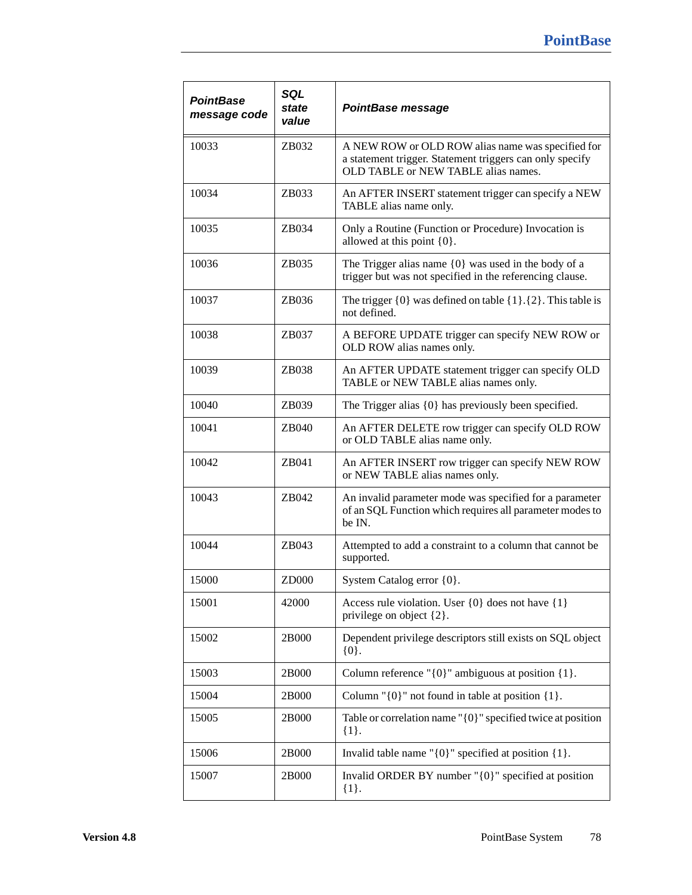| PointBase message code | SQL state value | PointBase message |
|---|---|---|
| 10033 | ZB032 | A NEW ROW or OLD ROW alias name was specified for a statement trigger. Statement triggers can only specify OLD TABLE or NEW TABLE alias names. |
| 10034 | ZB033 | An AFTER INSERT statement trigger can specify a NEW TABLE alias name only. |
| 10035 | ZB034 | Only a Routine (Function or Procedure) Invocation is allowed at this point {0}. |
| 10036 | ZB035 | The Trigger alias name {0} was used in the body of a trigger but was not specified in the referencing clause. |
| 10037 | ZB036 | The trigger {0} was defined on table {1}.{2}. This table is not defined. |
| 10038 | ZB037 | A BEFORE UPDATE trigger can specify NEW ROW or OLD ROW alias names only. |
| 10039 | ZB038 | An AFTER UPDATE statement trigger can specify OLD TABLE or NEW TABLE alias names only. |
| 10040 | ZB039 | The Trigger alias {0} has previously been specified. |
| 10041 | ZB040 | An AFTER DELETE row trigger can specify OLD ROW or OLD TABLE alias name only. |
| 10042 | ZB041 | An AFTER INSERT row trigger can specify NEW ROW or NEW TABLE alias names only. |
| 10043 | ZB042 | An invalid parameter mode was specified for a parameter of an SQL Function which requires all parameter modes to be IN. |
| 10044 | ZB043 | Attempted to add a constraint to a column that cannot be supported. |
| 15000 | ZD000 | System Catalog error {0}. |
| 15001 | 42000 | Access rule violation. User {0} does not have {1} privilege on object {2}. |
| 15002 | 2B000 | Dependent privilege descriptors still exists on SQL object {0}. |
| 15003 | 2B000 | Column reference "{0}" ambiguous at position {1}. |
| 15004 | 2B000 | Column "{0}" not found in table at position {1}. |
| 15005 | 2B000 | Table or correlation name "{0}" specified twice at position {1}. |
| 15006 | 2B000 | Invalid table name "{0}" specified at position {1}. |
| 15007 | 2B000 | Invalid ORDER BY number "{0}" specified at position {1}. |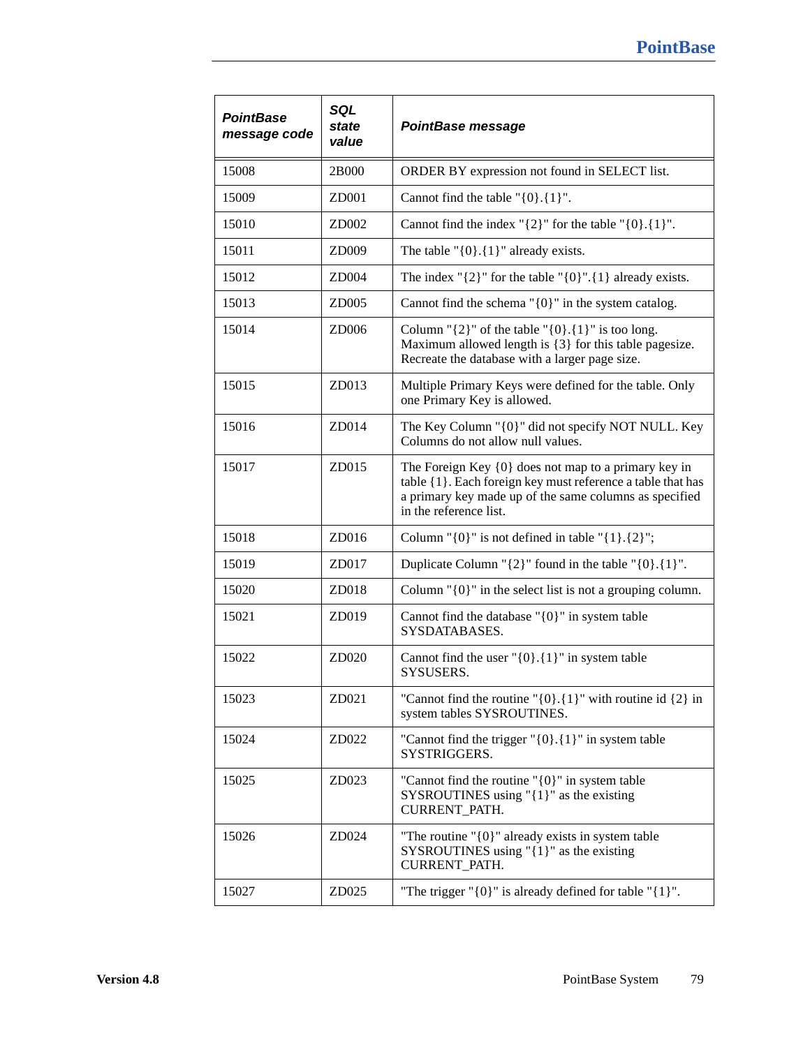| *PointBase message code* | *SQL state value* | *PointBase message* |
|---|---|---|
| 15008 | 2B000 | ORDER BY expression not found in SELECT list. |
| 15009 | ZD001 | Cannot find the table "{0}.{1}". |
| 15010 | ZD002 | Cannot find the index "{2}" for the table "{0}.{1}". |
| 15011 | ZD009 | The table "{0}.{1}" already exists. |
| 15012 | ZD004 | The index "{2}" for the table "{0}".{1} already exists. |
| 15013 | ZD005 | Cannot find the schema "{0}" in the system catalog. |
| 15014 | ZD006 | Column "{2}" of the table "{0}.{1}" is too long. Maximum allowed length is {3} for this table pagesize. Recreate the database with a larger page size. |
| 15015 | ZD013 | Multiple Primary Keys were defined for the table. Only one Primary Key is allowed. |
| 15016 | ZD014 | The Key Column "{0}" did not specify NOT NULL. Key Columns do not allow null values. |
| 15017 | ZD015 | The Foreign Key {0} does not map to a primary key in table {1}. Each foreign key must reference a table that has a primary key made up of the same columns as specified in the reference list. |
| 15018 | ZD016 | Column "{0}" is not defined in table "{1}.{2}"; |
| 15019 | ZD017 | Duplicate Column "{2}" found in the table "{0}.{1}". |
| 15020 | ZD018 | Column "{0}" in the select list is not a grouping column. |
| 15021 | ZD019 | Cannot find the database "{0}" in system table SYSDATABASES. |
| 15022 | ZD020 | Cannot find the user "{0}.{1}" in system table SYSUSERS. |
| 15023 | ZD021 | "Cannot find the routine "{0}.{1}" with routine id {2} in system tables SYSROUTINES. |
| 15024 | ZD022 | "Cannot find the trigger "{0}.{1}" in system table SYSTRIGGERS. |
| 15025 | ZD023 | "Cannot find the routine "{0}" in system table SYSROUTINES using "{1}" as the existing CURRENT_PATH. |
| 15026 | ZD024 | "The routine "{0}" already exists in system table SYSROUTINES using "{1}" as the existing CURRENT_PATH. |
| 15027 | ZD025 | "The trigger "{0}" is already defined for table "{1}". |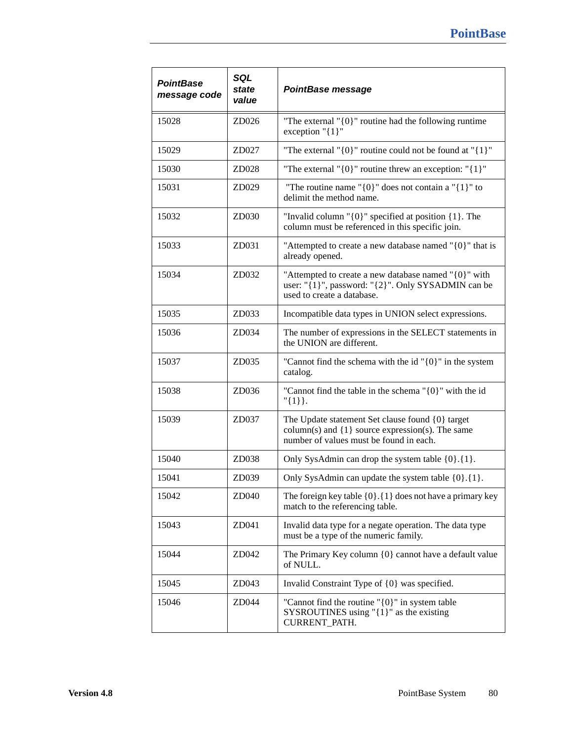| PointBase message code | SQL state value | PointBase message |
|---|---|---|
| 15028 | ZD026 | "The external "{0}" routine had the following runtime exception "{1}" |
| 15029 | ZD027 | "The external "{0}" routine could not be found at "{1}" |
| 15030 | ZD028 | "The external "{0}" routine threw an exception: "{1}" |
| 15031 | ZD029 | "The routine name "{0}" does not contain a "{1}" to delimit the method name. |
| 15032 | ZD030 | "Invalid column "{0}" specified at position {1}. The column must be referenced in this specific join. |
| 15033 | ZD031 | "Attempted to create a new database named "{0}" that is already opened. |
| 15034 | ZD032 | "Attempted to create a new database named "{0}" with user: "{1}", password: "{2}". Only SYSADMIN can be used to create a database. |
| 15035 | ZD033 | Incompatible data types in UNION select expressions. |
| 15036 | ZD034 | The number of expressions in the SELECT statements in the UNION are different. |
| 15037 | ZD035 | "Cannot find the schema with the id "{0}" in the system catalog. |
| 15038 | ZD036 | "Cannot find the table in the schema "{0}" with the id "{1}}. |
| 15039 | ZD037 | The Update statement Set clause found {0} target column(s) and {1} source expression(s). The same number of values must be found in each. |
| 15040 | ZD038 | Only SysAdmin can drop the system table {0}.{1}. |
| 15041 | ZD039 | Only SysAdmin can update the system table {0}.{1}. |
| 15042 | ZD040 | The foreign key table {0}.{1} does not have a primary key match to the referencing table. |
| 15043 | ZD041 | Invalid data type for a negate operation. The data type must be a type of the numeric family. |
| 15044 | ZD042 | The Primary Key column {0} cannot have a default value of NULL. |
| 15045 | ZD043 | Invalid Constraint Type of {0} was specified. |
| 15046 | ZD044 | "Cannot find the routine "{0}" in system table SYSROUTINES using "{1}" as the existing CURRENT_PATH. |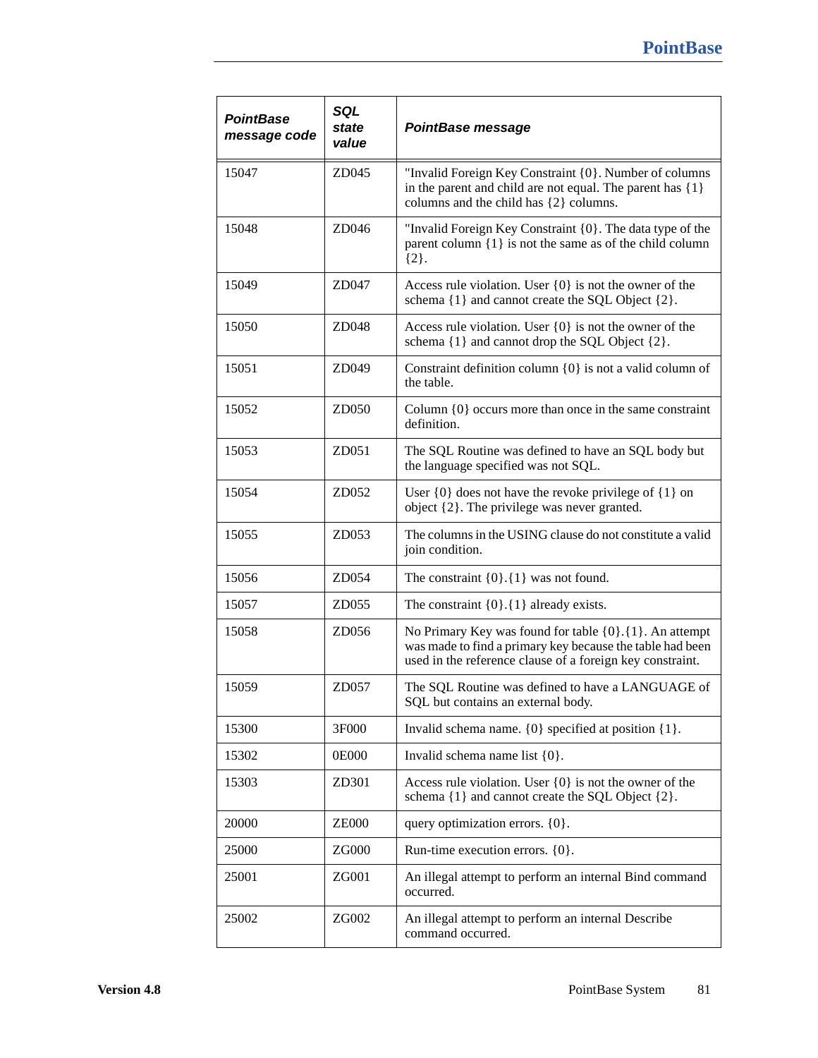| *PointBase message code* | *SQL state value* | *PointBase message* |
|---|---|---|
| 15047 | ZD045 | "Invalid Foreign Key Constraint {0}. Number of columns in the parent and child are not equal. The parent has {1} columns and the child has {2} columns. |
| 15048 | ZD046 | "Invalid Foreign Key Constraint {0}. The data type of the parent column {1} is not the same as of the child column {2}. |
| 15049 | ZD047 | Access rule violation. User {0} is not the owner of the schema {1} and cannot create the SQL Object {2}. |
| 15050 | ZD048 | Access rule violation. User {0} is not the owner of the schema {1} and cannot drop the SQL Object {2}. |
| 15051 | ZD049 | Constraint definition column {0} is not a valid column of the table. |
| 15052 | ZD050 | Column {0} occurs more than once in the same constraint definition. |
| 15053 | ZD051 | The SQL Routine was defined to have an SQL body but the language specified was not SQL. |
| 15054 | ZD052 | User {0} does not have the revoke privilege of {1} on object {2}. The privilege was never granted. |
| 15055 | ZD053 | The columns in the USING clause do not constitute a valid join condition. |
| 15056 | ZD054 | The constraint {0}.{1} was not found. |
| 15057 | ZD055 | The constraint {0}.{1} already exists. |
| 15058 | ZD056 | No Primary Key was found for table {0}.{1}. An attempt was made to find a primary key because the table had been used in the reference clause of a foreign key constraint. |
| 15059 | ZD057 | The SQL Routine was defined to have a LANGUAGE of SQL but contains an external body. |
| 15300 | 3F000 | Invalid schema name. {0} specified at position {1}. |
| 15302 | 0E000 | Invalid schema name list {0}. |
| 15303 | ZD301 | Access rule violation. User {0} is not the owner of the schema {1} and cannot create the SQL Object {2}. |
| 20000 | ZE000 | query optimization errors. {0}. |
| 25000 | ZG000 | Run-time execution errors. {0}. |
| 25001 | ZG001 | An illegal attempt to perform an internal Bind command occurred. |
| 25002 | ZG002 | An illegal attempt to perform an internal Describe command occurred. |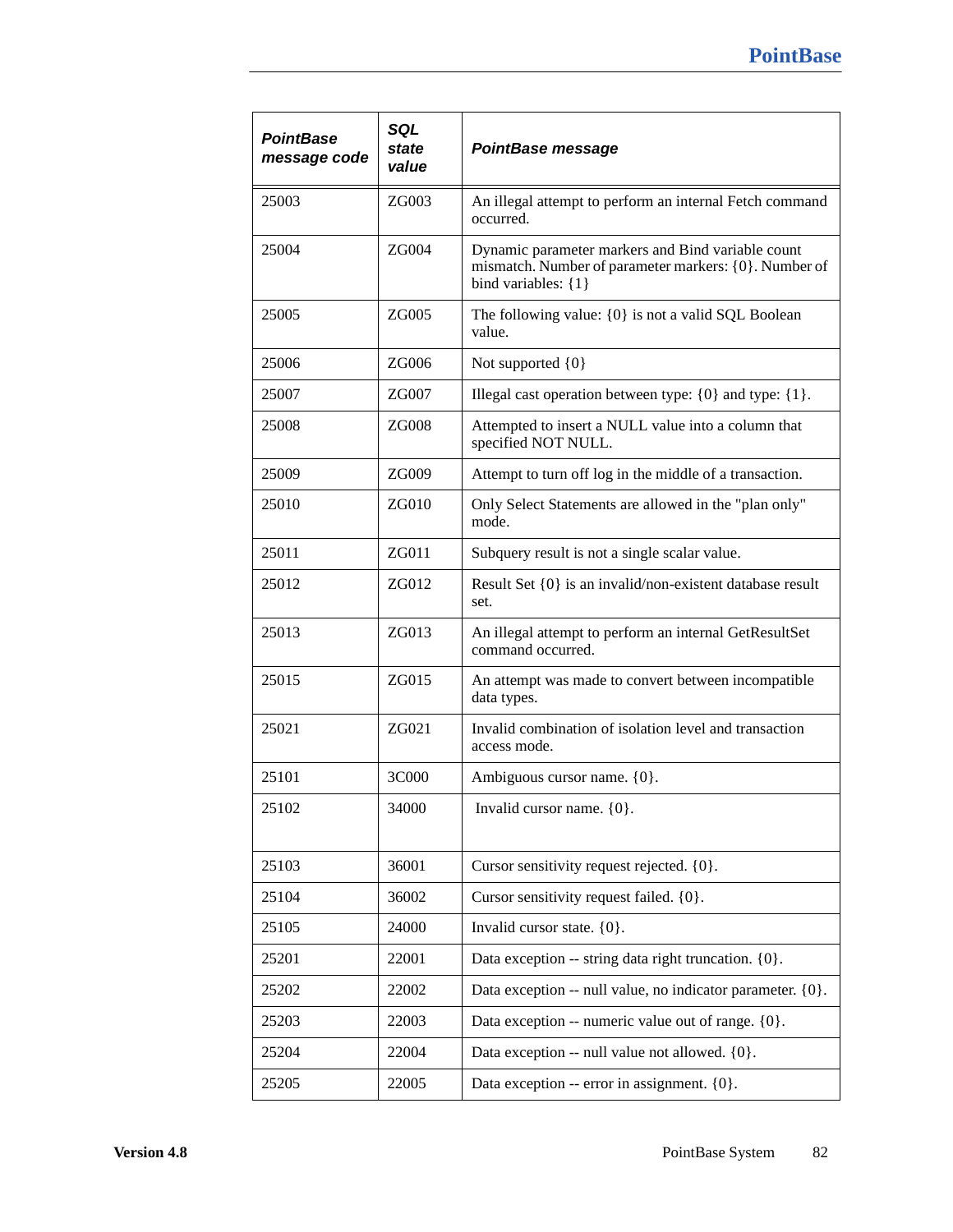| PointBase message code | SQL state value | PointBase message |
|---|---|---|
| 25003 | ZG003 | An illegal attempt to perform an internal Fetch command occurred. |
| 25004 | ZG004 | Dynamic parameter markers and Bind variable count mismatch. Number of parameter markers: {0}. Number of bind variables: {1} |
| 25005 | ZG005 | The following value: {0} is not a valid SQL Boolean value. |
| 25006 | ZG006 | Not supported {0} |
| 25007 | ZG007 | Illegal cast operation between type: {0} and type: {1}. |
| 25008 | ZG008 | Attempted to insert a NULL value into a column that specified NOT NULL. |
| 25009 | ZG009 | Attempt to turn off log in the middle of a transaction. |
| 25010 | ZG010 | Only Select Statements are allowed in the "plan only" mode. |
| 25011 | ZG011 | Subquery result is not a single scalar value. |
| 25012 | ZG012 | Result Set {0} is an invalid/non-existent database result set. |
| 25013 | ZG013 | An illegal attempt to perform an internal GetResultSet command occurred. |
| 25015 | ZG015 | An attempt was made to convert between incompatible data types. |
| 25021 | ZG021 | Invalid combination of isolation level and transaction access mode. |
| 25101 | 3C000 | Ambiguous cursor name. {0}. |
| 25102 | 34000 | Invalid cursor name. {0}. |
| 25103 | 36001 | Cursor sensitivity request rejected. {0}. |
| 25104 | 36002 | Cursor sensitivity request failed. {0}. |
| 25105 | 24000 | Invalid cursor state. {0}. |
| 25201 | 22001 | Data exception -- string data right truncation. {0}. |
| 25202 | 22002 | Data exception -- null value, no indicator parameter. {0}. |
| 25203 | 22003 | Data exception -- numeric value out of range. {0}. |
| 25204 | 22004 | Data exception -- null value not allowed. {0}. |
| 25205 | 22005 | Data exception -- error in assignment. {0}. |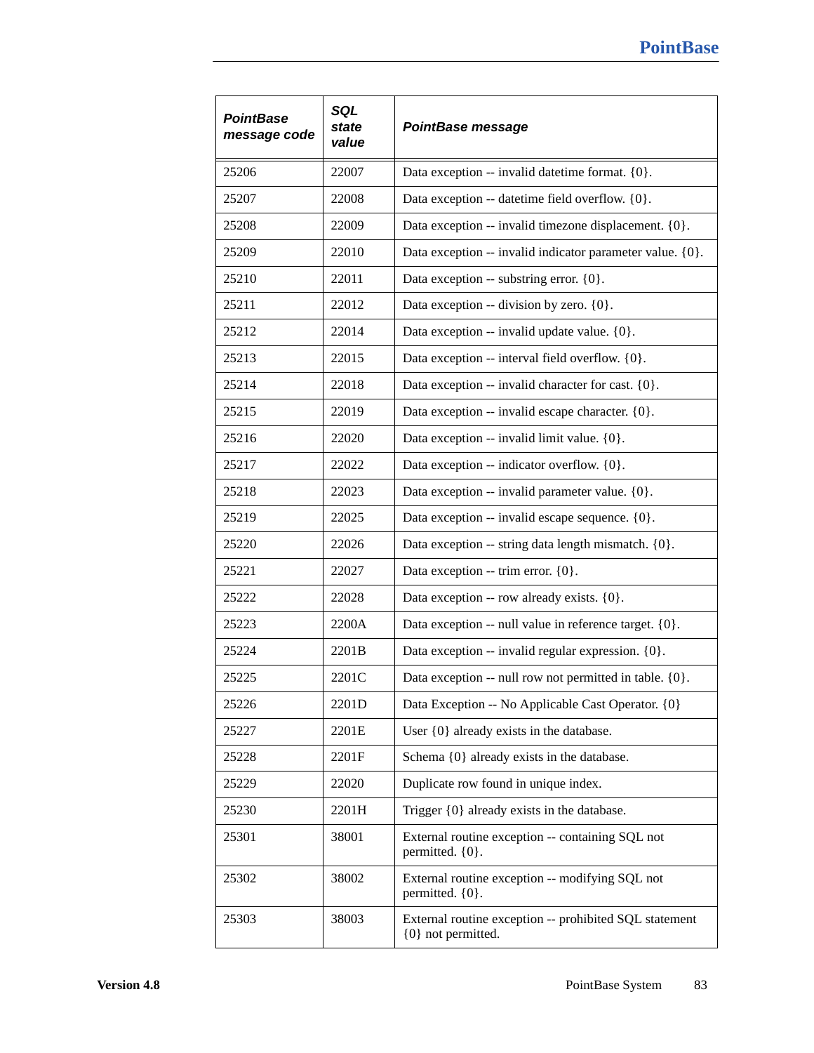| PointBase message code | SQL state value | PointBase message |
|---|---|---|
| 25206 | 22007 | Data exception -- invalid datetime format. {0}. |
| 25207 | 22008 | Data exception -- datetime field overflow. {0}. |
| 25208 | 22009 | Data exception -- invalid timezone displacement. {0}. |
| 25209 | 22010 | Data exception -- invalid indicator parameter value. {0}. |
| 25210 | 22011 | Data exception -- substring error. {0}. |
| 25211 | 22012 | Data exception -- division by zero. {0}. |
| 25212 | 22014 | Data exception -- invalid update value. {0}. |
| 25213 | 22015 | Data exception -- interval field overflow. {0}. |
| 25214 | 22018 | Data exception -- invalid character for cast. {0}. |
| 25215 | 22019 | Data exception -- invalid escape character. {0}. |
| 25216 | 22020 | Data exception -- invalid limit value. {0}. |
| 25217 | 22022 | Data exception -- indicator overflow. {0}. |
| 25218 | 22023 | Data exception -- invalid parameter value. {0}. |
| 25219 | 22025 | Data exception -- invalid escape sequence. {0}. |
| 25220 | 22026 | Data exception -- string data length mismatch. {0}. |
| 25221 | 22027 | Data exception -- trim error. {0}. |
| 25222 | 22028 | Data exception -- row already exists. {0}. |
| 25223 | 2200A | Data exception -- null value in reference target. {0}. |
| 25224 | 2201B | Data exception -- invalid regular expression. {0}. |
| 25225 | 2201C | Data exception -- null row not permitted in table. {0}. |
| 25226 | 2201D | Data Exception -- No Applicable Cast Operator. {0} |
| 25227 | 2201E | User {0} already exists in the database. |
| 25228 | 2201F | Schema {0} already exists in the database. |
| 25229 | 22020 | Duplicate row found in unique index. |
| 25230 | 2201H | Trigger {0} already exists in the database. |
| 25301 | 38001 | External routine exception -- containing SQL not permitted. {0}. |
| 25302 | 38002 | External routine exception -- modifying SQL not permitted. {0}. |
| 25303 | 38003 | External routine exception -- prohibited SQL statement {0} not permitted. |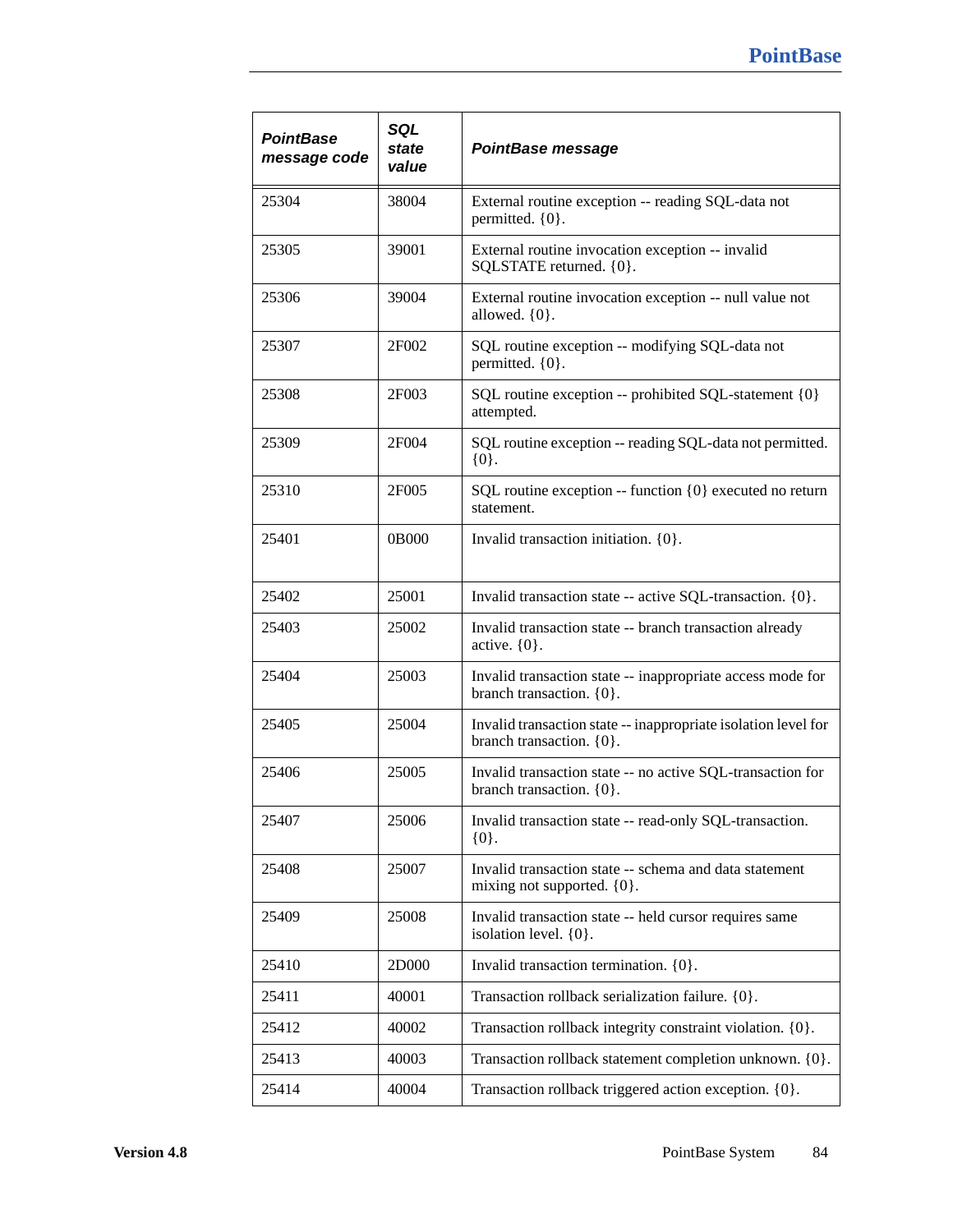| *PointBase message code* | *SQL state value* | *PointBase message* |
|---|---|---|
| 25304 | 38004 | External routine exception -- reading SQL-data not permitted. {0}. |
| 25305 | 39001 | External routine invocation exception -- invalid SQLSTATE returned. {0}. |
| 25306 | 39004 | External routine invocation exception -- null value not allowed. {0}. |
| 25307 | 2F002 | SQL routine exception -- modifying SQL-data not permitted. {0}. |
| 25308 | 2F003 | SQL routine exception -- prohibited SQL-statement {0} attempted. |
| 25309 | 2F004 | SQL routine exception -- reading SQL-data not permitted. {0}. |
| 25310 | 2F005 | SQL routine exception -- function {0} executed no return statement. |
| 25401 | 0B000 | Invalid transaction initiation. {0}. |
| 25402 | 25001 | Invalid transaction state -- active SQL-transaction. {0}. |
| 25403 | 25002 | Invalid transaction state -- branch transaction already active. {0}. |
| 25404 | 25003 | Invalid transaction state -- inappropriate access mode for branch transaction. {0}. |
| 25405 | 25004 | Invalid transaction state -- inappropriate isolation level for branch transaction. {0}. |
| 25406 | 25005 | Invalid transaction state -- no active SQL-transaction for branch transaction. {0}. |
| 25407 | 25006 | Invalid transaction state -- read-only SQL-transaction. {0}. |
| 25408 | 25007 | Invalid transaction state -- schema and data statement mixing not supported. {0}. |
| 25409 | 25008 | Invalid transaction state -- held cursor requires same isolation level. {0}. |
| 25410 | 2D000 | Invalid transaction termination. {0}. |
| 25411 | 40001 | Transaction rollback serialization failure. {0}. |
| 25412 | 40002 | Transaction rollback integrity constraint violation. {0}. |
| 25413 | 40003 | Transaction rollback statement completion unknown. {0}. |
| 25414 | 40004 | Transaction rollback triggered action exception. {0}. |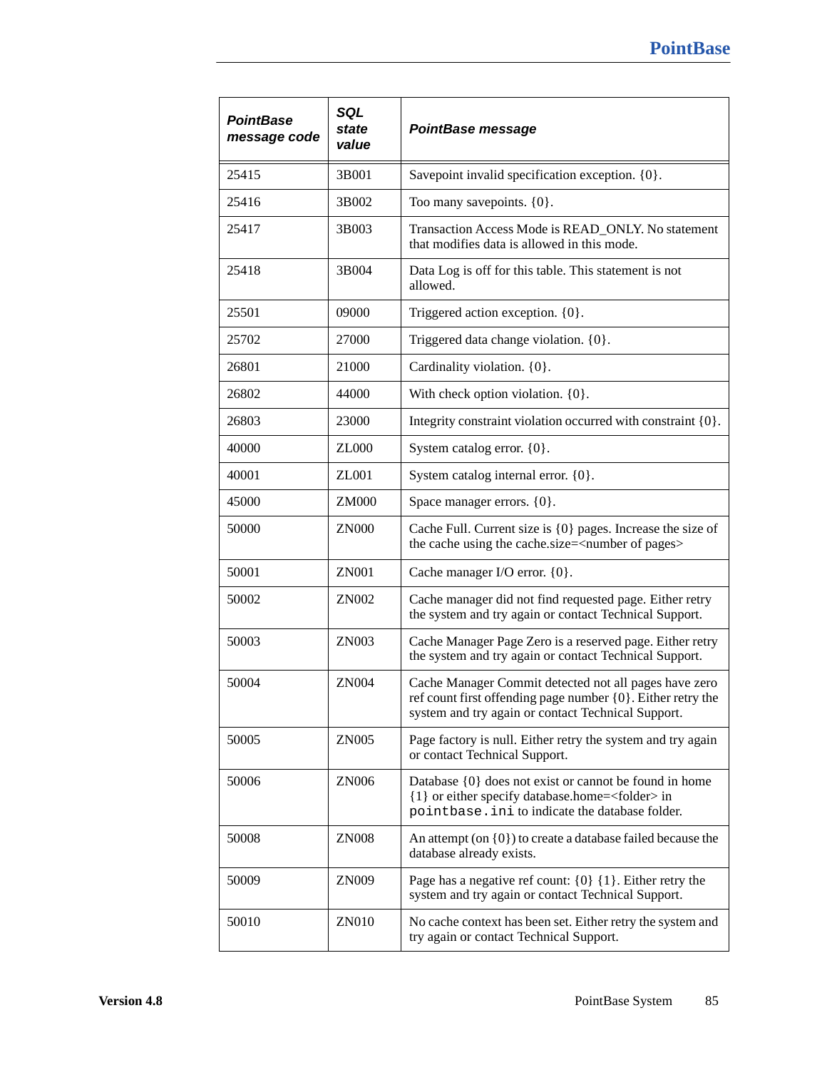| ***PointBase message code*** | ***SQL state value*** | ***PointBase message*** |
|---|---|---|
| 25415 | 3B001 | Savepoint invalid specification exception. {0}. |
| 25416 | 3B002 | Too many savepoints. {0}. |
| 25417 | 3B003 | Transaction Access Mode is READ_ONLY. No statement that modifies data is allowed in this mode. |
| 25418 | 3B004 | Data Log is off for this table. This statement is not allowed. |
| 25501 | 09000 | Triggered action exception. {0}. |
| 25702 | 27000 | Triggered data change violation. {0}. |
| 26801 | 21000 | Cardinality violation. {0}. |
| 26802 | 44000 | With check option violation. {0}. |
| 26803 | 23000 | Integrity constraint violation occurred with constraint {0}. |
| 40000 | ZL000 | System catalog error. {0}. |
| 40001 | ZL001 | System catalog internal error. {0}. |
| 45000 | ZM000 | Space manager errors. {0}. |
| 50000 | ZN000 | Cache Full. Current size is {0} pages. Increase the size of the cache using the cache.size=<number of pages> |
| 50001 | ZN001 | Cache manager I/O error. {0}. |
| 50002 | ZN002 | Cache manager did not find requested page. Either retry the system and try again or contact Technical Support. |
| 50003 | ZN003 | Cache Manager Page Zero is a reserved page. Either retry the system and try again or contact Technical Support. |
| 50004 | ZN004 | Cache Manager Commit detected not all pages have zero ref count first offending page number {0}. Either retry the system and try again or contact Technical Support. |
| 50005 | ZN005 | Page factory is null. Either retry the system and try again or contact Technical Support. |
| 50006 | ZN006 | Database {0} does not exist or cannot be found in home {1} or either specify database.home=<folder> in `pointbase.ini` to indicate the database folder. |
| 50008 | ZN008 | An attempt (on {0}) to create a database failed because the database already exists. |
| 50009 | ZN009 | Page has a negative ref count: {0} {1}. Either retry the system and try again or contact Technical Support. |
| 50010 | ZN010 | No cache context has been set. Either retry the system and try again or contact Technical Support. |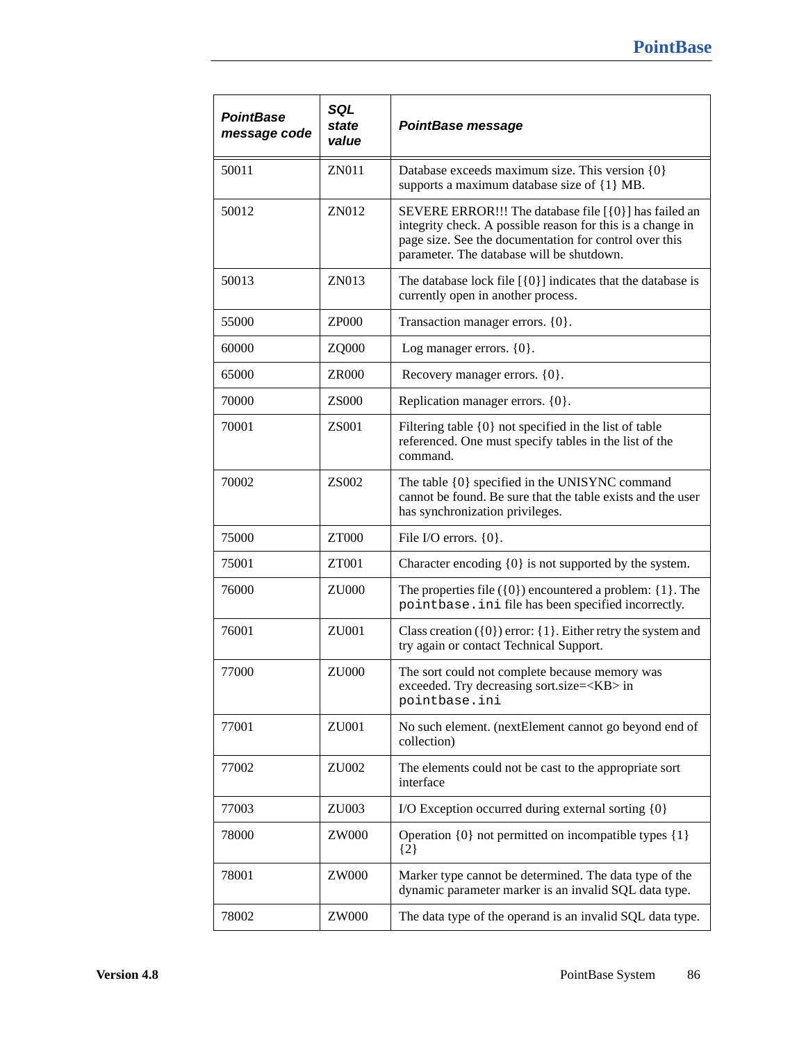| *PointBase message code* | *SQL state value* | *PointBase message* |
|---|---|---|
| 50011 | ZN011 | Database exceeds maximum size. This version {0} supports a maximum database size of {1} MB. |
| 50012 | ZN012 | SEVERE ERROR!!! The database file [{0}] has failed an integrity check. A possible reason for this is a change in page size. See the documentation for control over this parameter. The database will be shutdown. |
| 50013 | ZN013 | The database lock file [{0}] indicates that the database is currently open in another process. |
| 55000 | ZP000 | Transaction manager errors. {0}. |
| 60000 | ZQ000 | Log manager errors. {0}. |
| 65000 | ZR000 | Recovery manager errors. {0}. |
| 70000 | ZS000 | Replication manager errors. {0}. |
| 70001 | ZS001 | Filtering table {0} not specified in the list of table referenced. One must specify tables in the list of the command. |
| 70002 | ZS002 | The table {0} specified in the UNISYNC command cannot be found. Be sure that the table exists and the user has synchronization privileges. |
| 75000 | ZT000 | File I/O errors. {0}. |
| 75001 | ZT001 | Character encoding {0} is not supported by the system. |
| 76000 | ZU000 | The properties file ({0}) encountered a problem: {1}. The `pointbase.ini` file has been specified incorrectly. |
| 76001 | ZU001 | Class creation ({0}) error: {1}. Either retry the system and try again or contact Technical Support. |
| 77000 | ZU000 | The sort could not complete because memory was exceeded. Try decreasing sort.size=<KB> in `pointbase.ini` |
| 77001 | ZU001 | No such element. (nextElement cannot go beyond end of collection) |
| 77002 | ZU002 | The elements could not be cast to the appropriate sort interface |
| 77003 | ZU003 | I/O Exception occurred during external sorting {0} |
| 78000 | ZW000 | Operation {0} not permitted on incompatible types {1} {2} |
| 78001 | ZW000 | Marker type cannot be determined. The data type of the dynamic parameter marker is an invalid SQL data type. |
| 78002 | ZW000 | The data type of the operand is an invalid SQL data type. |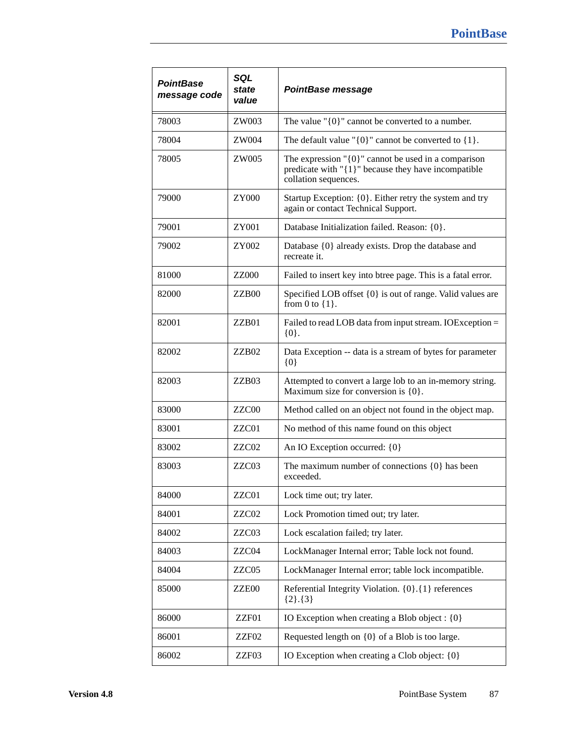| *PointBase message code* | *SQL state value* | *PointBase message* |
|---|---|---|
| 78003 | ZW003 | The value "{0}" cannot be converted to a number. |
| 78004 | ZW004 | The default value "{0}" cannot be converted to {1}. |
| 78005 | ZW005 | The expression "{0}" cannot be used in a comparison predicate with "{1}" because they have incompatible collation sequences. |
| 79000 | ZY000 | Startup Exception: {0}. Either retry the system and try again or contact Technical Support. |
| 79001 | ZY001 | Database Initialization failed. Reason: {0}. |
| 79002 | ZY002 | Database {0} already exists. Drop the database and recreate it. |
| 81000 | ZZ000 | Failed to insert key into btree page. This is a fatal error. |
| 82000 | ZZB00 | Specified LOB offset {0} is out of range. Valid values are from 0 to {1}. |
| 82001 | ZZB01 | Failed to read LOB data from input stream. IOException = {0}. |
| 82002 | ZZB02 | Data Exception -- data is a stream of bytes for parameter {0} |
| 82003 | ZZB03 | Attempted to convert a large lob to an in-memory string. Maximum size for conversion is {0}. |
| 83000 | ZZC00 | Method called on an object not found in the object map. |
| 83001 | ZZC01 | No method of this name found on this object |
| 83002 | ZZC02 | An IO Exception occurred: {0} |
| 83003 | ZZC03 | The maximum number of connections {0} has been exceeded. |
| 84000 | ZZC01 | Lock time out; try later. |
| 84001 | ZZC02 | Lock Promotion timed out; try later. |
| 84002 | ZZC03 | Lock escalation failed; try later. |
| 84003 | ZZC04 | LockManager Internal error; Table lock not found. |
| 84004 | ZZC05 | LockManager Internal error; table lock incompatible. |
| 85000 | ZZE00 | Referential Integrity Violation. {0}.{1} references {2}.{3} |
| 86000 | ZZF01 | IO Exception when creating a Blob object : {0} |
| 86001 | ZZF02 | Requested length on {0} of a Blob is too large. |
| 86002 | ZZF03 | IO Exception when creating a Clob object: {0} |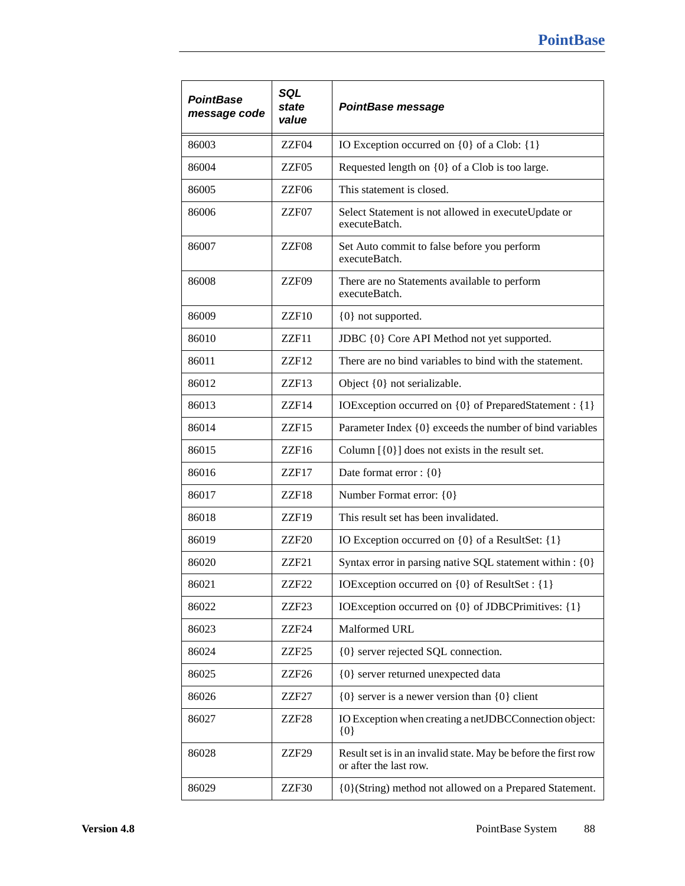| PointBase message code | SQL state value | PointBase message |
|---|---|---|
| 86003 | ZZF04 | IO Exception occurred on {0} of a Clob: {1} |
| 86004 | ZZF05 | Requested length on {0} of a Clob is too large. |
| 86005 | ZZF06 | This statement is closed. |
| 86006 | ZZF07 | Select Statement is not allowed in executeUpdate or executeBatch. |
| 86007 | ZZF08 | Set Auto commit to false before you perform executeBatch. |
| 86008 | ZZF09 | There are no Statements available to perform executeBatch. |
| 86009 | ZZF10 | {0} not supported. |
| 86010 | ZZF11 | JDBC {0} Core API Method not yet supported. |
| 86011 | ZZF12 | There are no bind variables to bind with the statement. |
| 86012 | ZZF13 | Object {0} not serializable. |
| 86013 | ZZF14 | IOException occurred on {0} of PreparedStatement : {1} |
| 86014 | ZZF15 | Parameter Index {0} exceeds the number of bind variables |
| 86015 | ZZF16 | Column [{0}] does not exists in the result set. |
| 86016 | ZZF17 | Date format error : {0} |
| 86017 | ZZF18 | Number Format error: {0} |
| 86018 | ZZF19 | This result set has been invalidated. |
| 86019 | ZZF20 | IO Exception occurred on {0} of a ResultSet: {1} |
| 86020 | ZZF21 | Syntax error in parsing native SQL statement within : {0} |
| 86021 | ZZF22 | IOException occurred on {0} of ResultSet : {1} |
| 86022 | ZZF23 | IOException occurred on {0} of JDBCPrimitives: {1} |
| 86023 | ZZF24 | Malformed URL |
| 86024 | ZZF25 | {0} server rejected SQL connection. |
| 86025 | ZZF26 | {0} server returned unexpected data |
| 86026 | ZZF27 | {0} server is a newer version than {0} client |
| 86027 | ZZF28 | IO Exception when creating a netJDBCConnection object: {0} |
| 86028 | ZZF29 | Result set is in an invalid state. May be before the first row or after the last row. |
| 86029 | ZZF30 | {0}(String) method not allowed on a Prepared Statement. |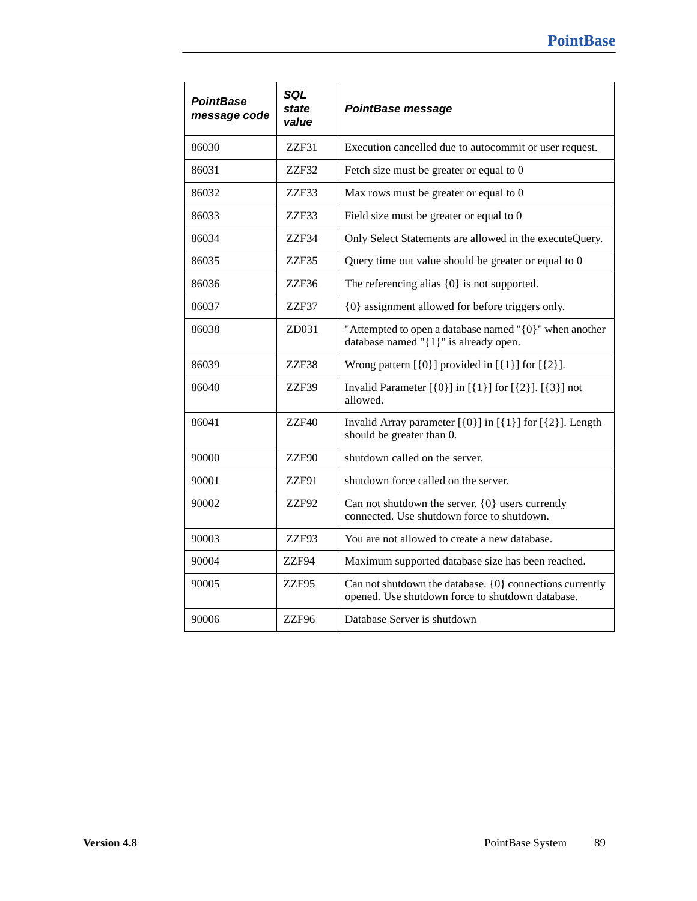| PointBase message code | SQL state value | PointBase message |
|---|---|---|
| 86030 | ZZF31 | Execution cancelled due to autocommit or user request. |
| 86031 | ZZF32 | Fetch size must be greater or equal to 0 |
| 86032 | ZZF33 | Max rows must be greater or equal to 0 |
| 86033 | ZZF33 | Field size must be greater or equal to 0 |
| 86034 | ZZF34 | Only Select Statements are allowed in the executeQuery. |
| 86035 | ZZF35 | Query time out value should be greater or equal to 0 |
| 86036 | ZZF36 | The referencing alias {0} is not supported. |
| 86037 | ZZF37 | {0} assignment allowed for before triggers only. |
| 86038 | ZD031 | "Attempted to open a database named "{0}" when another database named "{1}" is already open. |
| 86039 | ZZF38 | Wrong pattern [{0}] provided in [{1}] for [{2}]. |
| 86040 | ZZF39 | Invalid Parameter [{0}] in [{1}] for [{2}]. [{3}] not allowed. |
| 86041 | ZZF40 | Invalid Array parameter [{0}] in [{1}] for [{2}]. Length should be greater than 0. |
| 90000 | ZZF90 | shutdown called on the server. |
| 90001 | ZZF91 | shutdown force called on the server. |
| 90002 | ZZF92 | Can not shutdown the server. {0} users currently connected. Use shutdown force to shutdown. |
| 90003 | ZZF93 | You are not allowed to create a new database. |
| 90004 | ZZF94 | Maximum supported database size has been reached. |
| 90005 | ZZF95 | Can not shutdown the database. {0} connections currently opened. Use shutdown force to shutdown database. |
| 90006 | ZZF96 | Database Server is shutdown |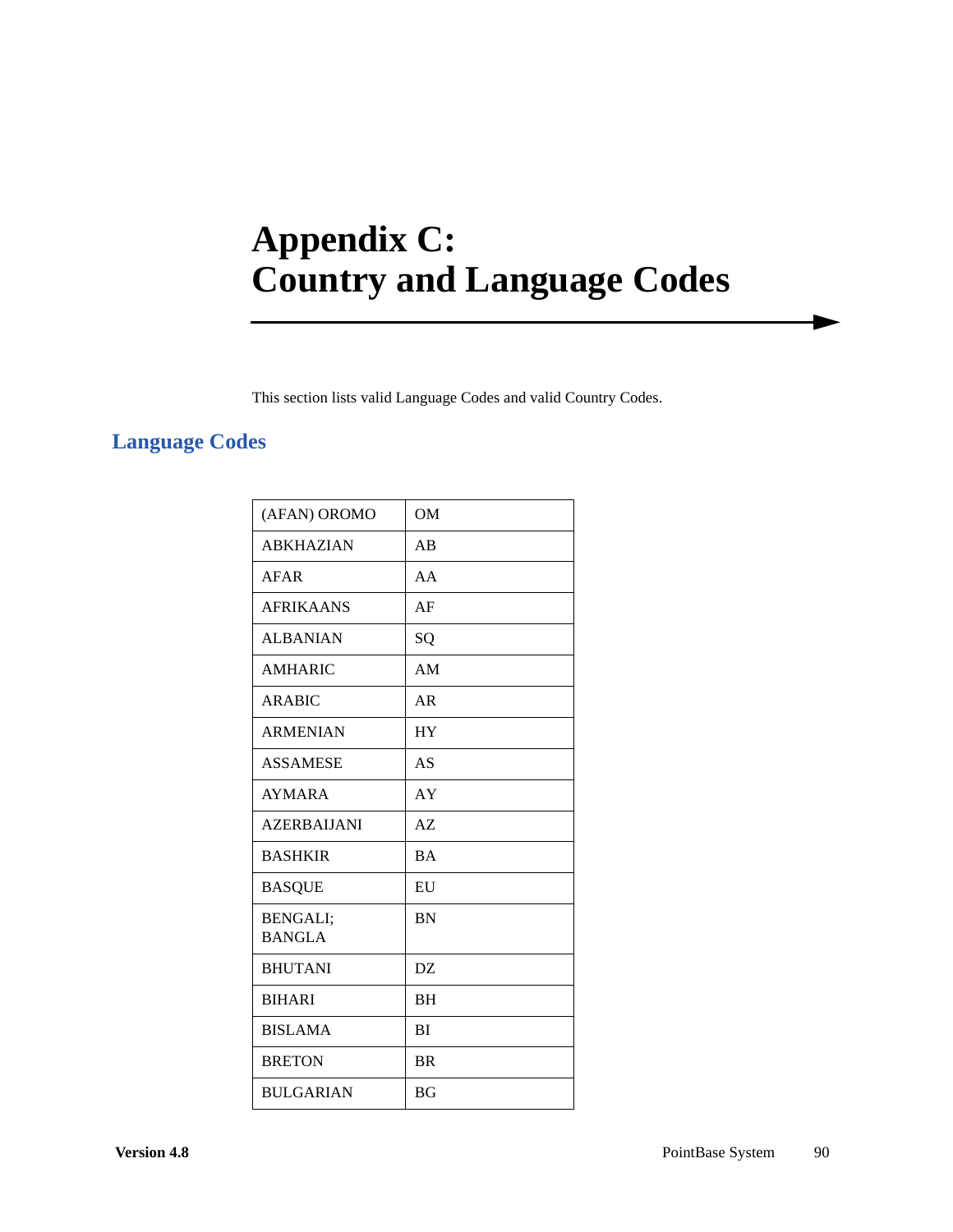# Appendix C: Country and Language Codes

This section lists valid Language Codes and valid Country Codes.

## Language Codes

| | |
|---|---|
| (AFAN) OROMO | OM |
| ABKHAZIAN | AB |
| AFAR | AA |
| AFRIKAANS | AF |
| ALBANIAN | SQ |
| AMHARIC | AM |
| ARABIC | AR |
| ARMENIAN | HY |
| ASSAMESE | AS |
| AYMARA | AY |
| AZERBAIJANI | AZ |
| BASHKIR | BA |
| BASQUE | EU |
| BENGALI; BANGLA | BN |
| BHUTANI | DZ |
| BIHARI | BH |
| BISLAMA | BI |
| BRETON | BR |
| BULGARIAN | BG |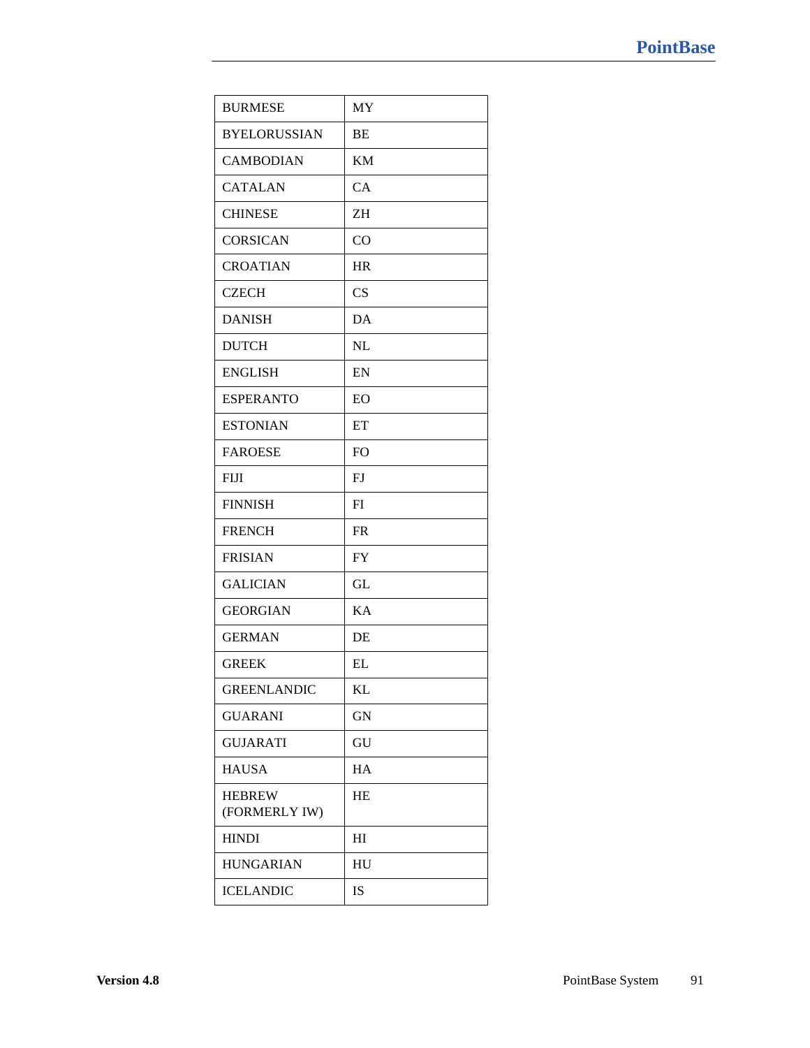| BURMESE | MY |
|---|---|
| BYELORUSSIAN | BE |
| CAMBODIAN | KM |
| CATALAN | CA |
| CHINESE | ZH |
| CORSICAN | CO |
| CROATIAN | HR |
| CZECH | CS |
| DANISH | DA |
| DUTCH | NL |
| ENGLISH | EN |
| ESPERANTO | EO |
| ESTONIAN | ET |
| FAROESE | FO |
| FIJI | FJ |
| FINNISH | FI |
| FRENCH | FR |
| FRISIAN | FY |
| GALICIAN | GL |
| GEORGIAN | KA |
| GERMAN | DE |
| GREEK | EL |
| GREENLANDIC | KL |
| GUARANI | GN |
| GUJARATI | GU |
| HAUSA | HA |
| HEBREW (FORMERLY IW) | HE |
| HINDI | HI |
| HUNGARIAN | HU |
| ICELANDIC | IS |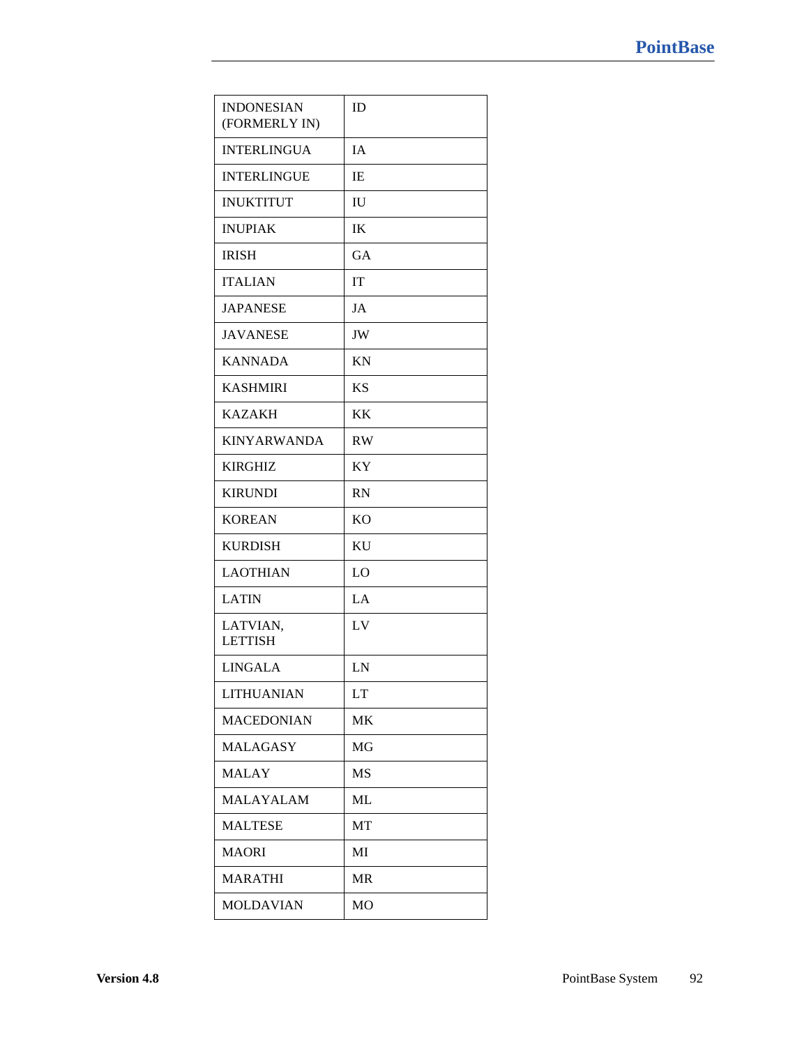| | |
|---|---|
| INDONESIAN (FORMERLY IN) | ID |
| INTERLINGUA | IA |
| INTERLINGUE | IE |
| INUKTITUT | IU |
| INUPIAK | IK |
| IRISH | GA |
| ITALIAN | IT |
| JAPANESE | JA |
| JAVANESE | JW |
| KANNADA | KN |
| KASHMIRI | KS |
| KAZAKH | KK |
| KINYARWANDA | RW |
| KIRGHIZ | KY |
| KIRUNDI | RN |
| KOREAN | KO |
| KURDISH | KU |
| LAOTHIAN | LO |
| LATIN | LA |
| LATVIAN, LETTISH | LV |
| LINGALA | LN |
| LITHUANIAN | LT |
| MACEDONIAN | MK |
| MALAGASY | MG |
| MALAY | MS |
| MALAYALAM | ML |
| MALTESE | MT |
| MAORI | MI |
| MARATHI | MR |
| MOLDAVIAN | MO |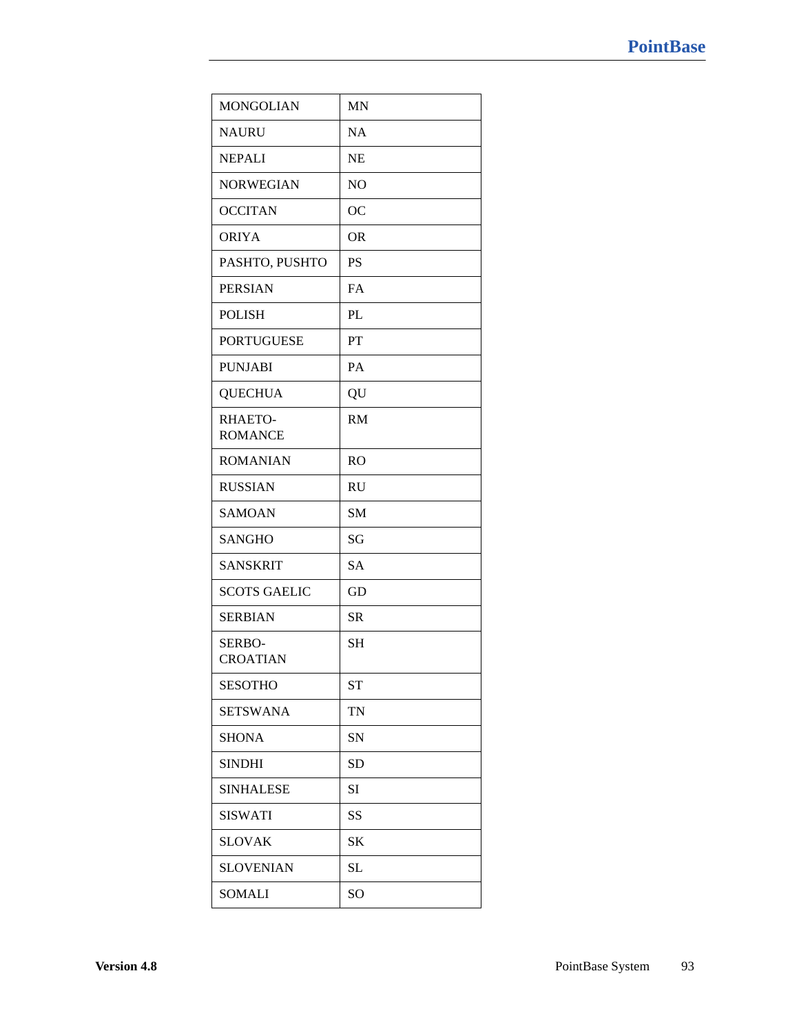| MONGOLIAN | MN |
|---|---|
| NAURU | NA |
| NEPALI | NE |
| NORWEGIAN | NO |
| OCCITAN | OC |
| ORIYA | OR |
| PASHTO, PUSHTO | PS |
| PERSIAN | FA |
| POLISH | PL |
| PORTUGUESE | PT |
| PUNJABI | PA |
| QUECHUA | QU |
| RHAETO-ROMANCE | RM |
| ROMANIAN | RO |
| RUSSIAN | RU |
| SAMOAN | SM |
| SANGHO | SG |
| SANSKRIT | SA |
| SCOTS GAELIC | GD |
| SERBIAN | SR |
| SERBO-CROATIAN | SH |
| SESOTHO | ST |
| SETSWANA | TN |
| SHONA | SN |
| SINDHI | SD |
| SINHALESE | SI |
| SISWATI | SS |
| SLOVAK | SK |
| SLOVENIAN | SL |
| SOMALI | SO |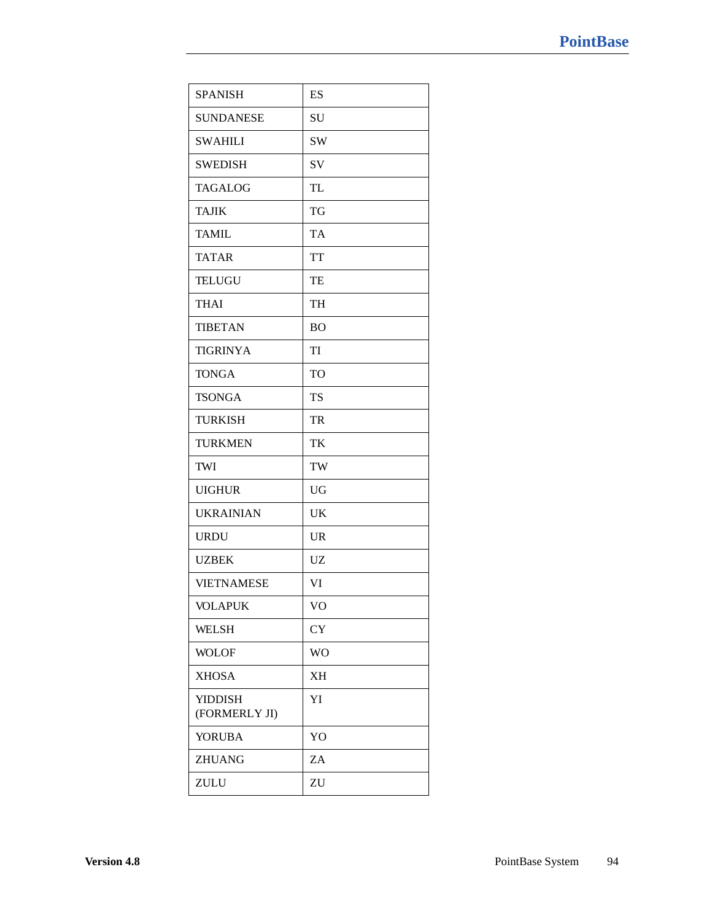| | |
|---|---|
| SPANISH | ES |
| SUNDANESE | SU |
| SWAHILI | SW |
| SWEDISH | SV |
| TAGALOG | TL |
| TAJIK | TG |
| TAMIL | TA |
| TATAR | TT |
| TELUGU | TE |
| THAI | TH |
| TIBETAN | BO |
| TIGRINYA | TI |
| TONGA | TO |
| TSONGA | TS |
| TURKISH | TR |
| TURKMEN | TK |
| TWI | TW |
| UIGHUR | UG |
| UKRAINIAN | UK |
| URDU | UR |
| UZBEK | UZ |
| VIETNAMESE | VI |
| VOLAPUK | VO |
| WELSH | CY |
| WOLOF | WO |
| XHOSA | XH |
| YIDDISH (FORMERLY JI) | YI |
| YORUBA | YO |
| ZHUANG | ZA |
| ZULU | ZU |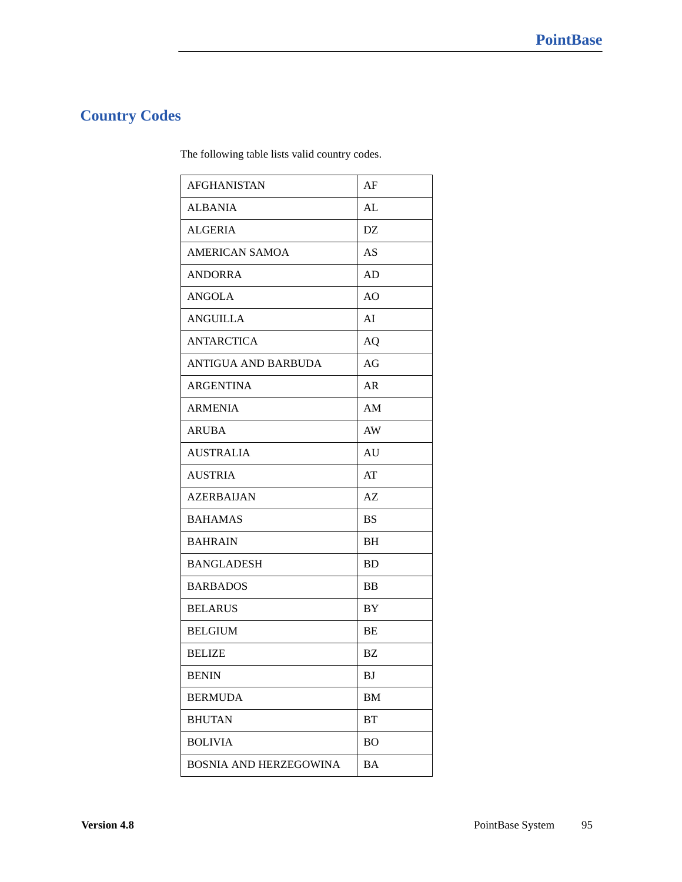## Country Codes

The following table lists valid country codes.

| | |
|---|---|
| AFGHANISTAN | AF |
| ALBANIA | AL |
| ALGERIA | DZ |
| AMERICAN SAMOA | AS |
| ANDORRA | AD |
| ANGOLA | AO |
| ANGUILLA | AI |
| ANTARCTICA | AQ |
| ANTIGUA AND BARBUDA | AG |
| ARGENTINA | AR |
| ARMENIA | AM |
| ARUBA | AW |
| AUSTRALIA | AU |
| AUSTRIA | AT |
| AZERBAIJAN | AZ |
| BAHAMAS | BS |
| BAHRAIN | BH |
| BANGLADESH | BD |
| BARBADOS | BB |
| BELARUS | BY |
| BELGIUM | BE |
| BELIZE | BZ |
| BENIN | BJ |
| BERMUDA | BM |
| BHUTAN | BT |
| BOLIVIA | BO |
| BOSNIA AND HERZEGOWINA | BA |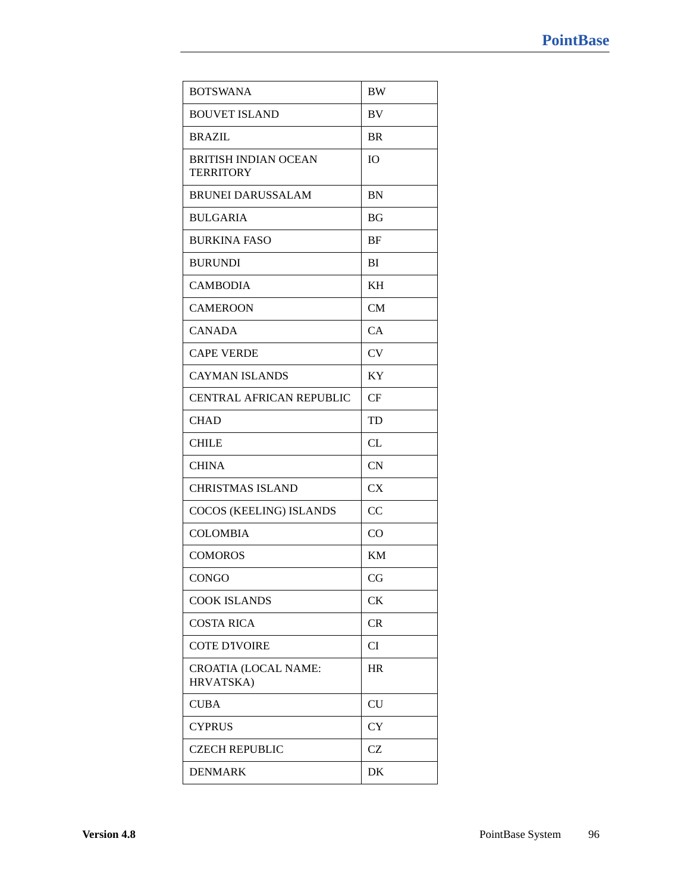| | |
|---|---|
| BOTSWANA | BW |
| BOUVET ISLAND | BV |
| BRAZIL | BR |
| BRITISH INDIAN OCEAN TERRITORY | IO |
| BRUNEI DARUSSALAM | BN |
| BULGARIA | BG |
| BURKINA FASO | BF |
| BURUNDI | BI |
| CAMBODIA | KH |
| CAMEROON | CM |
| CANADA | CA |
| CAPE VERDE | CV |
| CAYMAN ISLANDS | KY |
| CENTRAL AFRICAN REPUBLIC | CF |
| CHAD | TD |
| CHILE | CL |
| CHINA | CN |
| CHRISTMAS ISLAND | CX |
| COCOS (KEELING) ISLANDS | CC |
| COLOMBIA | CO |
| COMOROS | KM |
| CONGO | CG |
| COOK ISLANDS | CK |
| COSTA RICA | CR |
| COTE D'IVOIRE | CI |
| CROATIA (LOCAL NAME: HRVATSKA) | HR |
| CUBA | CU |
| CYPRUS | CY |
| CZECH REPUBLIC | CZ |
| DENMARK | DK |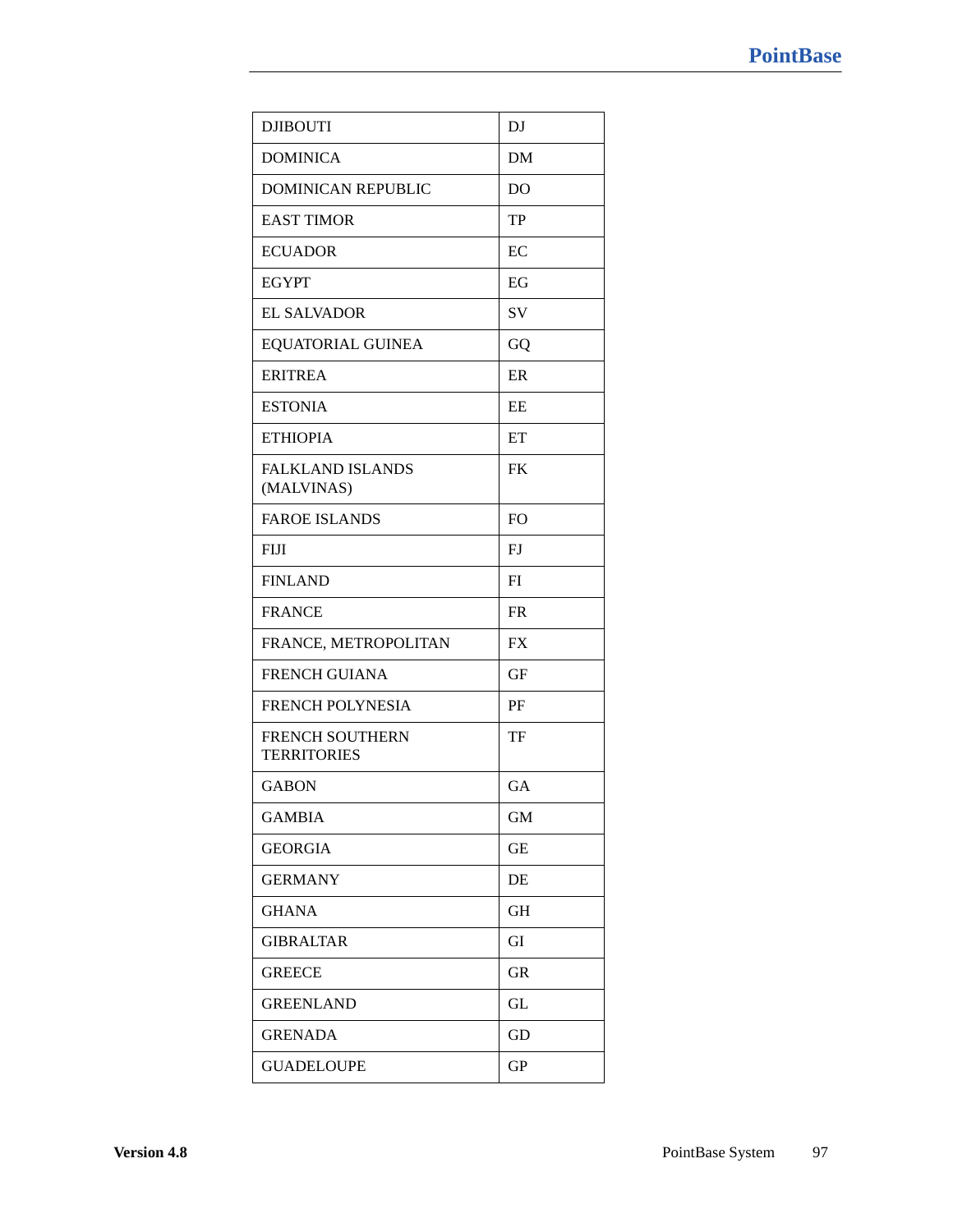| | |
|---|---|
| DJIBOUTI | DJ |
| DOMINICA | DM |
| DOMINICAN REPUBLIC | DO |
| EAST TIMOR | TP |
| ECUADOR | EC |
| EGYPT | EG |
| EL SALVADOR | SV |
| EQUATORIAL GUINEA | GQ |
| ERITREA | ER |
| ESTONIA | EE |
| ETHIOPIA | ET |
| FALKLAND ISLANDS (MALVINAS) | FK |
| FAROE ISLANDS | FO |
| FIJI | FJ |
| FINLAND | FI |
| FRANCE | FR |
| FRANCE, METROPOLITAN | FX |
| FRENCH GUIANA | GF |
| FRENCH POLYNESIA | PF |
| FRENCH SOUTHERN TERRITORIES | TF |
| GABON | GA |
| GAMBIA | GM |
| GEORGIA | GE |
| GERMANY | DE |
| GHANA | GH |
| GIBRALTAR | GI |
| GREECE | GR |
| GREENLAND | GL |
| GRENADA | GD |
| GUADELOUPE | GP |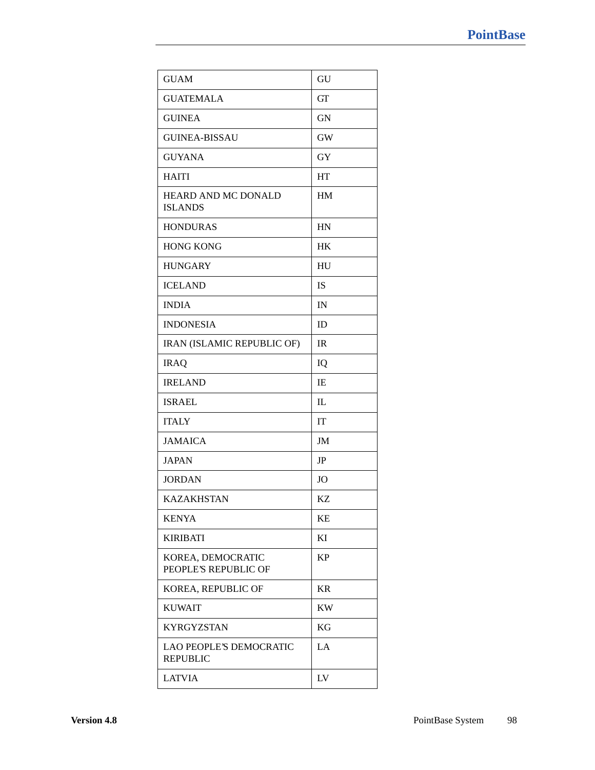| | |
|---|---|
| GUAM | GU |
| GUATEMALA | GT |
| GUINEA | GN |
| GUINEA-BISSAU | GW |
| GUYANA | GY |
| HAITI | HT |
| HEARD AND MC DONALD ISLANDS | HM |
| HONDURAS | HN |
| HONG KONG | HK |
| HUNGARY | HU |
| ICELAND | IS |
| INDIA | IN |
| INDONESIA | ID |
| IRAN (ISLAMIC REPUBLIC OF) | IR |
| IRAQ | IQ |
| IRELAND | IE |
| ISRAEL | IL |
| ITALY | IT |
| JAMAICA | JM |
| JAPAN | JP |
| JORDAN | JO |
| KAZAKHSTAN | KZ |
| KENYA | KE |
| KIRIBATI | KI |
| KOREA, DEMOCRATIC PEOPLE'S REPUBLIC OF | KP |
| KOREA, REPUBLIC OF | KR |
| KUWAIT | KW |
| KYRGYZSTAN | KG |
| LAO PEOPLE'S DEMOCRATIC REPUBLIC | LA |
| LATVIA | LV |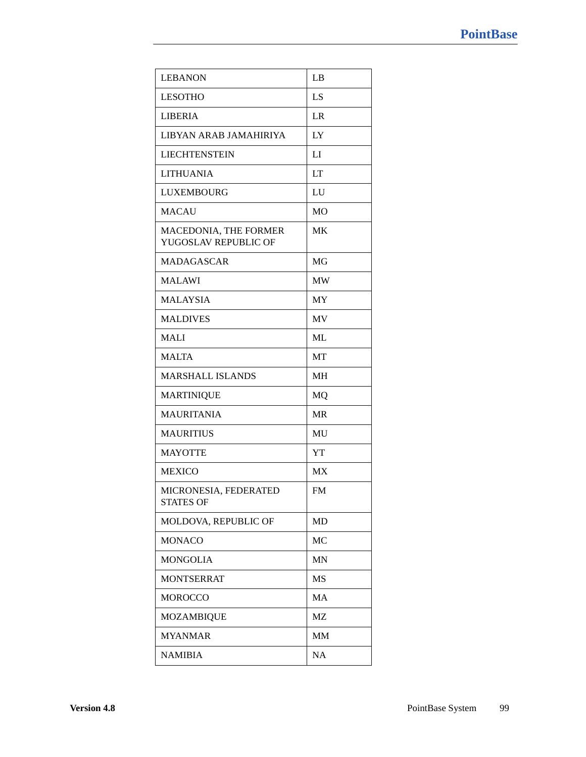| LEBANON | LB |
|---|---|
| LESOTHO | LS |
| LIBERIA | LR |
| LIBYAN ARAB JAMAHIRIYA | LY |
| LIECHTENSTEIN | LI |
| LITHUANIA | LT |
| LUXEMBOURG | LU |
| MACAU | MO |
| MACEDONIA, THE FORMER YUGOSLAV REPUBLIC OF | MK |
| MADAGASCAR | MG |
| MALAWI | MW |
| MALAYSIA | MY |
| MALDIVES | MV |
| MALI | ML |
| MALTA | MT |
| MARSHALL ISLANDS | MH |
| MARTINIQUE | MQ |
| MAURITANIA | MR |
| MAURITIUS | MU |
| MAYOTTE | YT |
| MEXICO | MX |
| MICRONESIA, FEDERATED STATES OF | FM |
| MOLDOVA, REPUBLIC OF | MD |
| MONACO | MC |
| MONGOLIA | MN |
| MONTSERRAT | MS |
| MOROCCO | MA |
| MOZAMBIQUE | MZ |
| MYANMAR | MM |
| NAMIBIA | NA |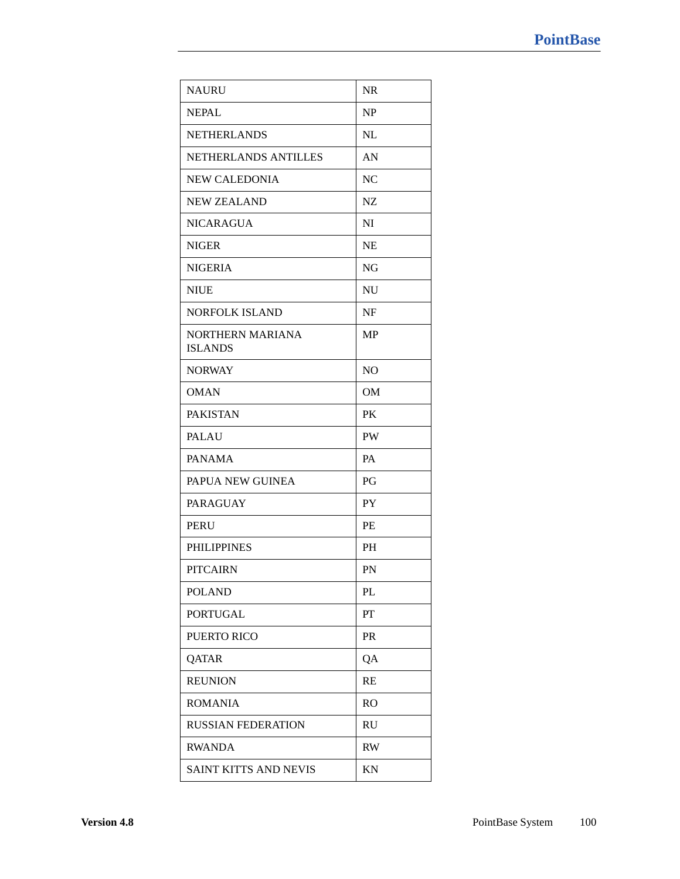| | |
|---|---|
| NAURU | NR |
| NEPAL | NP |
| NETHERLANDS | NL |
| NETHERLANDS ANTILLES | AN |
| NEW CALEDONIA | NC |
| NEW ZEALAND | NZ |
| NICARAGUA | NI |
| NIGER | NE |
| NIGERIA | NG |
| NIUE | NU |
| NORFOLK ISLAND | NF |
| NORTHERN MARIANA ISLANDS | MP |
| NORWAY | NO |
| OMAN | OM |
| PAKISTAN | PK |
| PALAU | PW |
| PANAMA | PA |
| PAPUA NEW GUINEA | PG |
| PARAGUAY | PY |
| PERU | PE |
| PHILIPPINES | PH |
| PITCAIRN | PN |
| POLAND | PL |
| PORTUGAL | PT |
| PUERTO RICO | PR |
| QATAR | QA |
| REUNION | RE |
| ROMANIA | RO |
| RUSSIAN FEDERATION | RU |
| RWANDA | RW |
| SAINT KITTS AND NEVIS | KN |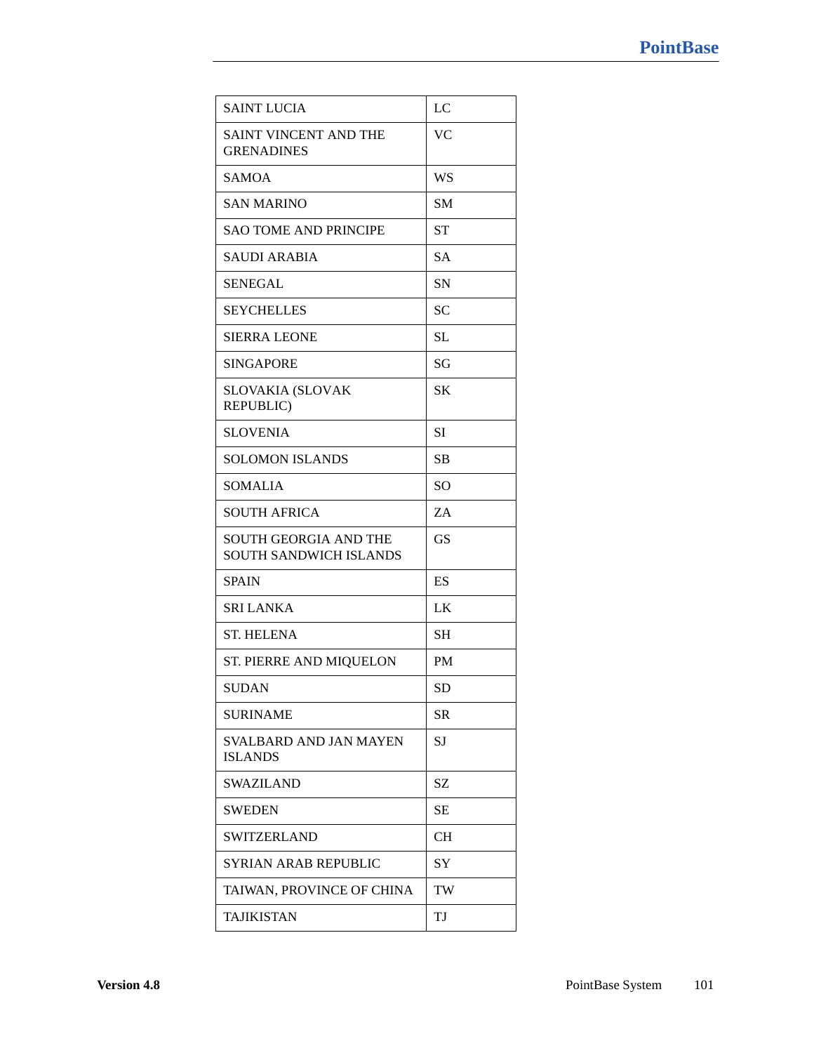| SAINT LUCIA | LC |
|---|---|
| SAINT VINCENT AND THE GRENADINES | VC |
| SAMOA | WS |
| SAN MARINO | SM |
| SAO TOME AND PRINCIPE | ST |
| SAUDI ARABIA | SA |
| SENEGAL | SN |
| SEYCHELLES | SC |
| SIERRA LEONE | SL |
| SINGAPORE | SG |
| SLOVAKIA (SLOVAK REPUBLIC) | SK |
| SLOVENIA | SI |
| SOLOMON ISLANDS | SB |
| SOMALIA | SO |
| SOUTH AFRICA | ZA |
| SOUTH GEORGIA AND THE SOUTH SANDWICH ISLANDS | GS |
| SPAIN | ES |
| SRI LANKA | LK |
| ST. HELENA | SH |
| ST. PIERRE AND MIQUELON | PM |
| SUDAN | SD |
| SURINAME | SR |
| SVALBARD AND JAN MAYEN ISLANDS | SJ |
| SWAZILAND | SZ |
| SWEDEN | SE |
| SWITZERLAND | CH |
| SYRIAN ARAB REPUBLIC | SY |
| TAIWAN, PROVINCE OF CHINA | TW |
| TAJIKISTAN | TJ |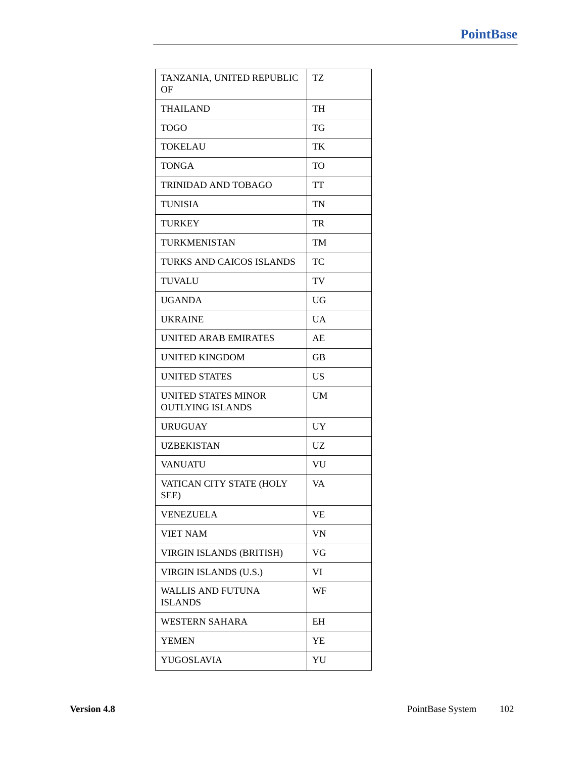| TANZANIA, UNITED REPUBLIC OF | TZ |
|---|---|
| THAILAND | TH |
| TOGO | TG |
| TOKELAU | TK |
| TONGA | TO |
| TRINIDAD AND TOBAGO | TT |
| TUNISIA | TN |
| TURKEY | TR |
| TURKMENISTAN | TM |
| TURKS AND CAICOS ISLANDS | TC |
| TUVALU | TV |
| UGANDA | UG |
| UKRAINE | UA |
| UNITED ARAB EMIRATES | AE |
| UNITED KINGDOM | GB |
| UNITED STATES | US |
| UNITED STATES MINOR OUTLYING ISLANDS | UM |
| URUGUAY | UY |
| UZBEKISTAN | UZ |
| VANUATU | VU |
| VATICAN CITY STATE (HOLY SEE) | VA |
| VENEZUELA | VE |
| VIET NAM | VN |
| VIRGIN ISLANDS (BRITISH) | VG |
| VIRGIN ISLANDS (U.S.) | VI |
| WALLIS AND FUTUNA ISLANDS | WF |
| WESTERN SAHARA | EH |
| YEMEN | YE |
| YUGOSLAVIA | YU |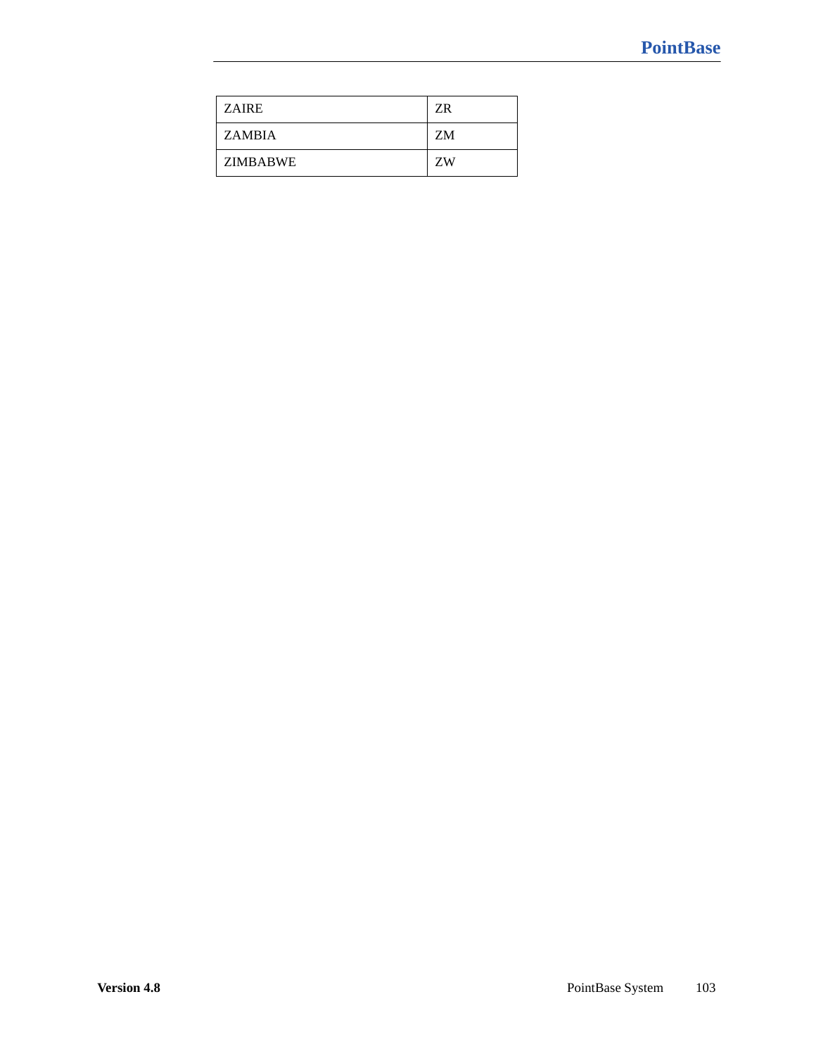| | |
|---|---|
| ZAIRE | ZR |
| ZAMBIA | ZM |
| ZIMBABWE | ZW |